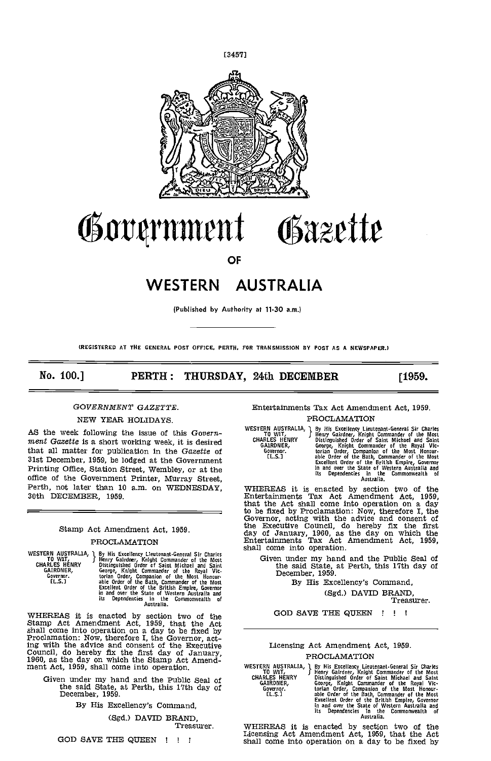# Government Gazette

OF

# WESTERN AUSTRALIA

(Published by Authority at 11-30 a.m.)

(REGISTERED AT THE GENERAL POST OFFICE, PERTH, FOR TRANSMISSION BY POST AS A NEWSPAPER.)

**No. 100.] PERTH: THURSDAY, 24th DECEMBER [1959.**

*GOVERNMENT GAZETTE.*

NEW YEAR HOLIDAYS.

AS the week following the issue of this *Government Gazette* is a short working week, it is desired that all matter for publication in the *Gazette* of 31st December, 1959, be lodged at the Government Printing Office, Station Street, Wembley, or at the office of the Government Printer, Murray Street, Perth, not later than 10 a.m. on WEDNESDAY, 30th DECEMBER, 1959.

---

Stamp Act Amendment Act, 1959.

PROCLAMATION

WESTERN AUSTRALIA, TO WIT, CHARLES HENRY GAIRDNER, Governor. [L.S.] } By His Excellency Lieutenant-General Sir Charles Henry Gairdner, Knight Commander of the Most Distinguished Order of Saint Michael and Saint George, Knight Commander of the Royal Victorian Order, Companion of the Most Honourable Order of the Bath, Commander of the Most Excellent Order of the British Empire, Governor in and over the State of Western Australia and its Dependencies in the Commonwealth of Australia.

WHEREAS it is enacted by section two of the Stamp Act Amendment Act, 1959, that the Act shall come into operation on a day to be fixed by Proclamation: Now, therefore I, the Governor, acting with the advice and consent of the Executive Council, do hereby fix the first day of January, 1960, as the day on which the Stamp Act Amendment Act, 1959, shall come into operation.

Given under my hand and the Public Seal of the said State, at Perth, this 17th day of December, 1959.

By His Excellency's Command,

(Sgd.) DAVID BRAND,
Treasurer.

GOD SAVE THE QUEEN ! ! !

---

Entertainments Tax Act Amendment Act, 1959.

PROCLAMATION

WESTERN AUSTRALIA, TO WIT, CHARLES HENRY GAIRDNER, Governor. [L.S.] } By His Excellency Lieutenant-General Sir Charles Henry Gairdner, Knight Commander of the Most Distinguished Order of Saint Michael and Saint George, Knight Commander of the Royal Victorian Order, Companion of the Most Honourable Order of the Bath, Commander of the Most Excellent Order of the British Empire, Governor in and over the State of Western Australia and its Dependencies in the Commonwealth of Australia.

WHEREAS it is enacted by section two of the Entertainments Tax Act Amendment Act, 1959, that the Act shall come into operation on a day to be fixed by Proclamation: Now, therefore I, the Governor, acting with the advice and consent of the Executive Council, do hereby fix the first day of January, 1960, as the day on which the Entertainments Tax Act Amendment Act, 1959, shall come into operation.

Given under my hand and the Public Seal of the said State, at Perth, this 17th day of December, 1959.

By His Excellency's Command,

(Sgd.) DAVID BRAND,
Treasurer.

GOD SAVE THE QUEEN ! ! !

---

Licensing Act Amendment Act, 1959.

PROCLAMATION

WESTERN AUSTRALIA, TO WIT, CHARLES HENRY GAIRDNER, Governor. [L.S.] } By His Excellency Lieutenant-General Sir Charles Henry Gairdner, Knight Commander of the Most Distinguished Order of Saint Michael and Saint George, Knight Commander of the Royal Victorian Order, Companion of the Most Honourable Order of the Bath, Commander of the Most Excellent Order of the British Empire, Governor in and over the State of Western Australia and its Dependencies in the Commonwealth of Australia.

WHEREAS it is enacted by section two of the Licensing Act Amendment Act, 1959, that the Act shall come into operation on a day to be fixed by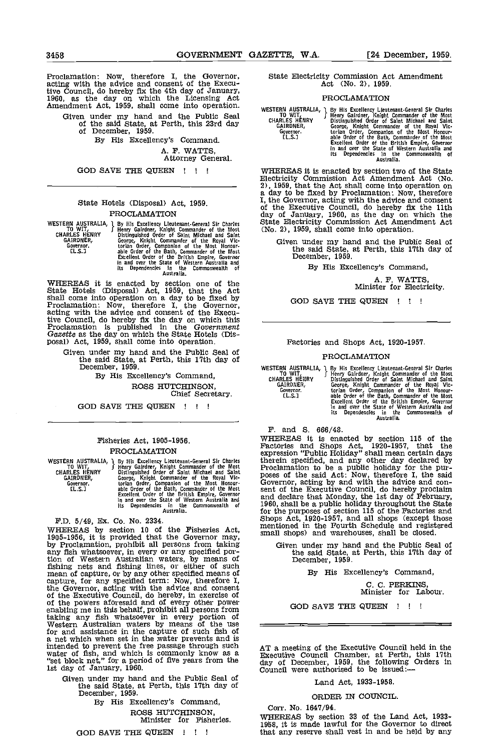Proclamation: Now, therefore I, the Governor, acting with the advice and consent of the Executive Council, do hereby fix the 4th day of January, 1960, as the day on which the Licensing Act Amendment Act, 1959, shall come into operation.

Given under my hand and the Public Seal of the said State, at Perth, this 23rd day of December, 1959.

By His Excellency's Command.

A. F. WATTS,
Attorney General.

GOD SAVE THE QUEEN ! ! !

---

State Hotels (Disposal) Act, 1959.

PROCLAMATION

WESTERN AUSTRALIA, TO WIT, CHARLES HENRY GAIRDNER, Governor. [L.S.] } By His Excellency Lieutenant-General Sir Charles Henry Gairdner, Knight Commander of the Most Distinguished Order of Saint Michael and Saint George, Knight Commander of the Royal Victorian Order, Companion of the Most Honourable Order of the Bath, Commander of the Most Excellent Order of the British Empire, Governor in and over the State of Western Australia and its Dependencies in the Commonwealth of Australia.

WHEREAS it is enacted by section one of the State Hotels (Disposal) Act, 1959, that the Act shall come into operation on a day to be fixed by Proclamation: Now, therefore I, the Governor, acting with the advice and consent of the Executive Council, do hereby fix the day on which this Proclamation is published in the *Government Gazette* as the day on which the State Hotels (Disposal) Act, 1959, shall come into operation.

Given under my hand and the Public Seal of the said State, at Perth, this 17th day of December, 1959.

By His Excellency's Command,

ROSS HUTCHINSON,
Chief Secretary.

GOD SAVE THE QUEEN ! ! !

---

Fisheries Act, 1905-1956.

PROCLAMATION

WESTERN AUSTRALIA, TO WIT, CHARLES HENRY GAIRDNER, Governor. [L.S.] } By His Excellency Lieutenant-General Sir Charles Henry Gairdner, Knight Commander of the Most Distinguished Order of Saint Michael and Saint George, Knight Commander of the Royal Victorian Order, Companion of the Most Honourable Order of the Bath, Commander of the Most Excellent Order of the British Empire, Governor in and over the State of Western Australia and its Dependencies in the Commonwealth of Australia.

F.D. 5/49, Ex. Co. No. 2334.

WHEREAS by section 10 of the Fisheries Act, 1905-1956, it is provided that the Governor may, by Proclamation, prohibit all persons from taking any fish whatsoever, in every or any specified portion of Western Australian waters, by means of fishing nets and fishing lines, or either of such mean of capture, or by any other specified means of capture, for any specified term: Now, therefore I, the Governor, acting with the advice and consent of the Executive Council, do hereby, in exercise of of the powers aforesaid and of every other power enabling me in this behalf, prohibit all persons from taking any fish whatsoever in every portion of Western Australian waters by means of the use for and assistance in the capture of such fish of a net which when set in the water prevents and is intended to prevent the free passage through such water of fish, and which is commonly know as a "set block net," for a period of five years from the 1st day of January, 1960.

Given under my hand and the Public Seal of the said State, at Perth, this 17th day of December, 1959.

By His Excellency's Command,

ROSS HUTCHINSON,
Minister for Fisheries.

GOD SAVE THE QUEEN ! ! !

---

State Electricity Commission Act Amendment Act (No. 2), 1959.

PROCLAMATION

WESTERN AUSTRALIA, TO WIT, CHARLES HENRY GAIRDNER, Governor. [L.S.] } By His Excellency Lieutenant-General Sir Charles Henry Gairdner, Knight Commander of the Most Distinguished Order of Saint Michael and Saint George, Knight Commander of the Royal Victorian Order, Companion of the Most Honourable Order of the Bath, Commander of the Most Excellent Order of the British Empire, Governor in and over the State of Western Australia and its Dependencies in the Commonwealth of Australia.

WHEREAS it is enacted by section two of the State Electricity Commission Act Amendment Act (No. 2), 1959, that the Act shall come into operation on a day to be fixed by Proclamation: Now, therefore I, the Governor, acting with the advice and consent of the Executive Council, do hereby fix the 11th day of January, 1960, as the day on which the State Electricity Commission Act Amendment Act (No. 2), 1959, shall come into operation.

Given under my hand and the Public Seal of the said State, at Perth, this 17th day of December, 1959.

By His Excellency's Command,

A. F. WATTS,
Minister for Electricity.

GOD SAVE THE QUEEN ! ! !

---

Factories and Shops Act, 1920-1957.

PROCLAMATION

WESTERN AUSTRALIA, TO WIT, CHARLES HENRY GAIRDNER, Governor. [L.S.] } By His Excellency Lieutenant-General Sir Charles Henry Gairdner, Knight Commander of the Most Distinguished Order of Saint Michael and Saint George, Knight Commander of the Royal Victorian Order, Companion of the Most Honourable Order of the Bath, Commander of the Most Excellent Order of the British Empire, Governor in and over the State of Western Australia and its Dependencies in the Commonwealth of Australia.

F. and S. 666/48.

WHEREAS it is enacted by section 115 of the Factories and Shops Act, 1920-1957, that the expression "Public Holiday" shall mean certain days therein specified, and any other day declared by Proclamation to be a public holiday for the purposes of the said Act: Now, therefore I, the said Governor, acting by and with the advice and consent of the Executive Council, do hereby proclaim and declare that Monday, the 1st day of February, 1960, shall be a public holiday throughout the State for the purposes of section 115 of the Factories and Shops Act, 1920-1957, and all shops (except those mentioned in the Fourth Schedule and registered small shops) and warehouses, shall be closed.

Given under my hand and the Public Seal of the said State, at Perth, this 17th day of December, 1959.

By His Excellency's Command,

C. C. PERKINS,
Minister for Labour.

GOD SAVE THE QUEEN ! ! !

---

AT a meeting of the Executive Council held in the Executive Council Chamber, at Perth, this 17th day of December, 1959, the following Orders in Council were authorised to be issued:—

Land Act, 1933-1958.

ORDER IN COUNCIL.

Corr. No. 1647/94.

WHEREAS by section 33 of the Land Act, 1933-1958, it is made lawful for the Governor to direct that any reserve shall vest in and be held by any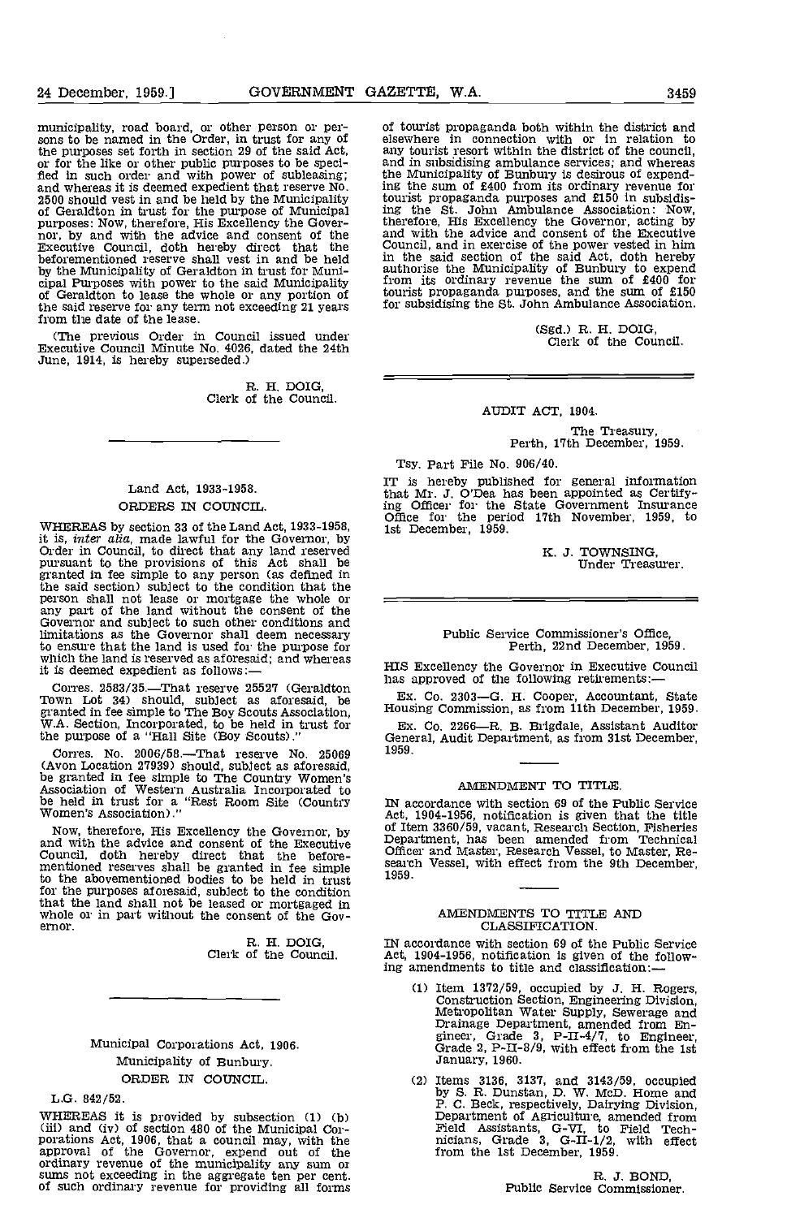municipality, road board, or other person or persons to be named in the Order, in trust for any of the purposes set forth in section 29 of the said Act, or for the like or other public purposes to be specified in such order and with power of subleasing; and whereas it is deemed expedient that reserve No. 2500 should vest in and be held by the Municipality of Geraldton in trust for the purpose of Municipal purposes: Now, therefore, His Excellency the Governor, by and with the advice and consent of the Executive Council, doth hereby direct that the beforementioned reserve shall vest in and be held by the Municipality of Geraldton in trust for Municipal Purposes with power to the said Municipality of Geraldton to lease the whole or any portion of the said reserve for any term not exceeding 21 years from the date of the lease.

(The previous Order in Council issued under Executive Council Minute No. 4026, dated the 24th June, 1914, is hereby superseded.)

R. H. DOIG,
Clerk of the Council.

---

Land Act, 1933-1958.

## ORDERS IN COUNCIL.

WHEREAS by section 33 of the Land Act, 1933-1958, it is, *inter alia*, made lawful for the Governor, by Order in Council, to direct that any land reserved pursuant to the provisions of this Act shall be granted in fee simple to any person (as defined in the said section) subject to the condition that the person shall not lease or mortgage the whole or any part of the land without the consent of the Governor and subject to such other conditions and limitations as the Governor shall deem necessary to ensure that the land is used for the purpose for which the land is reserved as aforesaid; and whereas it is deemed expedient as follows:—

Corres. 2583/35.—That reserve 25527 (Geraldton Town Lot 34) should, subject as aforesaid, be granted in fee simple to The Boy Scouts Association, W.A. Section, Incorporated, to be held in trust for the purpose of a "Hall Site (Boy Scouts)."

Corres. No. 2006/58.—That reserve No. 25069 (Avon Location 27939) should, subject as aforesaid, be granted in fee simple to The Country Women's Association of Western Australia Incorporated to be held in trust for a "Rest Room Site (Country Women's Association)."

Now, therefore, His Excellency the Governor, by and with the advice and consent of the Executive Council, doth hereby direct that the beforementioned reserves shall be granted in fee simple to the abovementioned bodies to be held in trust for the purposes aforesaid, subject to the condition that the land shall not be leased or mortgaged in whole or in part without the consent of the Governor.

R. H. DOIG,
Clerk of the Council.

---

Municipal Corporations Act, 1906.

Municipality of Bunbury.

## ORDER IN COUNCIL.

L.G. 842/52.

WHEREAS it is provided by subsection (1) (b) (iii) and (iv) of section 480 of the Municipal Corporations Act, 1906, that a council may, with the approval of the Governor, expend out of the ordinary revenue of the municipality any sum or sums not exceeding in the aggregate ten per cent. of such ordinary revenue for providing all forms of tourist propaganda both within the district and elsewhere in connection with or in relation to any tourist resort within the district of the council, and in subsidising ambulance services; and whereas the Municipality of Bunbury is desirous of expending the sum of £400 from its ordinary revenue for tourist propaganda purposes and £150 in subsidising the St. John Ambulance Association: Now, therefore, His Excellency the Governor, acting by and with the advice and consent of the Executive Council, and in exercise of the power vested in him in the said section of the said Act, doth hereby authorise the Municipality of Bunbury to expend from its ordinary revenue the sum of £400 for tourist propaganda purposes, and the sum of £150 for subsidising the St. John Ambulance Association.

(Sgd.) R. H. DOIG,
Clerk of the Council.

---

## AUDIT ACT, 1904.

The Treasury,
Perth, 17th December, 1959.

Tsy. Part File No. 906/40.

IT is hereby published for general information that Mr. J. O'Dea has been appointed as Certifying Officer for the State Government Insurance Office for the period 17th November, 1959, to 1st December, 1959.

K. J. TOWNSING,
Under Treasurer.

---

Public Service Commissioner's Office,
Perth, 22nd December, 1959.

HIS Excellency the Governor in Executive Council has approved of the following retirements:—

Ex. Co. 2303—G. H. Cooper, Accountant, State Housing Commission, as from 11th December, 1959.

Ex. Co. 2266—R. B. Brigdale, Assistant Auditor General, Audit Department, as from 31st December, 1959.

## AMENDMENT TO TITLE.

IN accordance with section 69 of the Public Service Act, 1904-1956, notification is given that the title of Item 3360/59, vacant, Research Section, Fisheries Department, has been amended from Technical Officer and Master, Research Vessel, to Master, Research Vessel, with effect from the 9th December, 1959.

## AMENDMENTS TO TITLE AND CLASSIFICATION.

IN accordance with section 69 of the Public Service Act, 1904-1956, notification is given of the following amendments to title and classification:—

(1) Item 1372/59, occupied by J. H. Rogers, Construction Section, Engineering Division, Metropolitan Water Supply, Sewerage and Drainage Department, amended from Engineer, Grade 3, P-II-4/7, to Engineer, Grade 2, P-II-8/9, with effect from the 1st January, 1960.

(2) Items 3136, 3137, and 3143/59, occupied by S. R. Dunstan, D. W. McD. Home and P. C. Beck, respectively, Dairying Division, Department of Agriculture, amended from Field Assistants, G-VI, to Field Technicians, Grade 3, G-II-1/2, with effect from the 1st December, 1959.

R. J. BOND,
Public Service Commissioner.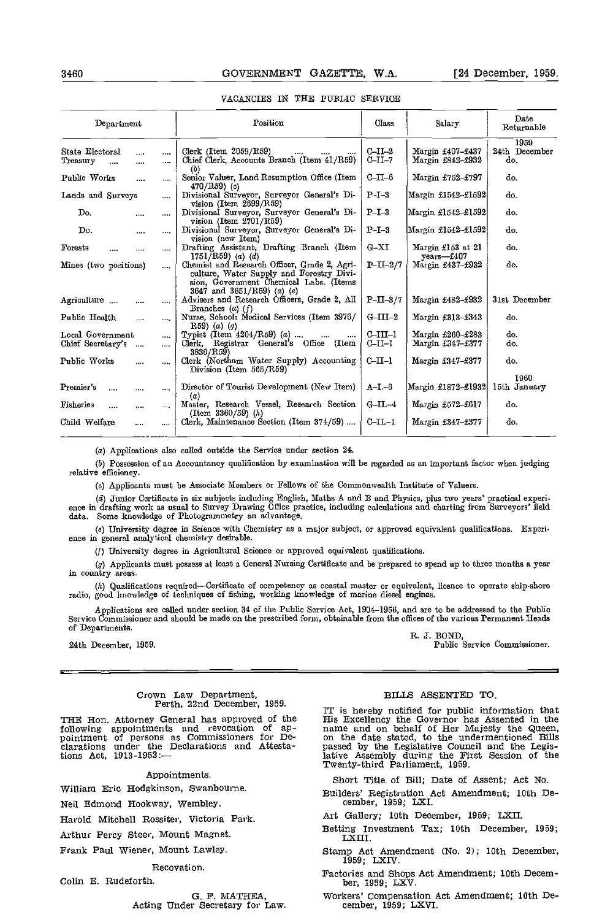## VACANCIES IN THE PUBLIC SERVICE

| Department | Position | Class | Salary | Date Returnable |
|---|---|---|---|---|
| | | | | 1959 |
| State Electoral | Clerk (Item 2059/R59) | C–II–2 | Margin £407–£437 | 24th December |
| Treasury | Chief Clerk, Accounts Branch (Item 41/R59) (b) | C–II–7 | Margin £842–£932 | do. |
| Public Works | Senior Valuer, Land Resumption Office (Item 470/R59) (c) | C–II–6 | Margin £752–£797 | do. |
| Lands and Surveys | Divisional Surveyor, Surveyor General's Division (Item 2699/R59) | P–I–3 | Margin £1542–£1592 | do. |
| Do. | Divisional Surveyor, Surveyor General's Division (Item 2701/R59) | P–I–3 | Margin £1542–£1592 | do. |
| Do. | Divisional Surveyor, Surveyor General's Division (new Item) | P–I–3 | Margin £1542–£1592 | do. |
| Forests | Drafting Assistant, Drafting Branch (Item 1751/R59) (a) (d) | G–XI | Margin £153 at 21 years—£407 | do. |
| Mines (two positions) | Chemist and Research Officer, Grade 2, Agriculture, Water Supply and Forestry Division, Government Chemical Labs. (Items 3647 and 3651/R59) (a) (e) | P–II–2/7 | Margin £437–£932 | do. |
| Agriculture | Advisers and Research Officers, Grade 2, All Branches (a) (f) | P–II–3/7 | Margin £482–£932 | 31st December |
| Public Health | Nurse, Schools Medical Services (Item 3976/R59) (a) (g) | G–III–2 | Margin £313–£343 | do. |
| Local Government | Typist (Item 4204/R59) (a) | C–III–1 | Margin £260–£283 | do. |
| Chief Secretary's | Clerk, Registrar General's Office (Item 3836/R59) | C–II–1 | Margin £347–£377 | do. |
| Public Works | Clerk (Northam Water Supply) Accounting Division (Item 565/R59) | C–II–1 | Margin £347–£377 | do. |
| | | | | 1960 |
| Premier's | Director of Tourist Development (New Item) (a) | A–I–6 | Margin £1872–£1932 | 15th January |
| Fisheries | Master, Research Vessel, Research Section (Item 3360/59) (h) | G–II.–4 | Margin £572–£617 | do. |
| Child Welfare | Clerk, Maintenance Section (Item 374/59) | C–II.–1 | Margin £347–£377 | do. |

(a) Applications also called outside the Service under section 24.

(b) Possession of an Accountancy qualification by examination will be regarded as an important factor when judging relative efficiency.

(c) Applicants must be Associate Members or Fellows of the Commonwealth Institute of Valuers.

(d) Junior Certificate in six subjects including English, Maths A and B and Physics, plus two years' practical experience in drafting work as usual to Survey Drawing Office practice, including calculations and charting from Surveyors' field data. Some knowledge of Photogrammetry an advantage.

(e) University degree in Science with Chemistry as a major subject, or approved equivalent qualifications. Experience in general analytical chemistry desirable.

(f) University degree in Agricultural Science or approved equivalent qualifications.

(g) Applicants must possess at least a General Nursing Certificate and be prepared to spend up to three months a year in country areas.

(h) Qualifications required—Certificate of competency as coastal master or equivalent, licence to operate ship-shore radio, good knowledge of techniques of fishing, working knowledge of marine diesel engines.

Applications are called under section 34 of the Public Service Act, 1904–1956, and are to be addressed to the Public Service Commissioner and should be made on the prescribed form, obtainable from the offices of the various Permanent Heads of Departments.

R. J. BOND,
Public Service Commissioner.

24th December, 1959.

---

Crown Law Department,
Perth, 22nd December, 1959.

THE Hon. Attorney General has approved of the following appointments and revocation of appointment of persons as Commissioners for Declarations under the Declarations and Attestations Act, 1913-1953:—

Appointments.

William Eric Hodgkinson, Swanbourne.

Neil Edmond Hookway, Wembley.

Harold Mitchell Rossiter, Victoria Park.

Arthur Percy Steer, Mount Magnet.

Frank Paul Wiener, Mount Lawley.

Recovation.

Colin E. Rudeforth.

G. F. MATHEA,
Acting Under Secretary for Law.

## BILLS ASSENTED TO.

IT is hereby notified for public information that His Excellency the Governor has Assented in the name and on behalf of Her Majesty the Queen, on the date stated, to the undermentioned Bills passed by the Legislative Council and the Legislative Assembly during the First Session of the Twenty-third Parliament, 1959.

Short Title of Bill; Date of Assent; Act No.

Builders' Registration Act Amendment; 10th December, 1959; LXI.

Art Gallery; 10th December, 1959; LXII.

Betting Investment Tax; 10th December, 1959; LXIII.

Stamp Act Amendment (No. 2); 10th December, 1959; LXIV.

Factories and Shops Act Amendment; 10th December, 1959; LXV.

Workers' Compensation Act Amendment; 10th December, 1959; LXVI.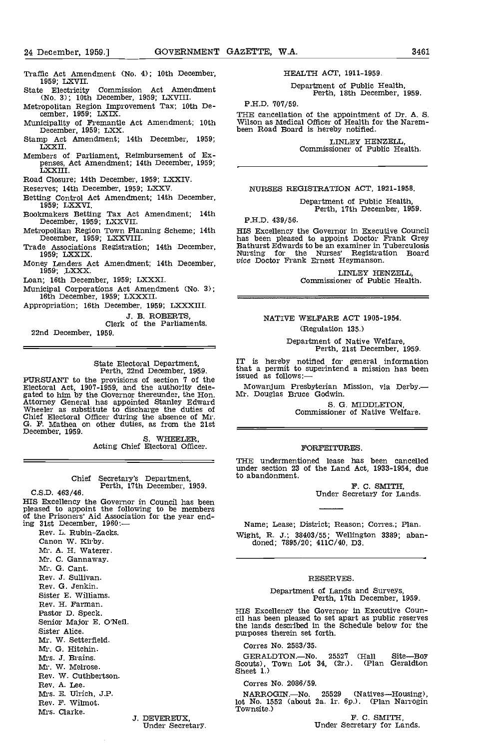Traffic Act Amendment (No. 4); 10th December, 1959; LXVII.

State Electricity Commission Act Amendment (No. 3); 10th December, 1959; LXVIII.

Metropolitan Region Improvement Tax; 10th December, 1959; LXIX.

Municipality of Fremantle Act Amendment; 10th December, 1959; LXX.

Stamp Act Amendment; 14th December, 1959; LXXII.

Members of Parliament, Reimbursement of Expenses, Act Amendment; 14th December, 1959; LXXIII.

Road Closure; 14th December, 1959; LXXIV.

Reserves; 14th December, 1959; LXXV.

Betting Control Act Amendment; 14th December, 1959; LXXVI.

Bookmakers Betting Tax Act Amendment; 14th December, 1959; LXXVII.

Metropolitan Region Town Planning Scheme; 14th December, 1959; LXXVIII.

Trade Associations Registration; 14th December, 1959; LXXIX.

Money Lenders Act Amendment; 14th December, 1959; LXXX.

Loan; 16th December, 1959; LXXXI.

Municipal Corporations Act Amendment (No. 3); 16th December, 1959; LXXXII.

Appropriation; 16th December, 1959; LXXXIII.

J. B. ROBERTS,
Clerk of the Parliaments.

22nd December, 1959.

---

State Electoral Department,
Perth, 22nd December, 1959.

PURSUANT to the provisions of section 7 of the Electoral Act, 1907-1959, and the authority delegated to him by the Governor thereunder, the Hon. Attorney General has appointed Stanley Edward Wheeler as substitute to discharge the duties of Chief Electoral Officer during the absence of Mr. G. F. Mathea on other duties, as from the 21st December, 1959.

S. WHEELER,
Acting Chief Electoral Officer.

---

Chief Secretary's Department,
Perth, 17th December, 1959.

C.S.D. 463/46.

HIS Excellency the Governor in Council has been pleased to appoint the following to be members of the Prisoners' Aid Association for the year ending 31st December, 1960:—

Rev. L. Rubin-Zacks.
Canon W. Kirby.
Mr. A. H. Waterer.
Mr. C. Gannaway.
Mr. G. Cant.
Rev. J. Sullivan.
Rev. G. Jenkin.
Sister E. Williams.
Rev. H. Farman.
Pastor D. Speck.
Senior Major E. O'Neil.
Sister Alice.
Mr. W. Setterfield.
Mr. G. Hitchin.
Mrs. J. Brains.
Mr. W. Melrose.
Rev. W. Cuthbertson.
Rev. A. Lee.
Mrs. E. Ulrich, J.P.
Rev. F. Wilmot.
Mrs. Clarke.

J. DEVEREUX,
Under Secretary.

---

## HEALTH ACT, 1911-1959.

Department of Public Health,
Perth, 18th December, 1959.

P.H.D. 707/59.

THE cancellation of the appointment of Dr. A. S. Wilson as Medical Officer of Health for the Narembeen Road Board is hereby notified.

LINLEY HENZELL,
Commissioner of Public Health.

---

## NURSES REGISTRATION ACT, 1921-1958.

Department of Public Health,
Perth, 17th December, 1959.

P.H.D. 439/56.

HIS Excellency the Governor in Executive Council has been pleased to appoint Doctor Frank Grey Bathurst Edwards to be an examiner in Tuberculosis Nursing for the Nurses' Registration Board *vice* Doctor Frank Ernest Heymanson.

LINLEY HENZELL,
Commissioner of Public Health.

---

## NATIVE WELFARE ACT 1905-1954.

(Regulation 135.)

Department of Native Welfare,
Perth, 21st December, 1959.

IT is hereby notified for general information that a permit to superintend a mission has been issued as follows:—

Mowanjum Presbyterian Mission, via Derby.—Mr. Douglas Bruce Godwin.

S. G. MIDDLETON,
Commissioner of Native Welfare.

---

## FORFEITURES.

THE undermentioned lease has been cancelled under section 23 of the Land Act, 1933-1954, due to abandonment.

F. C. SMITH,
Under Secretary for Lands.

Name; Lease; District; Reason; Corres.; Plan.

Wight, R. J.; 38403/55; Wellington 3389; abandoned; 7895/20; 411C/40, D3.

---

## RESERVES.

Department of Lands and Surveys,
Perth, 17th December, 1959.

HIS Excellency the Governor in Executive Council has been pleased to set apart as public reserves the lands described in the Schedule below for the purposes therein set forth.

Corres No. 2583/35.

GERALDTON.—No. 25527 (Hall Site—Boy Scouts), Town Lot 34, (2r.). (Plan Geraldton Sheet 1.)

Corres No. 2086/59.

NARROGIN.—No. 25529 (Natives—Housing), lot No. 1552 (about 2a. 1r. 6p.). (Plan Narrogin Townsite.)

F. C. SMITH,
Under Secretary for Lands.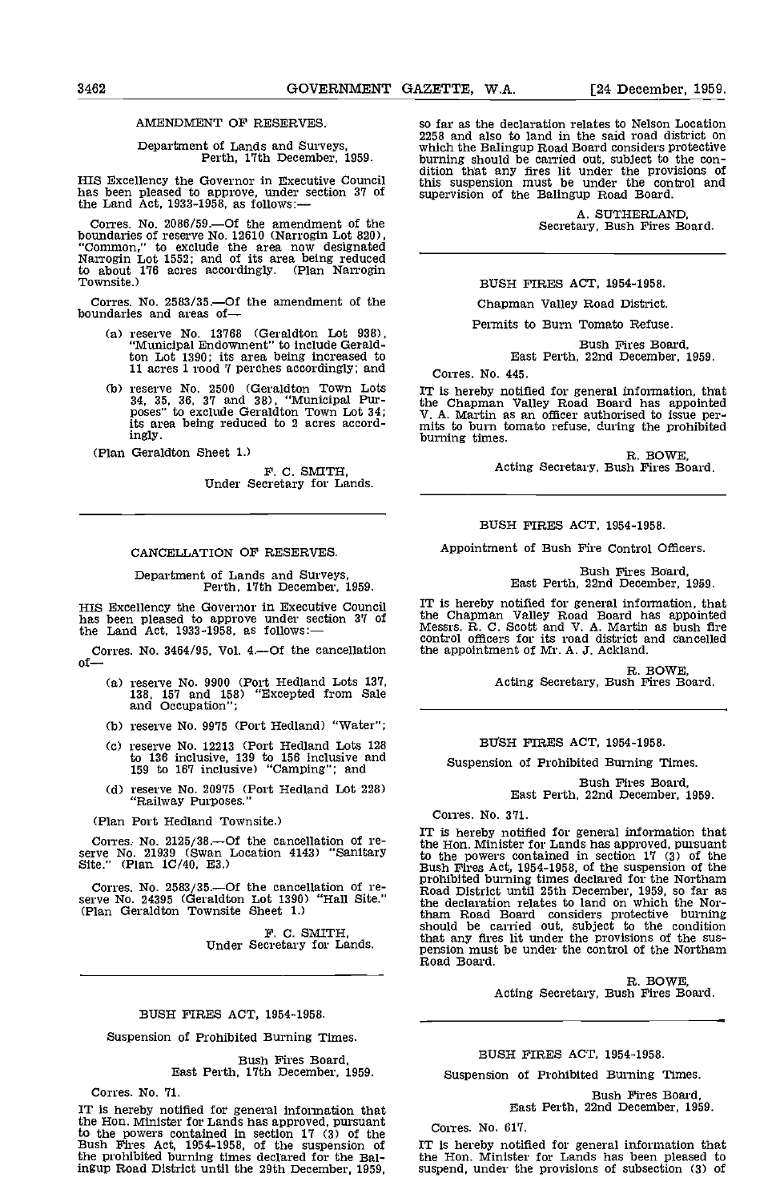## AMENDMENT OF RESERVES.

Department of Lands and Surveys,
Perth, 17th December, 1959.

HIS Excellency the Governor in Executive Council has been pleased to approve, under section 37 of the Land Act, 1933-1958, as follows:—

Corres. No. 2086/59.—Of the amendment of the boundaries of reserve No. 12610 (Narrogin Lot 820), "Common," to exclude the area now designated Narrogin Lot 1552; and of its area being reduced to about 176 acres accordingly. (Plan Narrogin Townsite.)

Corres. No. 2583/35.—Of the amendment of the boundaries and areas of—

(a) reserve No. 13768 (Geraldton Lot 938), "Municipal Endowment" to include Geraldton Lot 1390; its area being increased to 11 acres 1 rood 7 perches accordingly; and

(b) reserve No. 2500 (Geraldton Town Lots 34, 35, 36, 37 and 38), "Municipal Purposes" to exclude Geraldton Town Lot 34; its area being reduced to 2 acres accordingly.

(Plan Geraldton Sheet 1.)

F. C. SMITH,
Under Secretary for Lands.

---

## CANCELLATION OF RESERVES.

Department of Lands and Surveys,
Perth, 17th December, 1959.

HIS Excellency the Governor in Executive Council has been pleased to approve under section 37 of the Land Act, 1933-1958, as follows:—

Corres. No. 3464/95, Vol. 4.—Of the cancellation of—

(a) reserve No. 9900 (Port Hedland Lots 137, 138, 157 and 158) "Excepted from Sale and Occupation";

(b) reserve No. 9975 (Port Hedland) "Water";

(c) reserve No. 12213 (Port Hedland Lots 128 to 136 inclusive, 139 to 156 inclusive and 159 to 167 inclusive) "Camping"; and

(d) reserve No. 20975 (Port Hedland Lot 228) "Railway Purposes."

(Plan Port Hedland Townsite.)

Corres. No. 2125/38.—Of the cancellation of reserve No. 21939 (Swan Location 4143) "Sanitary Site." (Plan 1C/40, E3.)

Corres. No. 2583/35.—Of the cancellation of reserve No. 24395 (Geraldton Lot 1390) "Hall Site." (Plan Geraldton Townsite Sheet 1.)

F. C. SMITH,
Under Secretary for Lands.

---

## BUSH FIRES ACT, 1954-1958.

Suspension of Prohibited Burning Times.

Bush Fires Board,
East Perth, 17th December, 1959.

Corres. No. 71.

IT is hereby notified for general information that the Hon. Minister for Lands has approved, pursuant to the powers contained in section 17 (3) of the Bush Fires Act, 1954-1958, of the suspension of the prohibited burning times declared for the Balingup Road District until the 29th December, 1959, so far as the declaration relates to Nelson Location 2258 and also to land in the said road district on which the Balingup Road Board considers protective burning should be carried out, subject to the condition that any fires lit under the provisions of this suspension must be under the control and supervision of the Balingup Road Board.

A. SUTHERLAND,
Secretary, Bush Fires Board.

---

## BUSH FIRES ACT, 1954-1958.

Chapman Valley Road District.

Permits to Burn Tomato Refuse.

Bush Fires Board,
East Perth, 22nd December, 1959.

Corres. No. 445.

IT is hereby notified for general information, that the Chapman Valley Road Board has appointed V. A. Martin as an officer authorised to issue permits to burn tomato refuse, during the prohibited burning times.

R. BOWE,
Acting Secretary, Bush Fires Board.

---

## BUSH FIRES ACT, 1954-1958.

Appointment of Bush Fire Control Officers.

Bush Fires Board,
East Perth, 22nd December, 1959.

IT is hereby notified for general information, that the Chapman Valley Road Board has appointed Messrs. R. C. Scott and V. A. Martin as bush fire control officers for its road district and cancelled the appointment of Mr. A. J. Ackland.

R. BOWE,
Acting Secretary, Bush Fires Board.

---

## BUSH FIRES ACT, 1954-1958.

Suspension of Prohibited Burning Times.

Bush Fires Board,
East Perth, 22nd December, 1959.

Corres. No. 371.

IT is hereby notified for general information that the Hon. Minister for Lands has approved, pursuant to the powers contained in section 17 (3) of the Bush Fires Act, 1954-1958, of the suspension of the prohibited burning times declared for the Northam Road District until 25th December, 1959, so far as the declaration relates to land on which the Northam Road Board considers protective burning should be carried out, subject to the condition that any fires lit under the provisions of the suspension must be under the control of the Northam Road Board.

R. BOWE,
Acting Secretary, Bush Fires Board.

---

## BUSH FIRES ACT, 1954-1958.

Suspension of Prohibited Burning Times.

Bush Fires Board,
East Perth, 22nd December, 1959.

Corres. No. 617.

IT is hereby notified for general information that the Hon. Minister for Lands has been pleased to suspend, under the provisions of subsection (3) of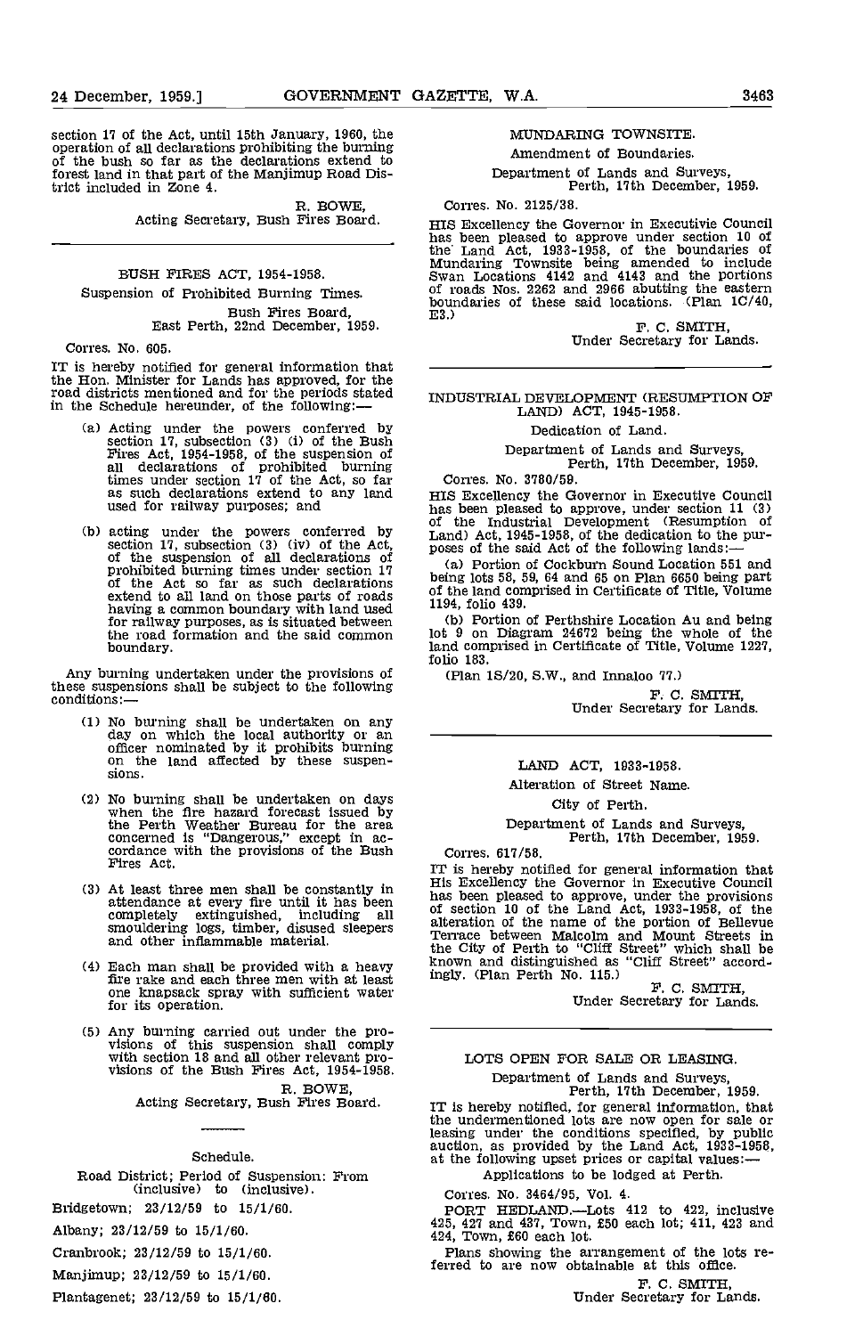section 17 of the Act, until 15th January, 1960, the operation of all declarations prohibiting the burning of the bush so far as the declarations extend to forest land in that part of the Manjimup Road District included in Zone 4.

R. BOWE,
Acting Secretary, Bush Fires Board.

---

## BUSH FIRES ACT, 1954-1958.

### Suspension of Prohibited Burning Times.

Bush Fires Board,
East Perth, 22nd December, 1959.

Corres. No. 605.

IT is hereby notified for general information that the Hon. Minister for Lands has approved, for the road districts mentioned and for the periods stated in the Schedule hereunder, of the following:—

(a) Acting under the powers conferred by section 17, subsection (3) (i) of the Bush Fires Act, 1954-1958, of the suspension of all declarations of prohibited burning times under section 17 of the Act, so far as such declarations extend to any land used for railway purposes; and

(b) acting under the powers conferred by section 17, subsection (3) (iv) of the Act, of the suspension of all declarations of prohibited burning times under section 17 of the Act so far as such declarations extend to all land on those parts of roads having a common boundary with land used for railway purposes, as is situated between the road formation and the said common boundary.

Any burning undertaken under the provisions of these suspensions shall be subject to the following conditions:—

(1) No burning shall be undertaken on any day on which the local authority or an officer nominated by it prohibits burning on the land affected by these suspensions.

(2) No burning shall be undertaken on days when the fire hazard forecast issued by the Perth Weather Bureau for the area concerned is "Dangerous," except in accordance with the provisions of the Bush Fires Act.

(3) At least three men shall be constantly in attendance at every fire until it has been completely extinguished, including all smouldering logs, timber, disused sleepers and other inflammable material.

(4) Each man shall be provided with a heavy fire rake and each three men with at least one knapsack spray with sufficient water for its operation.

(5) Any burning carried out under the provisions of this suspension shall comply with section 18 and all other relevant provisions of the Bush Fires Act, 1954-1958.

R. BOWE,
Acting Secretary, Bush Fires Board.

---

### Schedule.

Road District; Period of Suspension: From (inclusive) to (inclusive).

Bridgetown; 23/12/59 to 15/1/60.

Albany; 23/12/59 to 15/1/60.

Cranbrook; 23/12/59 to 15/1/60.

Manjimup; 23/12/59 to 15/1/60.

Plantagenet; 23/12/59 to 15/1/60.

---

## MUNDARING TOWNSITE.

### Amendment of Boundaries.

Department of Lands and Surveys,
Perth, 17th December, 1959.

Corres. No. 2125/38.

HIS Excellency the Governor in Executivie Council has been pleased to approve under section 10 of the Land Act, 1933-1958, of the boundaries of Mundaring Townsite being amended to include Swan Locations 4142 and 4143 and the portions of roads Nos. 2262 and 2966 abutting the eastern boundaries of these said locations. (Plan 1C/40, E3.)

F. C. SMITH,
Under Secretary for Lands.

---

## INDUSTRIAL DEVELOPMENT (RESUMPTION OF LAND) ACT, 1945-1958.

### Dedication of Land.

Department of Lands and Surveys,
Perth, 17th December, 1959.

Corres. No. 3780/59.

HIS Excellency the Governor in Executive Council has been pleased to approve, under section 11 (3) of the Industrial Development (Resumption of Land) Act, 1945-1958, of the dedication to the purposes of the said Act of the following lands:—

(a) Portion of Cockburn Sound Location 551 and being lots 58, 59, 64 and 65 on Plan 6650 being part of the land comprised in Certificate of Title, Volume 1194, folio 439.

(b) Portion of Perthshire Location Au and being lot 9 on Diagram 24672 being the whole of the land comprised in Certificate of Title, Volume 1227, folio 183.

(Plan 1S/20, S.W., and Innaloo 77.)

F. C. SMITH,
Under Secretary for Lands.

---

## LAND ACT, 1933-1958.

### Alteration of Street Name.

### City of Perth.

Department of Lands and Surveys,
Perth, 17th December, 1959.

Corres. 617/58.

IT is hereby notified for general information that His Excellency the Governor in Executive Council has been pleased to approve, under the provisions of section 10 of the Land Act, 1933-1958, of the alteration of the name of the portion of Bellevue Terrace between Malcolm and Mount Streets in the City of Perth to "Cliff Street" which shall be known and distinguished as "Cliff Street" accordingly. (Plan Perth No. 115.)

F. C. SMITH,
Under Secretary for Lands.

---

## LOTS OPEN FOR SALE OR LEASING.

Department of Lands and Surveys,
Perth, 17th December, 1959.

IT is hereby notified, for general information, that the undermentioned lots are now open for sale or leasing under the conditions specified, by public auction, as provided by the Land Act, 1933-1958, at the following upset prices or capital values:—

Applications to be lodged at Perth.

Corres. No. 3464/95, Vol. 4.

PORT HEDLAND.—Lots 412 to 422, inclusive 425, 427 and 437, Town, £50 each lot; 411, 423 and 424, Town, £60 each lot.

Plans showing the arrangement of the lots referred to are now obtainable at this office.

F. C. SMITH,
Under Secretary for Lands.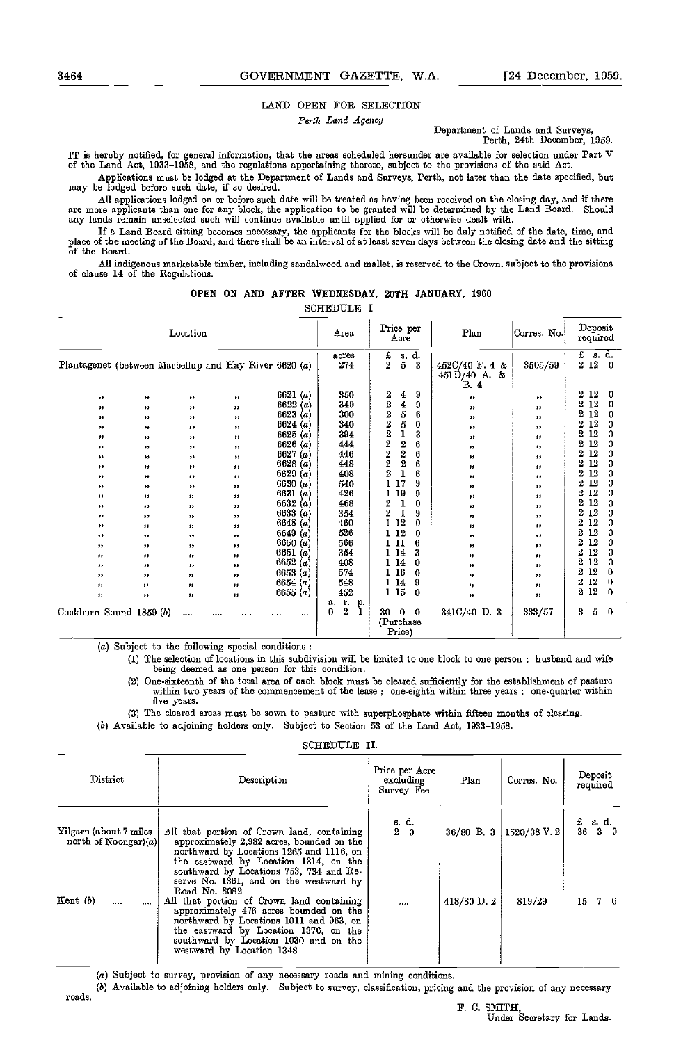## LAND OPEN FOR SELECTION

*Perth Land Agency*

Department of Lands and Surveys,
Perth, 24th December, 1959.

IT is hereby notified, for general information, that the areas scheduled hereunder are available for selection under Part V of the Land Act, 1933-1958, and the regulations appertaining thereto, subject to the provisions of the said Act.

Applications must be lodged at the Department of Lands and Surveys, Perth, not later than the date specified, but may be lodged before such date, if so desired.

All applications lodged on or before such date will be treated as having been received on the closing day, and if there are more applicants than one for any block, the application to be granted will be determined by the Land Board. Should any lands remain unselected such will continue available until applied for or otherwise dealt with.

If a Land Board sitting becomes necessary, the applicants for the blocks will be duly notified of the date, time, and place of the meeting of the Board, and there shall be an interval of at least seven days between the closing date and the sitting of the Board.

All indigenous marketable timber, including sandalwood and mallet, is reserved to the Crown, subject to the provisions of clause 14 of the Regulations.

### OPEN ON AND AFTER WEDNESDAY, 20TH JANUARY, 1960

### SCHEDULE I

| Location | Area | Price per Acre | Plan | Corres. No. | Deposit required |
|---|---|---|---|---|---|
| | acres | £ s. d. | | | £ s. d. |
| Plantagenet (between Marbellup and Hay River 6620 (a) | 274 | 2 5 3 | 452C/40 F. 4 & 451D/40 A. & B. 4 | 3505/59 | 2 12 0 |
| " " " " 6621 (a) | 350 | 2 4 9 | " | " | 2 12 0 |
| " " " " 6622 (a) | 349 | 2 4 9 | " | " | 2 12 0 |
| " " " " 6623 (a) | 300 | 2 5 6 | " | " | 2 12 0 |
| " " " " 6624 (a) | 340 | 2 5 0 | " | " | 2 12 0 |
| " " " " 6625 (a) | 394 | 2 1 3 | " | " | 2 12 0 |
| " " " " 6626 (a) | 444 | 2 2 6 | " | " | 2 12 0 |
| " " " " 6627 (a) | 446 | 2 2 6 | " | " | 2 12 0 |
| " " " " 6628 (a) | 448 | 2 2 6 | " | " | 2 12 0 |
| " " " " 6629 (a) | 408 | 2 1 6 | " | " | 2 12 0 |
| " " " " 6630 (a) | 540 | 1 17 9 | " | " | 2 12 0 |
| " " " " 6631 (a) | 426 | 1 19 9 | " | " | 2 12 0 |
| " " " " 6632 (a) | 468 | 2 1 0 | " | " | 2 12 0 |
| " " " " 6633 (a) | 354 | 2 1 9 | " | " | 2 12 0 |
| " " " " 6648 (a) | 460 | 1 12 0 | " | " | 2 12 0 |
| " " " " 6649 (a) | 526 | 1 12 0 | " | " | 2 12 0 |
| " " " " 6650 (a) | 566 | 1 11 6 | " | " | 2 12 0 |
| " " " " 6651 (a) | 354 | 1 14 3 | " | " | 2 12 0 |
| " " " " 6652 (a) | 408 | 1 14 0 | " | " | 2 12 0 |
| " " " " 6653 (a) | 574 | 1 16 0 | " | " | 2 12 0 |
| " " " " 6654 (a) | 548 | 1 14 9 | " | " | 2 12 0 |
| " " " " 6655 (a) | 452 | 1 15 0 | " | " | 2 12 0 |
| | a. r. p. | | | | |
| Cockburn Sound 1859 (b) .... .... .... .... .... | 0 2 1 | 30 0 0 (Purchase Price) | 341C/40 D. 3 | 333/57 | 3 5 0 |

(a) Subject to the following special conditions :—

(1) The selection of locations in this subdivision will be limited to one block to one person ; husband and wife being deemed as one person for this condition.

(2) One-sixteenth of the total area of each block must be cleared sufficiently for the establishment of pasture within two years of the commencement of the lease ; one-eighth within three years ; one-quarter within five years.

(3) The cleared areas must be sown to pasture with superphosphate within fifteen months of clearing.

(b) Available to adjoining holders only. Subject to Section 53 of the Land Act, 1933-1958.

### SCHEDULE II.

| District | Description | Price per Acre excluding Survey Fee | Plan | Corres. No. | Deposit required |
|---|---|---|---|---|---|
| | | s. d. | | | £ s. d. |
| Yilgarn (about 7 miles north of Noongar)(a) | All that portion of Crown land, containing approximately 2,982 acres, bounded on the northward by Locations 1265 and 1116, on the eastward by Location 1314, on the southward by Locations 753, 734 and Reserve No. 1361, and on the westward by Road No. 8082 | 2 0 | 36/80 B. 3 | 1520/38 V. 2 | 36 3 9 |
| Kent (b) .... .... | All that portion of Crown land containing approximately 476 acres bounded on the northward by Locations 1011 and 963, on the eastward by Location 1376, on the southward by Location 1030 and on the westward by Location 1348 | .... | 418/80 D. 2 | 819/29 | 15 7 6 |

(a) Subject to survey, provision of any necessary roads and mining conditions.

(b) Available to adjoining holders only. Subject to survey, classification, pricing and the provision of any necessary roads.

F. C. SMITH,
Under Secretary for Lands.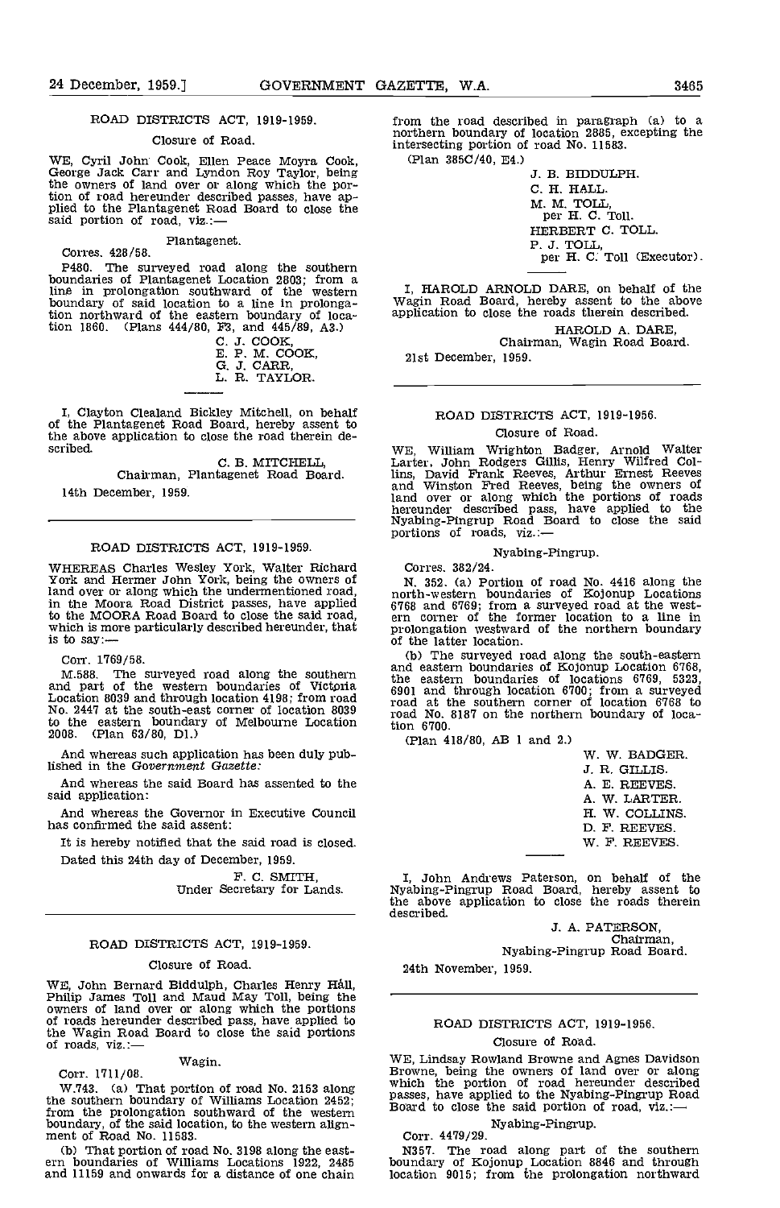## ROAD DISTRICTS ACT, 1919-1959.

### Closure of Road.

WE, Cyril John Cook, Ellen Peace Moyra Cook, George Jack Carr and Lyndon Roy Taylor, being the owners of land over or along which the portion of road hereunder described passes, have applied to the Plantagenet Road Board to close the said portion of road, viz.:—

Plantagenet.

Corres. 428/58.

P480. The surveyed road along the southern boundaries of Plantagenet Location 2803; from a line in prolongation southward of the western boundary of said location to a line in prolongation northward of the eastern boundary of location 1860. (Plans 444/80, F3, and 445/89, A3.)

C. J. COOK,
E. P. M. COOK,
G. J. CARR,
L. R. TAYLOR.

I, Clayton Clealand Bickley Mitchell, on behalf of the Plantagenet Road Board, hereby assent to the above application to close the road therein described.

C. B. MITCHELL,
Chairman, Plantagenet Road Board.

14th December, 1959.

---

## ROAD DISTRICTS ACT, 1919-1959.

WHEREAS Charles Wesley York, Walter Richard York and Hermer John York, being the owners of land over or along which the undermentioned road, in the Moora Road District passes, have applied to the MOORA Road Board to close the said road, which is more particularly described hereunder, that is to say:—

Corr. 1769/58.

M.588. The surveyed road along the southern and part of the western boundaries of Victoria Location 8039 and through location 4198; from road No. 2447 at the south-east corner of location 8039 to the eastern boundary of Melbourne Location 2008. (Plan 63/80, D1.)

And whereas such application has been duly published in the *Government Gazette:*

And whereas the said Board has assented to the said application:

And whereas the Governor in Executive Council has confirmed the said assent:

It is hereby notified that the said road is closed.

Dated this 24th day of December, 1959.

F. C. SMITH,
Under Secretary for Lands.

---

## ROAD DISTRICTS ACT, 1919-1959.

### Closure of Road.

WE, John Bernard Biddulph, Charles Henry Hall, Philip James Toll and Maud May Toll, being the owners of land over or along which the portions of roads hereunder described pass, have applied to the Wagin Road Board to close the said portions of roads, viz.:—

Wagin.

Corr. 1711/08.

W.743. (a) That portion of road No. 2153 along the southern boundary of Williams Location 2452; from the prolongation southward of the western boundary, of the said location, to the western alignment of Road No. 11583.

(b) That portion of road No. 3198 along the eastern boundaries of Williams Locations 1922, 2485 and 11159 and onwards for a distance of one chain from the road described in paragraph (a) to a northern boundary of location 2885, excepting the intersecting portion of road No. 11583.

(Plan 385C/40, E4.)

J. B. BIDDULPH.
C. H. HALL.
M. M. TOLL,
per H. C. Toll.
HERBERT C. TOLL.
P. J. TOLL,
per H. C. Toll (Executor).

I, HAROLD ARNOLD DARE, on behalf of the Wagin Road Board, hereby assent to the above application to close the roads therein described.

HAROLD A. DARE,
Chairman, Wagin Road Board.

21st December, 1959.

---

## ROAD DISTRICTS ACT, 1919-1956.

### Closure of Road.

WE, William Wrighton Badger, Arnold Walter Larter, John Rodgers Gillis, Henry Wilfred Collins, David Frank Reeves, Arthur Ernest Reeves and Winston Fred Reeves, being the owners of land over or along which the portions of roads hereunder described pass, have applied to the Nyabing-Pingrup Road Board to close the said portions of roads, viz.:—

Nyabing-Pingrup.

Corres. 382/24.

N. 352. (a) Portion of road No. 4416 along the north-western boundaries of Kojonup Locations 6768 and 6769; from a surveyed road at the western corner of the former location to a line in prolongation westward of the northern boundary of the latter location.

(b) The surveyed road along the south-eastern and eastern boundaries of Kojonup Location 6768, the eastern boundaries of locations 6769, 5323, 6901 and through location 6700; from a surveyed road at the southern corner of location 6768 to road No. 8187 on the northern boundary of location 6700.

(Plan 418/80, AB 1 and 2.)

W. W. BADGER.
J. R. GILLIS.
A. E. REEVES.
A. W. LARTER.
H. W. COLLINS.
D. F. REEVES.
W. F. REEVES.

I, John Andrews Paterson, on behalf of the Nyabing-Pingrup Road Board, hereby assent to the above application to close the roads therein described.

J. A. PATERSON,
Chairman,
Nyabing-Pingrup Road Board.

24th November, 1959.

---

## ROAD DISTRICTS ACT, 1919-1956.

### Closure of Road.

WE, Lindsay Rowland Browne and Agnes Davidson Browne, being the owners of land over or along which the portion of road hereunder described passes, have applied to the Nyabing-Pingrup Road Board to close the said portion of road, viz.:—

Nyabing-Pingrup.

Corr. 4479/29.

N357. The road along part of the southern boundary of Kojonup Location 8846 and through location 9015; from the prolongation northward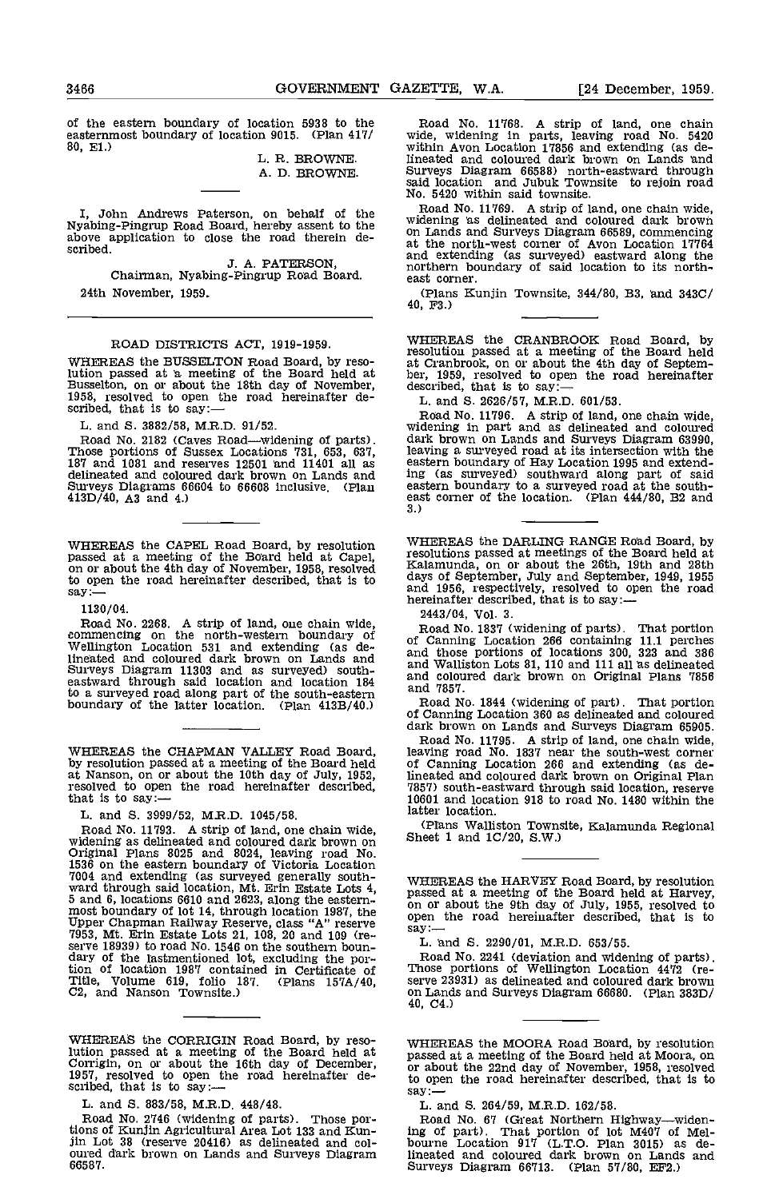of the eastern boundary of location 5938 to the easternmost boundary of location 9015. (Plan 417/80, E1.)

L. R. BROWNE.
A. D. BROWNE.

I, John Andrews Paterson, on behalf of the Nyabing-Pingrup Road Board, hereby assent to the above application to close the road therein described.

J. A. PATERSON,
Chairman, Nyabing-Pingrup Road Board.

24th November, 1959.

## ROAD DISTRICTS ACT, 1919-1959.

WHEREAS the BUSSELTON Road Board, by resolution passed at a meeting of the Board held at Busselton, on or about the 18th day of November, 1958, resolved to open the road hereinafter described, that is to say:—

L. and S. 3882/58, M.R.D. 91/52.

Road No. 2182 (Caves Road—widening of parts). Those portions of Sussex Locations 731, 653, 637, 187 and 1081 and reserves 12501 and 11401 all as delineated and coloured dark brown on Lands and Surveys Diagrams 66604 to 66608 inclusive. (Plan 413D/40, A3 and 4.)

WHEREAS the CAPEL Road Board, by resolution passed at a meeting of the Board held at Capel, on or about the 4th day of November, 1958, resolved to open the road hereinafter described, that is to say:—

1130/04.

Road No. 2268. A strip of land, one chain wide, commencing on the north-western boundary of Wellington Location 531 and extending (as delineated and coloured dark brown on Lands and Surveys Diagram 11303 and as surveyed) southeastward through said location and location 184 to a surveyed road along part of the south-eastern boundary of the latter location. (Plan 413B/40.)

WHEREAS the CHAPMAN VALLEY Road Board, by resolution passed at a meeting of the Board held at Nanson, on or about the 10th day of July, 1952, resolved to open the road hereinafter described, that is to say:—

L. and S. 3999/52, M.R.D. 1045/58.

Road No. 11793. A strip of land, one chain wide, widening as delineated and coloured dark brown on Original Plans 8025 and 8024, leaving road No. 1536 on the eastern boundary of Victoria Location 7004 and extending (as surveyed generally southward through said location, Mt. Erin Estate Lots 4, 5 and 6, locations 6610 and 2623, along the easternmost boundary of lot 14, through location 1987, the Upper Chapman Railway Reserve, class "A" reserve 7953, Mt. Erin Estate Lots 21, 108, 20 and 109 (reserve 18939) to road No. 1546 on the southern boundary of the lastmentioned lot, excluding the portion of location 1987 contained in Certificate of Title, Volume 619, folio 187. (Plans 157A/40, C2, and Nanson Townsite.)

WHEREAS the CORRIGIN Road Board, by resolution passed at a meeting of the Board held at Corrigin, on or about the 16th day of December, 1957, resolved to open the road hereinafter described, that is to say:—

L. and S. 883/58, M.R.D. 448/48.

Road No. 2746 (widening of parts). Those portions of Kunjin Agricultural Area Lot 133 and Kunjin Lot 38 (reserve 20416) as delineated and coloured dark brown on Lands and Surveys Diagram 66587.

Road No. 11768. A strip of land, one chain wide, widening in parts, leaving road No. 5420 within Avon Location 17856 and extending (as delineated and coloured dark brown on Lands and Surveys Diagram 66588) north-eastward through said location and Jubuk Townsite to rejoin road No. 5420 within said townsite.

Road No. 11769. A strip of land, one chain wide, widening as delineated and coloured dark brown on Lands and Surveys Diagram 66589, commencing at the north-west corner of Avon Location 17764 and extending (as surveyed) eastward along the northern boundary of said location to its northeast corner.

(Plans Kunjin Townsite, 344/80, B3, and 343C/40, F3.)

WHEREAS the CRANBROOK Road Board, by resolution passed at a meeting of the Board held at Cranbrook, on or about the 4th day of September, 1959, resolved to open the road hereinafter described, that is to say:—

L. and S. 2626/57, M.R.D. 601/53.

Road No. 11796. A strip of land, one chain wide, widening in part and as delineated and coloured dark brown on Lands and Surveys Diagram 63990, leaving a surveyed road at its intersection with the eastern boundary of Hay Location 1995 and extending (as surveyed) southward along part of said eastern boundary to a surveyed road at the southeast corner of the location. (Plan 444/80, B2 and 3.)

WHEREAS the DARLING RANGE Road Board, by resolutions passed at meetings of the Board held at Kalamunda, on or about the 26th, 19th and 28th days of September, July and September, 1949, 1955 and 1956, respectively, resolved to open the road hereinafter described, that is to say:—

2443/04, Vol. 3.

Road No. 1837 (widening of parts). That portion of Canning Location 266 containing 11.1 perches and those portions of locations 300, 323 and 386 and Walliston Lots 81, 110 and 111 all as delineated and coloured dark brown on Original Plans 7856 and 7857.

Road No. 1844 (widening of part). That portion of Canning Location 360 as delineated and coloured dark brown on Lands and Surveys Diagram 65905.

Road No. 11795. A strip of land, one chain wide, leaving road No. 1837 near the south-west corner of Canning Location 266 and extending (as delineated and coloured dark brown on Original Plan 7857) south-eastward through said location, reserve 10601 and location 918 to road No. 1480 within the latter location.

(Plans Walliston Townsite, Kalamunda Regional Sheet 1 and 1C/20, S.W.)

WHEREAS the HARVEY Road Board, by resolution passed at a meeting of the Board held at Harvey, on or about the 9th day of July, 1955, resolved to open the road hereinafter described, that is to say:—

L. and S. 2290/01, M.R.D. 653/55.

Road No. 2241 (deviation and widening of parts). Those portions of Wellington Location 4472 (reserve 23931) as delineated and coloured dark brown on Lands and Surveys Diagram 66680. (Plan 383D/40, C4.)

WHEREAS the MOORA Road Board, by resolution passed at a meeting of the Board held at Moora, on or about the 22nd day of November, 1958, resolved to open the road hereinafter described, that is to say:—

L. and S. 264/59, M.R.D. 162/58.

Road No. 67 (Great Northern Highway—widening of part). That portion of lot M407 of Melbourne Location 917 (L.T.O. Plan 3015) as delineated and coloured dark brown on Lands and Surveys Diagram 66713. (Plan 57/80, EF2.)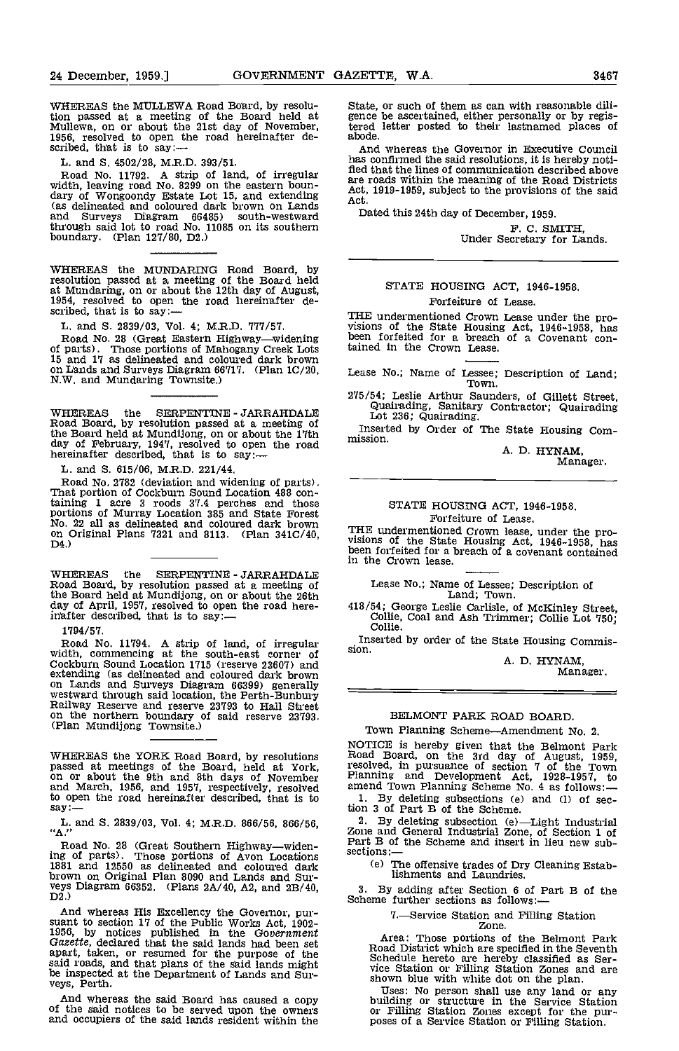WHEREAS the MULLEWA Road Board, by resolution passed at a meeting of the Board held at Mullewa, on or about the 21st day of November, 1956, resolved to open the road hereinafter described, that is to say:—

L. and S. 4502/28, M.R.D. 393/51.

Road No. 11792. A strip of land, of irregular width, leaving road No. 8299 on the eastern boundary of Wongoondy Estate Lot 15, and extending (as delineated and coloured dark brown on Lands and Surveys Diagram 66485) south-westward through said lot to road No. 11085 on its southern boundary. (Plan 127/80, D2.)

---

WHEREAS the MUNDARING Road Board, by resolution passed at a meeting of the Board held at Mundaring, on or about the 12th day of August, 1954, resolved to open the road hereinafter described, that is to say:—

L. and S. 2839/03, Vol. 4; M.R.D. 777/57.

Road No. 28 (Great Eastern Highway—widening of parts). Those portions of Mahogany Creek Lots 15 and 17 as delineated and coloured dark brown on Lands and Surveys Diagram 66717. (Plan 1C/20, N.W. and Mundaring Townsite.)

---

WHEREAS the SERPENTINE - JARRAHDALE Road Board, by resolution passed at a meeting of the Board held at Mundijong, on or about the 17th day of February, 1947, resolved to open the road hereinafter described, that is to say:—

L. and S. 615/06, M.R.D. 221/44.

Road No. 2782 (deviation and widening of parts). That portion of Cockburn Sound Location 488 containing 1 acre 3 roods 37.4 perches and those portions of Murray Location 385 and State Forest No. 22 all as delineated and coloured dark brown on Original Plans 7321 and 8113. (Plan 341C/40, D4.)

---

WHEREAS the SERPENTINE - JARRAHDALE Road Board, by resolution passed at a meeting of the Board held at Mundijong, on or about the 26th day of April, 1957, resolved to open the road hereinafter described, that is to say:—

1794/57.

Road No. 11794. A strip of land, of irregular width, commencing at the south-east corner of Cockburn Sound Location 1715 (reserve 23607) and extending (as delineated and coloured dark brown on Lands and Surveys Diagram 66399) generally westward through said location, the Perth-Bunbury Railway Reserve and reserve 23793 to Hall Street on the northern boundary of said reserve 23793. (Plan Mundijong Townsite.)

---

WHEREAS the YORK Road Board, by resolutions passed at meetings of the Board, held at York, on or about the 9th and 8th days of November and March, 1956, and 1957, respectively, resolved to open the road hereinafter described, that is to say:—

L. and S. 2839/03, Vol. 4; M.R.D. 866/56, 866/56, "A."

Road No. 28 (Great Southern Highway—widening of parts). Those portions of Avon Locations 1881 and 12550 as delineated and coloured dark brown on Original Plan 8090 and Lands and Surveys Diagram 66352. (Plans 2A/40, A2, and 2B/40, D2.)

And whereas His Excellency the Governor, pursuant to section 17 of the Public Works Act, 1902-1956, by notices published in the *Government Gazette*, declared that the said lands had been set apart, taken, or resumed for the purpose of the said roads, and that plans of the said lands might be inspected at the Department of Lands and Surveys, Perth.

And whereas the said Board has caused a copy of the said notices to be served upon the owners and occupiers of the said lands resident within the State, or such of them as can with reasonable diligence be ascertained, either personally or by registered letter posted to their lastnamed places of abode.

And whereas the Governor in Executive Council has confirmed the said resolutions, it is hereby notified that the lines of communication described above are roads within the meaning of the Road Districts Act, 1919-1959, subject to the provisions of the said Act.

Dated this 24th day of December, 1959.

F. C. SMITH,
Under Secretary for Lands.

---

## STATE HOUSING ACT, 1946-1958.

### Forfeiture of Lease.

THE undermentioned Crown Lease under the provisions of the State Housing Act, 1946-1958, has been forfeited for a breach of a Covenant contained in the Crown Lease.

Lease No.; Name of Lessee; Description of Land; Town.

275/54; Leslie Arthur Saunders, of Gillett Street, Quairading, Sanitary Contractor; Quairading Lot 236; Quairading.

Inserted by Order of The State Housing Commission.

A. D. HYNAM,
Manager.

---

## STATE HOUSING ACT, 1946-1958.

### Forfeiture of Lease.

THE undermentioned Crown lease, under the provisions of the State Housing Act, 1946-1958, has been forfeited for a breach of a covenant contained in the Crown lease.

Lease No.; Name of Lessee; Description of Land; Town.

418/54; George Leslie Carlisle, of McKinley Street, Collie, Coal and Ash Trimmer; Collie Lot 750; Collie.

Inserted by order of the State Housing Commission.

A. D. HYNAM,
Manager.

---

## BELMONT PARK ROAD BOARD.

### Town Planning Scheme—Amendment No. 2.

NOTICE is hereby given that the Belmont Park Road Board, on the 3rd day of August, 1959, resolved, in pursuance of section 7 of the Town Planning and Development Act, 1928-1957, to amend Town Planning Scheme No. 4 as follows:—

1. By deleting subsections (e) and (l) of section 3 of Part B of the Scheme.

2. By deleting subsection (e)—Light Industrial Zone and General Industrial Zone, of Section 1 of Part B of the Scheme and insert in lieu new subsections:—

(e) The offensive trades of Dry Cleaning Establishments and Laundries.

3. By adding after Section 6 of Part B of the Scheme further sections as follows:—

7.—Service Station and Filling Station Zone.

Area: Those portions of the Belmont Park Road District which are specified in the Seventh Schedule hereto are hereby classified as Service Station or Filling Station Zones and are shown blue with white dot on the plan.

Uses: No person shall use any land or any building or structure in the Service Station or Filling Station Zones except for the purposes of a Service Station or Filling Station.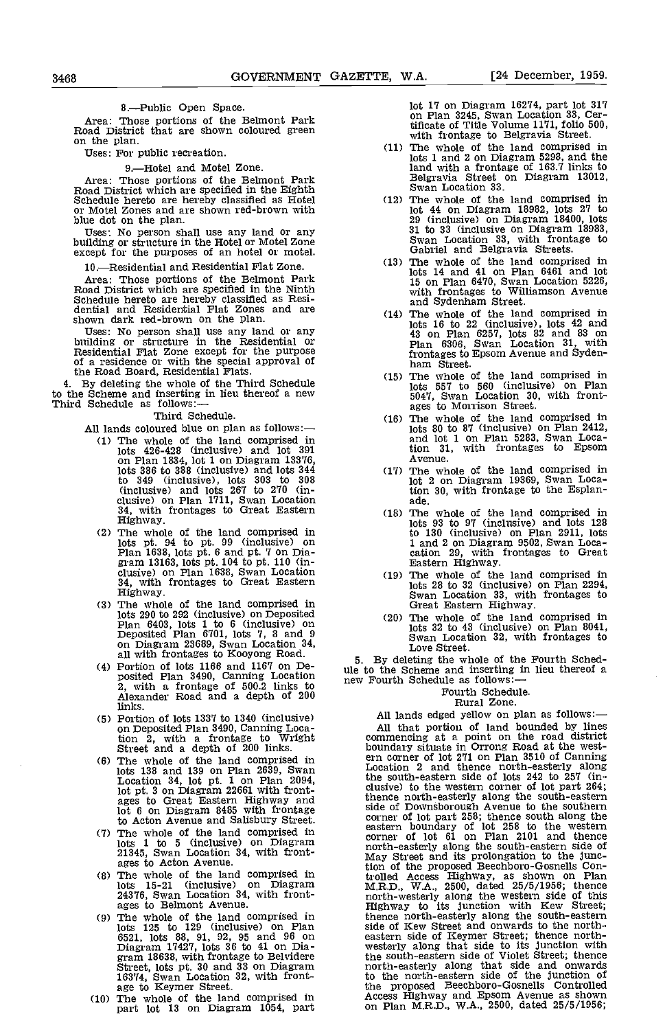8.—Public Open Space.

Area: Those portions of the Belmont Park Road District that are shown coloured green on the plan.

Uses: For public recreation.

9.—Hotel and Motel Zone.

Area: Those portions of the Belmont Park Road District which are specified in the Eighth Schedule hereto are hereby classified as Hotel or Motel Zones and are shown red-brown with blue dot on the plan.

Uses: No person shall use any land or any building or structure in the Hotel or Motel Zone except for the purposes of an hotel or motel.

10.—Residential and Residential Flat Zone.

Area: Those portions of the Belmont Park Road District which are specified in the Ninth Schedule hereto are hereby classified as Residential and Residential Flat Zones and are shown dark red-brown on the plan.

Uses: No person shall use any land or any building or structure in the Residential or Residential Flat Zone except for the purpose of a residence or with the special approval of the Road Board, Residential Flats.

4. By deleting the whole of the Third Schedule to the Scheme and inserting in lieu thereof a new Third Schedule as follows:—

Third Schedule.

All lands coloured blue on plan as follows:—

(1) The whole of the land comprised in lots 426-428 (inclusive) and lot 391 on Plan 1834, lot 1 on Diagram 13376, lots 386 to 388 (inclusive) and lots 344 to 349 (inclusive), lots 303 to 308 (inclusive) and lots 267 to 270 (inclusive) on Plan 1711, Swan Location 34, with frontages to Great Eastern Highway.

(2) The whole of the land comprised in lots pt. 94 to pt. 99 (inclusive) on Plan 1638, lots pt. 6 and pt. 7 on Diagram 13163, lots pt. 104 to pt. 110 (inclusive) on Plan 1638, Swan Location 34, with frontages to Great Eastern Highway.

(3) The whole of the land comprised in lots 290 to 292 (inclusive) on Deposited Plan 6403, lots 1 to 6 (inclusive) on Deposited Plan 6701, lots 7, 8 and 9 on Diagram 23689, Swan Location 34, all with frontages to Kooyong Road.

(4) Portion of lots 1166 and 1167 on Deposited Plan 3490, Canning Location 2, with a frontage of 500.2 links to Alexander Road and a depth of 200 links.

(5) Portion of lots 1337 to 1340 (inclusive) on Deposited Plan 3490, Canning Location 2, with a frontage to Wright Street and a depth of 200 links.

(6) The whole of the land comprised in lots 138 and 139 on Plan 2639, Swan Location 34, lot pt. 1 on Plan 2094, lot pt. 3 on Diagram 22661 with frontages to Great Eastern Highway and lot 6 on Diagram 8485 with frontage to Acton Avenue and Salisbury Street.

(7) The whole of the land comprised in lots 1 to 5 (inclusive) on Diagram 21345, Swan Location 34, with frontages to Acton Avenue.

(8) The whole of the land comprised in lots 15-21 (inclusive) on Diagram 24376, Swan Location 34, with frontages to Belmont Avenue.

(9) The whole of the land comprised in lots 125 to 129 (inclusive) on Plan 6521, lots 88, 91, 92, 95 and 96 on Diagram 17427, lots 36 to 41 on Diagram 18638, with frontage to Belvidere Street, lots pt. 30 and 33 on Diagram 16374, Swan Location 32, with frontage to Keymer Street.

(10) The whole of the land comprised in part lot 13 on Diagram 1054, part lot 17 on Diagram 16274, part lot 317 on Plan 3245, Swan Location 33, Certificate of Title Volume 1171, folio 500, with frontage to Belgravia Street.

(11) The whole of the land comprised in lots 1 and 2 on Diagram 5298, and the land with a frontage of 163.7 links to Belgravia Street on Diagram 13012, Swan Location 33.

(12) The whole of the land comprised in lot 44 on Diagram 18982, lots 27 to 29 (inclusive) on Diagram 18400, lots 31 to 33 (inclusive on Diagram 18983, Swan Location 33, with frontage to Gabriel and Belgravia Streets.

(13) The whole of the land comprised in lots 14 and 41 on Plan 6461 and lot 15 on Plan 6470, Swan Location 5226, with frontages to Williamson Avenue and Sydenham Street.

(14) The whole of the land comprised in lots 16 to 22 (inclusive), lots 42 and 43 on Plan 6257, lots 82 and 83 on Plan 6306, Swan Location 31, with frontages to Epsom Avenue and Sydenham Street.

(15) The whole of the land comprised in lots 557 to 560 (inclusive) on Plan 5047, Swan Location 30, with frontages to Morrison Street.

(16) The whole of the land comprised in lots 80 to 87 (inclusive) on Plan 2412, and lot 1 on Plan 5283, Swan Location 31, with frontages to Epsom Avenue.

(17) The whole of the land comprised in lot 2 on Diagram 19369, Swan Location 30, with frontage to the Esplanade.

(18) The whole of the land comprised in lots 93 to 97 (inclusive) and lots 128 to 130 (inclusive) on Plan 2911, lots 1 and 2 on Diagram 9502, Swan Location 29, with frontages to Great Eastern Highway.

(19) The whole of the land comprised in lots 28 to 32 (inclusive) on Plan 2294, Swan Location 33, with frontages to Great Eastern Highway.

(20) The whole of the land comprised in lots 32 to 43 (inclusive) on Plan 8041, Swan Location 32, with frontages to Love Street.

5. By deleting the whole of the Fourth Schedule to the Scheme and inserting in lieu thereof a new Fourth Schedule as follows:—

Fourth Schedule.

Rural Zone.

All lands edged yellow on plan as follows:—

All that portion of land bounded by lines commencing at a point on the road district boundary situate in Orrong Road at the western corner of lot 271 on Plan 3510 of Canning Location 2 and thence north-easterly along the south-eastern side of lots 242 to 257 (inclusive) to the western corner of lot part 264; thence north-easterly along the south-eastern side of Downsborough Avenue to the southern corner of lot part 258; thence south along the eastern boundary of lot 258 to the western corner of lot 61 on Plan 2101 and thence north-easterly along the south-eastern side of May Street and its prolongation to the junction of the proposed Beechboro-Gosnells Controlled Access Highway, as shown on Plan M.R.D., W.A., 2500, dated 25/5/1956; thence north-westerly along the western side of this Highway to its junction with Kew Street; thence north-easterly along the south-eastern side of Kew Street and onwards to the north-eastern side of Keymer Street; thence north-westerly along that side to its junction with the south-eastern side of Violet Street; thence north-easterly along that side and onwards to the north-eastern side of the junction of the proposed Beechboro-Gosnells Controlled Access Highway and Epsom Avenue as shown on Plan M.R.D., W.A., 2500, dated 25/5/1956;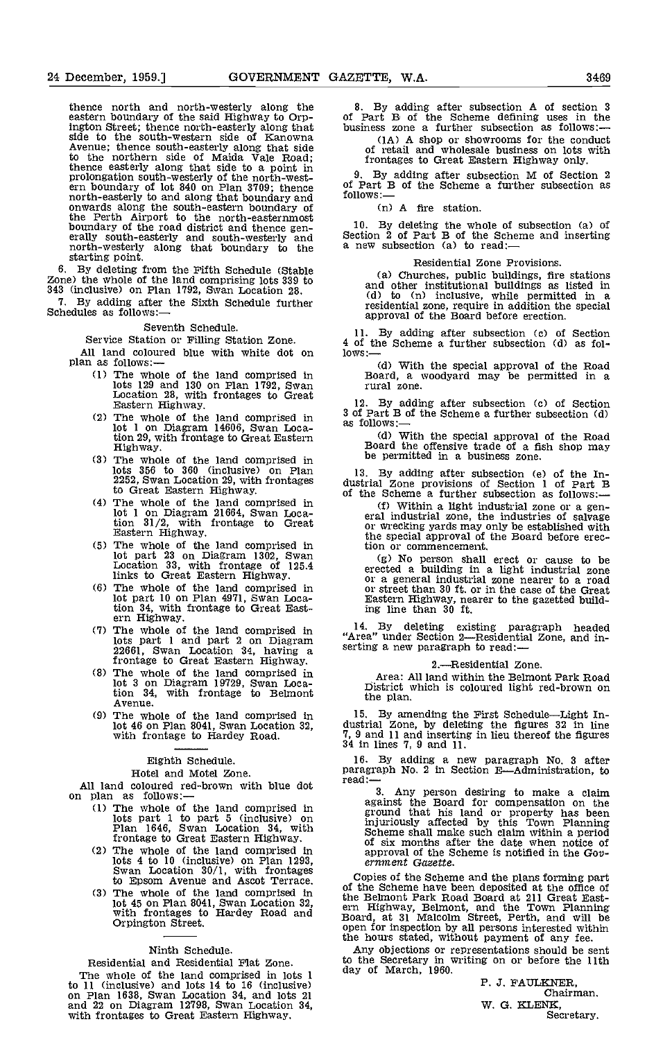thence north and north-westerly along the eastern boundary of the said Highway to Orpington Street; thence north-easterly along that side to the south-western side of Kanowna Avenue; thence south-easterly along that side to the northern side of Maida Vale Road; thence easterly along that side to a point in prolongation south-westerly of the north-western boundary of lot 840 on Plan 3709; thence north-easterly to and along that boundary and onwards along the south-eastern boundary of the Perth Airport to the north-easternmost boundary of the road district and thence generally south-easterly and south-westerly and north-westerly along that boundary to the starting point.

6. By deleting from the Fifth Schedule (Stable Zone) the whole of the land comprising lots 339 to 343 (inclusive) on Plan 1792, Swan Location 28.

7. By adding after the Sixth Schedule further Schedules as follows:—

Seventh Schedule.

Service Station or Filling Station Zone.

All land coloured blue with white dot on plan as follows:—

(1) The whole of the land comprised in lots 129 and 130 on Plan 1792, Swan Location 28, with frontages to Great Eastern Highway.

(2) The whole of the land comprised in lot 1 on Diagram 14606, Swan Location 29, with frontage to Great Eastern Highway.

(3) The whole of the land comprised in lots 356 to 360 (inclusive) on Plan 2252, Swan Location 29, with frontages to Great Eastern Highway.

(4) The whole of the land comprised in lot 1 on Diagram 21664, Swan Location 31/2, with frontage to Great Eastern Highway.

(5) The whole of the land comprised in lot part 23 on Diagram 1302, Swan Location 33, with frontage of 125.4 links to Great Eastern Highway.

(6) The whole of the land comprised in lot part 10 on Plan 4971, Swan Location 34, with frontage to Great Eastern Highway.

(7) The whole of the land comprised in lots part 1 and part 2 on Diagram 22661, Swan Location 34, having a frontage to Great Eastern Highway.

(8) The whole of the land comprised in lot 3 on Diagram 19729, Swan Location 34, with frontage to Belmont Avenue.

(9) The whole of the land comprised in lot 46 on Plan 8041, Swan Location 32, with frontage to Hardey Road.

Eighth Schedule.

Hotel and Motel Zone.

All land coloured red-brown with blue dot on plan as follows:—

(1) The whole of the land comprised in lots part 1 to part 5 (inclusive) on Plan 1646, Swan Location 34, with frontage to Great Eastern Highway.

(2) The whole of the land comprised in lots 4 to 10 (inclusive) on Plan 1293, Swan Location 30/1, with frontages to Epsom Avenue and Ascot Terrace.

(3) The whole of the land comprised in lot 45 on Plan 8041, Swan Location 32, with frontages to Hardey Road and Orpington Street.

Ninth Schedule.

Residential and Residential Flat Zone.

The whole of the land comprised in lots 1 to 11 (inclusive) and lots 14 to 16 (inclusive) on Plan 1638, Swan Location 34, and lots 21 and 22 on Diagram 12798, Swan Location 34, with frontages to Great Eastern Highway.

8. By adding after subsection A of section 3 of Part B of the Scheme defining uses in the business zone a further subsection as follows:—

(1A) A shop or showrooms for the conduct of retail and wholesale business on lots with frontages to Great Eastern Highway only.

9. By adding after subsection M of Section 2 of Part B of the Scheme a further subsection as follows:—

(n) A fire station.

10. By deleting the whole of subsection (a) of Section 2 of Part B of the Scheme and inserting a new subsection (a) to read:—

Residential Zone Provisions.

(a) Churches, public buildings, fire stations and other institutional buildings as listed in (d) to (n) inclusive, while permitted in a residential zone, require in addition the special approval of the Board before erection.

11. By adding after subsection (c) of Section 4 of the Scheme a further subsection (d) as follows:—

(d) With the special approval of the Road Board, a woodyard may be permitted in a rural zone.

12. By adding after subsection (c) of Section 3 of Part B of the Scheme a further subsection (d) as follows:—

(d) With the special approval of the Road Board the offensive trade of a fish shop may be permitted in a business zone.

13. By adding after subsection (e) of the Industrial Zone provisions of Section 1 of Part B of the Scheme a further subsection as follows:—

(f) Within a light industrial zone or a general industrial zone, the industries of salvage or wrecking yards may only be established with the special approval of the Board before erection or commencement.

(g) No person shall erect or cause to be erected a building in a light industrial zone or a general industrial zone nearer to a road or street than 30 ft. or in the case of the Great Eastern Highway, nearer to the gazetted building line than 30 ft.

14. By deleting existing paragraph headed "Area" under Section 2—Residential Zone, and inserting a new paragraph to read:—

2.—Residential Zone.

Area: All land within the Belmont Park Road District which is coloured light red-brown on the plan.

15. By amending the First Schedule—Light Industrial Zone, by deleting the figures 32 in line 7, 9 and 11 and inserting in lieu thereof the figures 34 in lines 7, 9 and 11.

16. By adding a new paragraph No. 3 after paragraph No. 2 in Section E—Administration, to read:—

3. Any person desiring to make a claim against the Board for compensation on the ground that his land or property has been injuriously affected by this Town Planning Scheme shall make such claim within a period of six months after the date when notice of approval of the Scheme is notified in the *Government Gazette.*

Copies of the Scheme and the plans forming part of the Scheme have been deposited at the office of the Belmont Park Road Board at 211 Great Eastern Highway, Belmont, and the Town Planning Board, at 31 Malcolm Street, Perth, and will be open for inspection by all persons interested within the hours stated, without payment of any fee.

Any objections or representations should be sent to the Secretary in writing on or before the 11th day of March, 1960.

P. J. FAULKNER,
Chairman.

W. G. KLENK,
Secretary.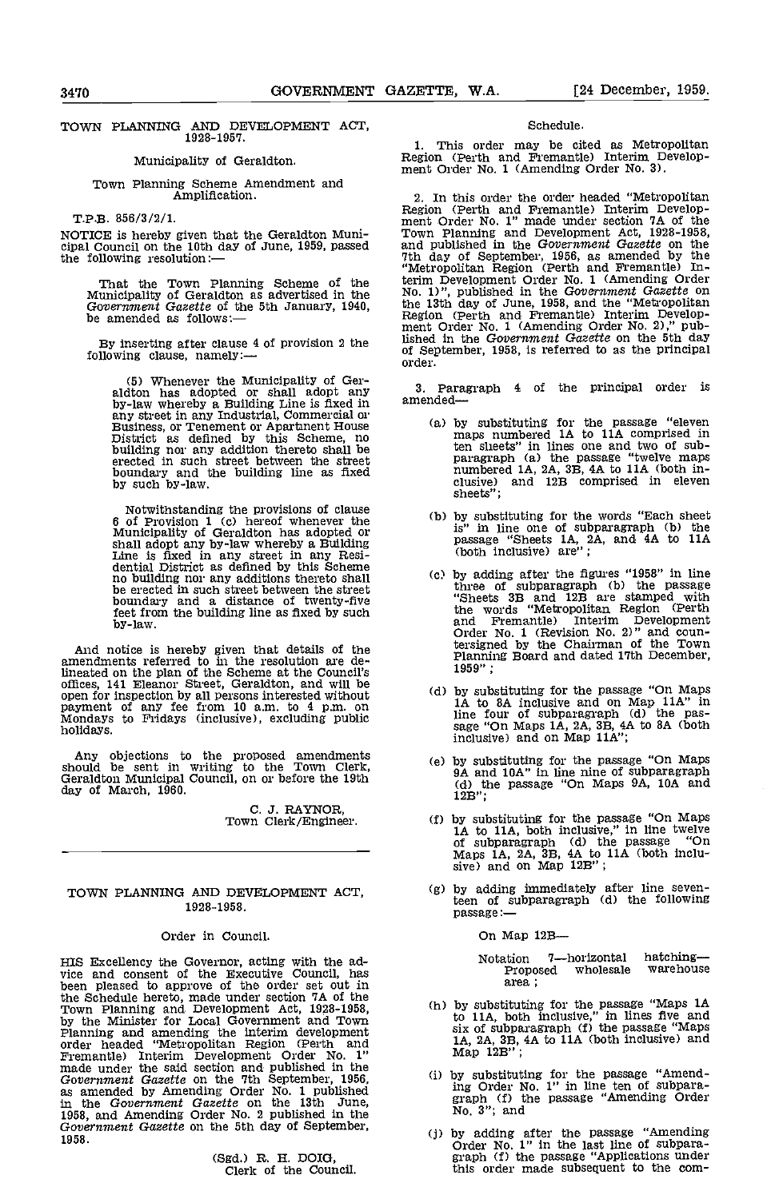TOWN PLANNING AND DEVELOPMENT ACT, 1928-1957.

Municipality of Geraldton.

Town Planning Scheme Amendment and Amplification.

T.P.B. 856/3/2/1.

NOTICE is hereby given that the Geraldton Municipal Council on the 10th day of June, 1959, passed the following resolution:—

> That the Town Planning Scheme of the Municipality of Geraldton as advertised in the *Government Gazette* of the 5th January, 1940, be amended as follows:—
>
> By inserting after clause 4 of provision 2 the following clause, namely:—
>
> > (5) Whenever the Municipality of Geraldton has adopted or shall adopt any by-law whereby a Building Line is fixed in any street in any Industrial, Commercial or Business, or Tenement or Apartment House District as defined by this Scheme, no building nor any addition thereto shall be erected in such street between the street boundary and the building line as fixed by such by-law.
> >
> > Notwithstanding the provisions of clause 6 of Provision 1 (c) hereof whenever the Municipality of Geraldton has adopted or shall adopt any by-law whereby a Building Line is fixed in any street in any Residential District as defined by this Scheme no building nor any additions thereto shall be erected in such street between the street boundary and a distance of twenty-five feet from the building line as fixed by such by-law.

And notice is hereby given that details of the amendments referred to in the resolution are delineated on the plan of the Scheme at the Council's offices, 141 Eleanor Street, Geraldton, and will be open for inspection by all persons interested without payment of any fee from 10 a.m. to 4 p.m. on Mondays to Fridays (inclusive), excluding public holidays.

Any objections to the proposed amendments should be sent in writing to the Town Clerk, Geraldton Municipal Council, on or before the 19th day of March, 1960.

C. J. RAYNOR,
Town Clerk/Engineer.

---

TOWN PLANNING AND DEVELOPMENT ACT, 1928-1958.

Order in Council.

HIS Excellency the Governor, acting with the advice and consent of the Executive Council, has been pleased to approve of the order set out in the Schedule hereto, made under section 7A of the Town Planning and Development Act, 1928-1958, by the Minister for Local Government and Town Planning and amending the interim development order headed "Metropolitan Region (Perth and Fremantle) Interim Development Order No. 1" made under the said section and published in the *Government Gazette* on the 7th September, 1956, as amended by Amending Order No. 1 published in the *Government Gazette* on the 13th June, 1958, and Amending Order No. 2 published in the *Government Gazette* on the 5th day of September, 1958.

(Sgd.) R. H. DOIG,
Clerk of the Council.

Schedule.

1. This order may be cited as Metropolitan Region (Perth and Fremantle) Interim Development Order No. 1 (Amending Order No. 3).

2. In this order the order headed "Metropolitan Region (Perth and Fremantle) Interim Development Order No. 1" made under section 7A of the Town Planning and Development Act, 1928-1958, and published in the *Government Gazette* on the 7th day of September, 1956, as amended by the "Metropolitan Region (Perth and Fremantle) Interim Development Order No. 1 (Amending Order No. 1)", published in the *Government Gazette* on the 13th day of June, 1958, and the "Metropolitan Region (Perth and Fremantle) Interim Development Order No. 1 (Amending Order No. 2)," published in the *Government Gazette* on the 5th day of September, 1958, is referred to as the principal order.

3. Paragraph 4 of the principal order is amended—

(a) by substituting for the passage "eleven maps numbered 1A to 11A comprised in ten sheets" in lines one and two of subparagraph (a) the passage "twelve maps numbered 1A, 2A, 3B, 4A to 11A (both inclusive) and 12B comprised in eleven sheets";

(b) by substituting for the words "Each sheet is" in line one of subparagraph (b) the passage "Sheets 1A, 2A, and 4A to 11A (both inclusive) are";

(c) by adding after the figures "1958" in line three of subparagraph (b) the passage "Sheets 3B and 12B are stamped with the words "Metropolitan Region (Perth and Fremantle) Interim Development Order No. 1 (Revision No. 2)" and countersigned by the Chairman of the Town Planning Board and dated 17th December, 1959";

(d) by substituting for the passage "On Maps 1A to 8A inclusive and on Map 11A" in line four of subparagraph (d) the passage "On Maps 1A, 2A, 3B, 4A to 8A (both inclusive) and on Map 11A";

(e) by substituting for the passage "On Maps 9A and 10A" in line nine of subparagraph (d) the passage "On Maps 9A, 10A and 12B";

(f) by substituting for the passage "On Maps 1A to 11A, both inclusive," in line twelve of subparagraph (d) the passage "On Maps 1A, 2A, 3B, 4A to 11A (both inclusive) and on Map 12B";

(g) by adding immediately after line seventeen of subparagraph (d) the following passage:—

> On Map 12B—
>
> Notation 7—horizontal hatching—Proposed wholesale warehouse area;

(h) by substituting for the passage "Maps 1A to 11A, both inclusive," in lines five and six of subparagraph (f) the passage "Maps 1A, 2A, 3B, 4A to 11A (both inclusive) and Map 12B";

(i) by substituting for the passage "Amending Order No. 1" in line ten of subparagraph (f) the passage "Amending Order No. 3"; and

(j) by adding after the passage "Amending Order No. 1" in the last line of subparagraph (f) the passage "Applications under this order made subsequent to the com-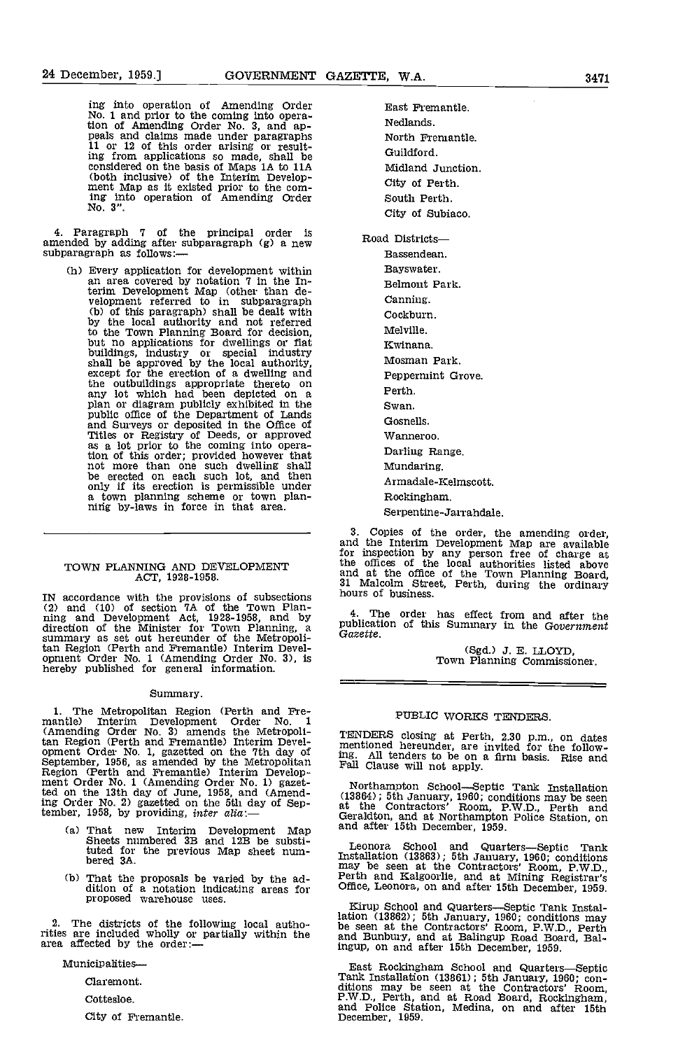ing into operation of Amending Order No. 1 and prior to the coming into operation of Amending Order No. 3, and appeals and claims made under paragraphs 11 or 12 of this order arising or resulting from applications so made, shall be considered on the basis of Maps 1A to 11A (both inclusive) of the Interim Development Map as it existed prior to the coming into operation of Amending Order No. 3".

4. Paragraph 7 of the principal order is amended by adding after subparagraph (g) a new subparagraph as follows:—

(h) Every application for development within an area covered by notation 7 in the Interim Development Map (other than development referred to in subparagraph (b) of this paragraph) shall be dealt with by the local authority and not referred to the Town Planning Board for decision, but no applications for dwellings or flat buildings, industry or special industry shall be approved by the local authority, except for the erection of a dwelling and the outbuildings appropriate thereto on any lot which had been depicted on a plan or diagram publicly exhibited in the public office of the Department of Lands and Surveys or deposited in the Office of Titles or Registry of Deeds, or approved as a lot prior to the coming into operation of this order; provided however that not more than one such dwelling shall be erected on each such lot, and then only if its erection is permissible under a town planning scheme or town planning by-laws in force in that area.

---

## TOWN PLANNING AND DEVELOPMENT ACT, 1928-1958.

IN accordance with the provisions of subsections (2) and (10) of section 7A of the Town Planning and Development Act, 1928-1958, and by direction of the Minister for Town Planning, a summary as set out hereunder of the Metropolitan Region (Perth and Fremantle) Interim Development Order No. 1 (Amending Order No. 3), is hereby published for general information.

### Summary.

1. The Metropolitan Region (Perth and Fremantle) Interim Development Order No. 1 (Amending Order No. 3) amends the Metropolitan Region (Perth and Fremantle) Interim Development Order No. 1, gazetted on the 7th day of September, 1956, as amended by the Metropolitan Region (Perth and Fremantle) Interim Development Order No. 1 (Amending Order No. 1) gazetted on the 13th day of June, 1958, and (Amending Order No. 2) gazetted on the 5th day of September, 1958, by providing, *inter alia*:—

(a) That new Interim Development Map Sheets numbered 3B and 12B be substituted for the previous Map sheet numbered 3A.

(b) That the proposals be varied by the addition of a notation indicating areas for proposed warehouse uses.

2. The districts of the following local authorities are included wholly or partially within the area affected by the order:—

Municipalities—

Claremont.
Cottesloe.
City of Fremantle.
East Fremantle.
Nedlands.
North Fremantle.
Guildford.
Midland Junction.
City of Perth.
South Perth.
City of Subiaco.

Road Districts—

Bassendean.
Bayswater.
Belmont Park.
Canning.
Cockburn.
Melville.
Kwinana.
Mosman Park.
Peppermint Grove.
Perth.
Swan.
Gosnells.
Wanneroo.
Darling Range.
Mundaring.
Armadale-Kelmscott.
Rockingham.
Serpentine-Jarrahdale.

3. Copies of the order, the amending order, and the Interim Development Map are available for inspection by any person free of charge at the offices of the local authorities listed above and at the office of the Town Planning Board, 31 Malcolm Street, Perth, during the ordinary hours of business.

4. The order has effect from and after the publication of this Summary in the *Government Gazette*.

(Sgd.) J. E. LLOYD,
Town Planning Commissioner.

---

## PUBLIC WORKS TENDERS.

TENDERS closing at Perth, 2.30 p.m., on dates mentioned hereunder, are invited for the following. All tenders to be on a firm basis. Rise and Fall Clause will not apply.

Northampton School—Septic Tank Installation (13864); 5th January, 1960; conditions may be seen at the Contractors' Room, P.W.D., Perth and Geraldton, and at Northampton Police Station, on and after 15th December, 1959.

Leonora School and Quarters—Septic Tank Installation (13863); 5th January, 1960; conditions may be seen at the Contractors' Room, P.W.D., Perth and Kalgoorlie, and at Mining Registrar's Office, Leonora, on and after 15th December, 1959.

Kirup School and Quarters—Septic Tank Installation (13862); 5th January, 1960; conditions may be seen at the Contractors' Room, P.W.D., Perth and Bunbury, and at Balingup Road Board, Balingup, on and after 15th December, 1959.

East Rockingham School and Quarters—Septic Tank Installation (13861); 5th January, 1960; conditions may be seen at the Contractors' Room, P.W.D., Perth, and at Road Board, Rockingham, and Police Station, Medina, on and after 15th December, 1959.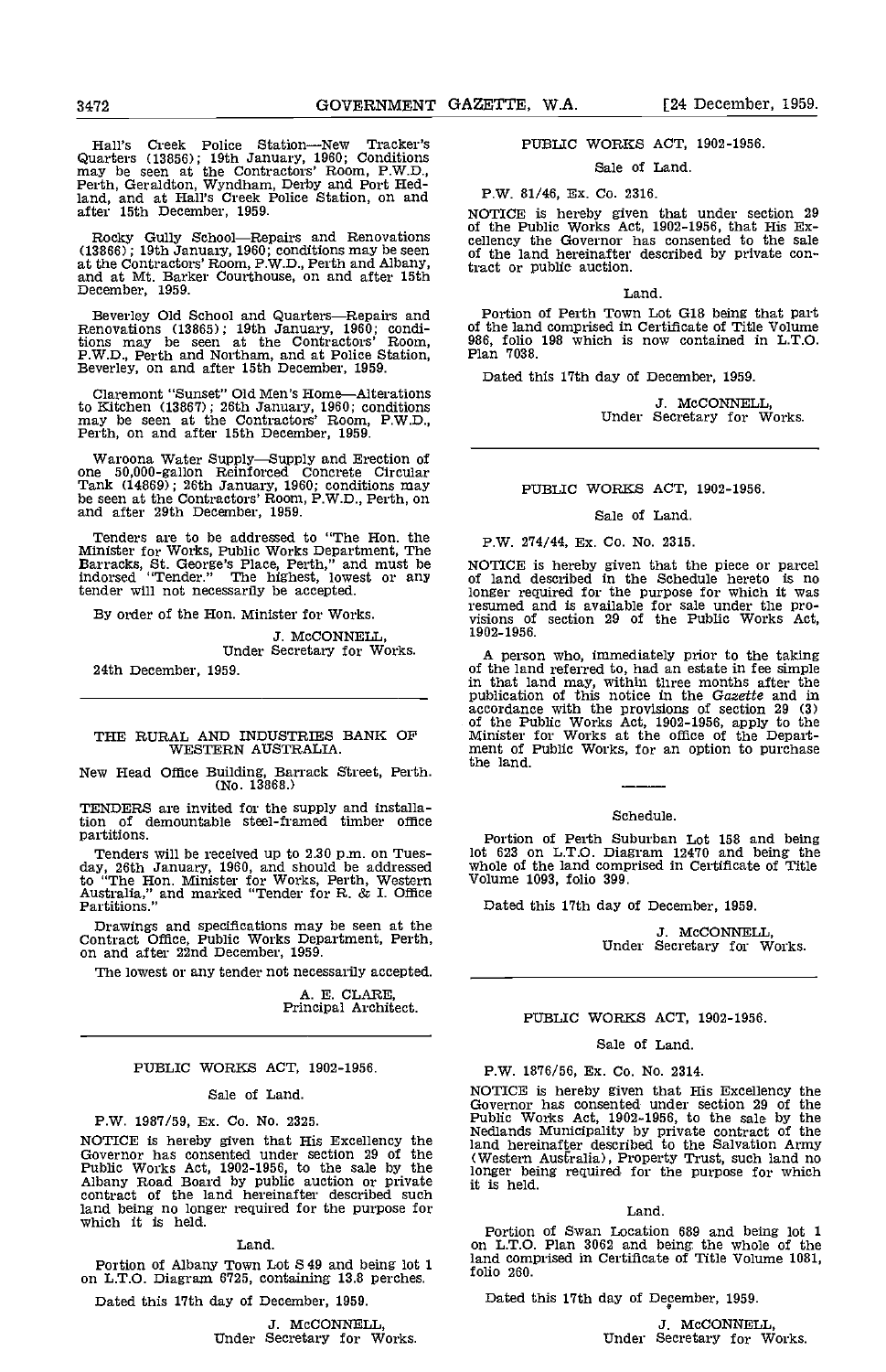Hall's Creek Police Station—New Tracker's Quarters (13856); 19th January, 1960; Conditions may be seen at the Contractors' Room, P.W.D., Perth, Geraldton, Wyndham, Derby and Port Hedland, and at Hall's Creek Police Station, on and after 15th December, 1959.

Rocky Gully School—Repairs and Renovations (13866); 19th January, 1960; conditions may be seen at the Contractors' Room, P.W.D., Perth and Albany, and at Mt. Barker Courthouse, on and after 15th December, 1959.

Beverley Old School and Quarters—Repairs and Renovations (13865); 19th January, 1960; conditions may be seen at the Contractors' Room, P.W.D., Perth and Northam, and at Police Station, Beverley, on and after 15th December, 1959.

Claremont "Sunset" Old Men's Home—Alterations to Kitchen (13867); 26th January, 1960; conditions may be seen at the Contractors' Room, P.W.D., Perth, on and after 15th December, 1959.

Waroona Water Supply—Supply and Erection of one 50,000-gallon Reinforced Concrete Circular Tank (14869); 26th January, 1960; conditions may be seen at the Contractors' Room, P.W.D., Perth, on and after 29th December, 1959.

Tenders are to be addressed to "The Hon. the Minister for Works, Public Works Department, The Barracks, St. George's Place, Perth," and must be indorsed "Tender." The highest, lowest or any tender will not necessarily be accepted.

By order of the Hon. Minister for Works.

J. McCONNELL,
Under Secretary for Works.

24th December, 1959.

---

## THE RURAL AND INDUSTRIES BANK OF WESTERN AUSTRALIA.

New Head Office Building, Barrack Street, Perth. (No. 13868.)

TENDERS are invited for the supply and installation of demountable steel-framed timber office partitions.

Tenders will be received up to 2.30 p.m. on Tuesday, 26th January, 1960, and should be addressed to "The Hon. Minister for Works, Perth, Western Australia," and marked "Tender for R. & I. Office Partitions."

Drawings and specifications may be seen at the Contract Office, Public Works Department, Perth, on and after 22nd December, 1959.

The lowest or any tender not necessarily accepted.

A. E. CLARE,
Principal Architect.

---

## PUBLIC WORKS ACT, 1902-1956.

Sale of Land.

P.W. 1987/59, Ex. Co. No. 2325.

NOTICE is hereby given that His Excellency the Governor has consented under section 29 of the Public Works Act, 1902-1956, to the sale by the Albany Road Board by public auction or private contract of the land hereinafter described such land being no longer required for the purpose for which it is held.

Land.

Portion of Albany Town Lot S 49 and being lot 1 on L.T.O. Diagram 6725, containing 13.8 perches.

Dated this 17th day of December, 1959.

J. McCONNELL,
Under Secretary for Works.

---

## PUBLIC WORKS ACT, 1902-1956.

Sale of Land.

P.W. 81/46, Ex. Co. 2316.

NOTICE is hereby given that under section 29 of the Public Works Act, 1902-1956, that His Excellency the Governor has consented to the sale of the land hereinafter described by private contract or public auction.

Land.

Portion of Perth Town Lot G18 being that part of the land comprised in Certificate of Title Volume 986, folio 198 which is now contained in L.T.O. Plan 7038.

Dated this 17th day of December, 1959.

J. McCONNELL,
Under Secretary for Works.

---

## PUBLIC WORKS ACT, 1902-1956.

Sale of Land.

P.W. 274/44, Ex. Co. No. 2315.

NOTICE is hereby given that the piece or parcel of land described in the Schedule hereto is no longer required for the purpose for which it was resumed and is available for sale under the provisions of section 29 of the Public Works Act, 1902-1956.

A person who, immediately prior to the taking of the land referred to, had an estate in fee simple in that land may, within three months after the publication of this notice in the *Gazette* and in accordance with the provisions of section 29 (3) of the Public Works Act, 1902-1956, apply to the Minister for Works at the office of the Department of Public Works, for an option to purchase the land.

Schedule.

Portion of Perth Suburban Lot 158 and being lot 623 on L.T.O. Diagram 12470 and being the whole of the land comprised in Certificate of Title Volume 1093, folio 399.

Dated this 17th day of December, 1959.

J. McCONNELL,
Under Secretary for Works.

---

## PUBLIC WORKS ACT, 1902-1956.

Sale of Land.

P.W. 1876/56, Ex. Co. No. 2314.

NOTICE is hereby given that His Excellency the Governor has consented under section 29 of the Public Works Act, 1902-1956, to the sale by the Nedlands Municipality by private contract of the land hereinafter described to the Salvation Army (Western Australia), Property Trust, such land no longer being required for the purpose for which it is held.

Land.

Portion of Swan Location 689 and being lot 1 on L.T.O. Plan 3062 and being the whole of the land comprised in Certificate of Title Volume 1081, folio 260.

Dated this 17th day of December, 1959.

J. McCONNELL,
Under Secretary for Works.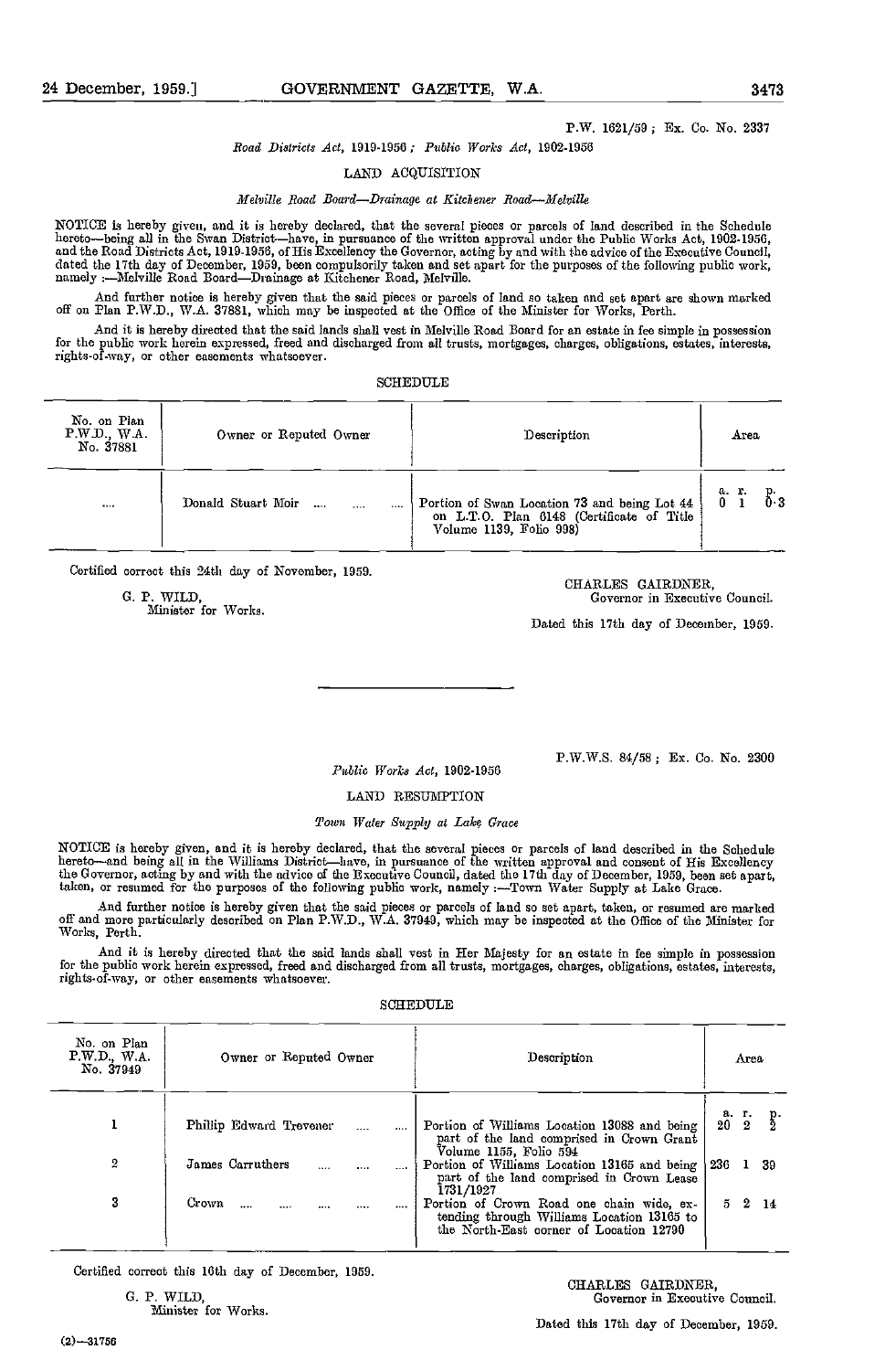P.W. 1621/59; Ex. Co. No. 2337

*Road Districts Act*, 1919-1956; *Public Works Act*, 1902-1956

LAND ACQUISITION

*Melville Road Board—Drainage at Kitchener Road—Melville*

NOTICE is hereby given, and it is hereby declared, that the several pieces or parcels of land described in the Schedule hereto—being all in the Swan District—have, in pursuance of the written approval under the Public Works Act, 1902-1956, and the Road Districts Act, 1919-1956, of His Excellency the Governor, acting by and with the advice of the Executive Council, dated the 17th day of December, 1959, been compulsorily taken and set apart for the purposes of the following public work, namely :—Melville Road Board—Drainage at Kitchener Road, Melville.

And further notice is hereby given that the said pieces or parcels of land so taken and set apart are shown marked off on Plan P.W.D., W.A. 37881, which may be inspected at the Office of the Minister for Works, Perth.

And it is hereby directed that the said lands shall vest in Melville Road Board for an estate in fee simple in possession for the public work herein expressed, freed and discharged from all trusts, mortgages, charges, obligations, estates, interests, rights-of-way, or other easements whatsoever.

SCHEDULE

| No. on Plan P.W.D., W.A. No. 37881 | Owner or Reputed Owner | Description | Area a. r. p. |
|---|---|---|---|
| .... | Donald Stuart Moir .... .... .... | Portion of Swan Location 73 and being Lot 44 on L.T.O. Plan 6148 (Certificate of Title Volume 1139, Folio 998) | 0 1 0·3 |

Certified correct this 24th day of November, 1959.

G. P. WILD,
Minister for Works.

CHARLES GAIRDNER,
Governor in Executive Council.

Dated this 17th day of December, 1959.

---

P.W.W.S. 84/58; Ex. Co. No. 2300

*Public Works Act*, 1902-1956

LAND RESUMPTION

*Town Water Supply at Lake Grace*

NOTICE is hereby given, and it is hereby declared, that the several pieces or parcels of land described in the Schedule hereto—and being all in the Williams District—have, in pursuance of the written approval and consent of His Excellency the Governor, acting by and with the advice of the Executive Council, dated the 17th day of December, 1959, been set apart, taken, or resumed for the purposes of the following public work, namely :—Town Water Supply at Lake Grace.

And further notice is hereby given that the said pieces or parcels of land so set apart, taken, or resumed are marked off and more particularly described on Plan P.W.D., W.A. 37949, which may be inspected at the Office of the Minister for Works, Perth.

And it is hereby directed that the said lands shall vest in Her Majesty for an estate in fee simple in possession for the public work herein expressed, freed and discharged from all trusts, mortgages, charges, obligations, estates, interests, rights-of-way, or other easements whatsoever.

SCHEDULE

| No. on Plan P.W.D., W.A. No. 37949 | Owner or Reputed Owner | Description | Area a. r. p. |
|---|---|---|---|
| 1 | Phillip Edward Trevener .... .... | Portion of Williams Location 13088 and being part of the land comprised in Crown Grant Volume 1155, Folio 594 | 20 2 2 |
| 2 | James Carruthers .... .... .... | Portion of Williams Location 13165 and being part of the land comprised in Crown Lease 1731/1927 | 236 1 39 |
| 3 | Crown .... .... .... .... .... | Portion of Crown Road one chain wide, extending through Williams Location 13165 to the North-East corner of Location 12790 | 5 2 14 |

Certified correct this 16th day of December, 1959.

G. P. WILD,
Minister for Works.

CHARLES GAIRDNER,
Governor in Executive Council.

Dated this 17th day of December, 1959.

(2)—31756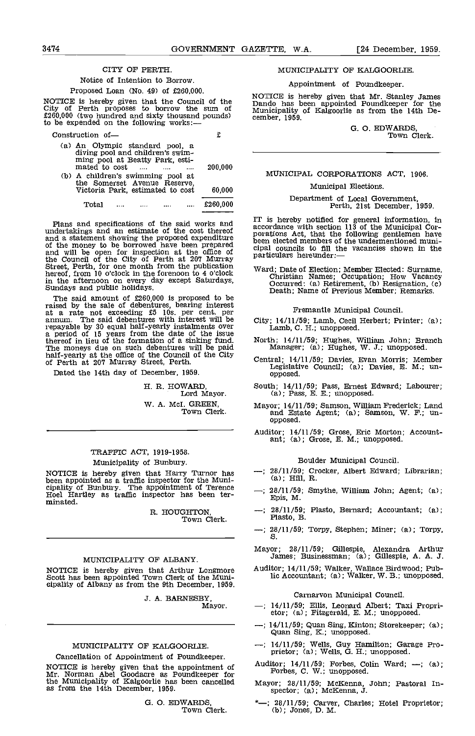## CITY OF PERTH.

### Notice of Intention to Borrow.

Proposed Loan (No. 49) of £260,000.

NOTICE is hereby given that the Council of the City of Perth proposes to borrow the sum of £260,000 (two hundred and sixty thousand pounds) to be expended on the following works:—

| Construction of— | £ |
|---|---|
| (a) An Olympic standard pool, a diving pool and children's swimming pool at Beatty Park, estimated to cost .... .... .... | 200,000 |
| (b) A children's swimming pool at the Somerset Avenue Reserve, Victoria Park, estimated to cost | 60,000 |
| Total .... .... .... .... | £260,000 |

Plans and specifications of the said works and undertakings and an estimate of the cost thereof and a statement showing the proposed expenditure of the money to be borrowed have been prepared and will be open for inspection at the office of the Council of the City of Perth at 207 Murray Street, Perth, for one month from the publication hereof, from 10 o'clock in the forenoon to 4 o'clock in the afternoon on every day except Saturdays, Sundays and public holidays.

The said amount of £260,000 is proposed to be raised by the sale of debentures, bearing interest at a rate not exceeding £5 10s. per cent. per annum. The said debentures with interest will be repayable by 30 equal half-yearly instalments over a period of 15 years from the date of the issue thereof in lieu of the formation of a sinking fund. The moneys due on such debentures will be paid half-yearly at the office of the Council of the City of Perth at 207 Murray Street, Perth.

Dated the 14th day of December, 1959.

H. R. HOWARD,
Lord Mayor.

W. A. McI. GREEN,
Town Clerk.

---

## TRAFFIC ACT, 1919-1958.

### Municipality of Bunbury.

NOTICE is hereby given that Harry Turnor has been appointed as a traffic inspector for the Municipality of Bunbury. The appointment of Terence Hoel Hartley as traffic inspector has been terminated.

R. HOUGHTON,
Town Clerk.

---

## MUNICIPALITY OF ALBANY.

NOTICE is hereby given that Arthur Longmore Scott has been appointed Town Clerk of the Municipality of Albany as from the 9th December, 1959.

J. A. BARNESBY,
Mayor.

---

## MUNICIPALITY OF KALGOORLIE.

### Cancellation of Appointment of Poundkeeper.

NOTICE is hereby given that the appointment of Mr. Norman Abel Goodacre as Poundkeeper for the Municipality of Kalgoorlie has been cancelled as from the 14th December, 1959.

G. O. EDWARDS,
Town Clerk.

---

## MUNICIPALITY OF KALGOORLIE.

### Appointment of Poundkeeper.

NOTICE is hereby given that Mr. Stanley James Dando has been appointed Poundkeeper for the Municipality of Kalgoorlie as from the 14th December, 1959.

G. O. EDWARDS,
Town Clerk.

---

## MUNICIPAL CORPORATIONS ACT, 1906.

### Municipal Elections.

Department of Local Government,
Perth, 21st December, 1959.

IT is hereby notified for general information, in accordance with section 113 of the Municipal Corporations Act, that the following gentlemen have been elected members of the undermentioned municipal councils to fill the vacancies shown in the particulars hereunder:—

Ward; Date of Election; Member Elected: Surname, Christian Names; Occupation; How Vacancy Occurred: (a) Retirement, (b) Resignation, (c) Death; Name of Previous Member; Remarks.

#### Fremantle Municipal Council.

City; 14/11/59; Lamb, Cecil Herbert; Printer; (a); Lamb, C. H.; unopposed.

North; 14/11/59; Hughes, William John; Branch Manager; (a); Hughes, W. J.; unopposed.

Central; 14/11/59; Davies, Evan Morris; Member Legislative Council; (a); Davies, E. M.; unopposed.

South; 14/11/59; Pass, Ernest Edward; Labourer; (a); Pass, E. E.; unopposed.

Mayor; 14/11/59; Samson, William Frederick; Land and Estate Agent; (a); Samson, W. F.; unopposed.

Auditor; 14/11/59; Grose, Eric Morton; Accountant; (a); Grose, E. M.; unopposed.

#### Boulder Municipal Council.

—; 28/11/59; Crocker, Albert Edward; Librarian; (a); Hill, R.

—; 28/11/59; Smythe, William John; Agent; (a); Epis, M.

—; 28/11/59; Plasto, Bernard; Accountant; (a); Plasto, B.

—; 28/11/59; Torpy, Stephen; Miner; (a); Torpy, S.

Mayor; 28/11/59; Gillespie, Alexandra Arthur James; Businessman; (a); Gillespie, A. A. J.

Auditor; 14/11/59; Walker, Wallace Birdwood; Public Accountant; (a); Walker, W. B.; unopposed.

#### Carnarvon Municipal Council.

—; 14/11/59; Ellis, Leonard Albert; Taxi Proprietor; (a); Fitzgerald, E. M.; unopposed.

—; 14/11/59; Quan Sing, Kinton; Storekeeper; (a); Quan Sing, K.; unopposed.

—; 14/11/59; Wells, Guy Hamilton; Garage Proprietor; (a); Wells, G. H.; unopposed.

Auditor; 14/11/59; Forbes, Colin Ward; —; (a); Forbes, C. W.; unopposed.

Mayor; 28/11/59; McKenna, John; Pastoral Inspector; (a); McKenna, J.

*—; 28/11/59; Carver, Charles; Hotel Proprietor; (b); Jones, D. M.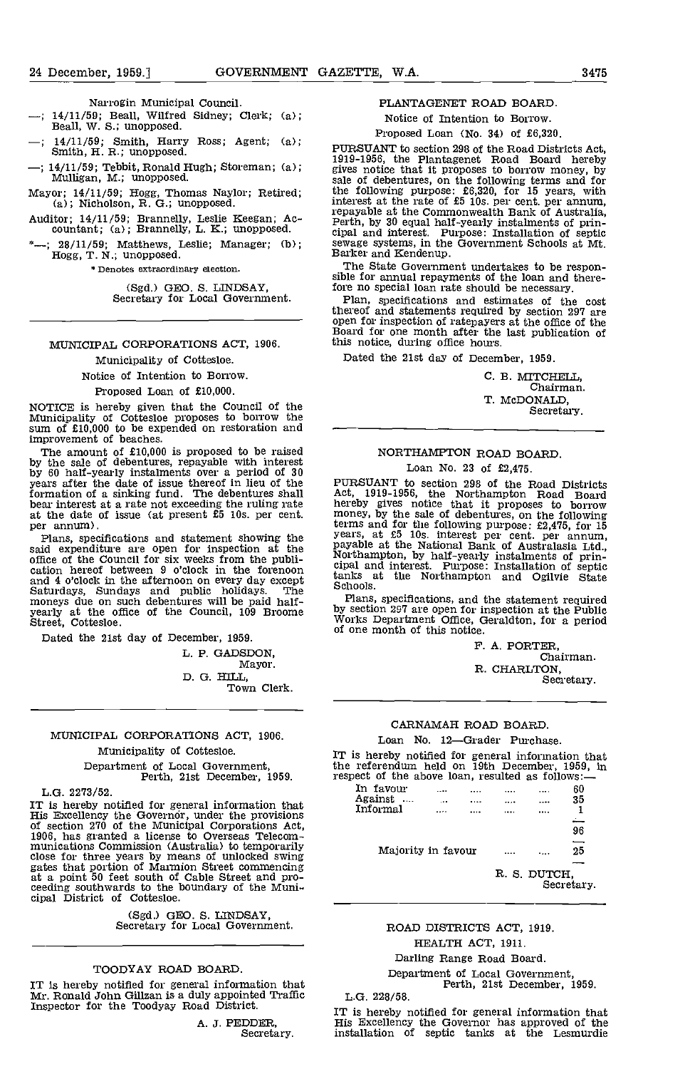Narrogin Municipal Council.

—; 14/11/59; Beall, Wilfred Sidney; Clerk; (a); Beall, W. S.; unopposed.

—; 14/11/59; Smith, Harry Ross; Agent; (a); Smith, H. R.; unopposed.

—; 14/11/59; Tebbit, Ronald Hugh; Storeman; (a); Mulligan, M.; unopposed.

Mayor; 14/11/59; Hogg, Thomas Naylor; Retired; (a); Nicholson, R. G.; unopposed.

Auditor; 14/11/59; Brannelly, Leslie Keegan; Accountant; (a); Brannelly, L. K.; unopposed.

*—; 28/11/59; Matthews, Leslie; Manager; (b); Hogg, T. N.; unopposed.

* Denotes extraordinary election.

(Sgd.) GEO. S. LINDSAY,
Secretary for Local Government.

---

## MUNICIPAL CORPORATIONS ACT, 1906.

Municipality of Cottesloe.

Notice of Intention to Borrow.

Proposed Loan of £10,000.

NOTICE is hereby given that the Council of the Municipality of Cottesloe proposes to borrow the sum of £10,000 to be expended on restoration and improvement of beaches.

The amount of £10,000 is proposed to be raised by the sale of debentures, repayable with interest by 60 half-yearly instalments over a period of 30 years after the date of issue thereof in lieu of the formation of a sinking fund. The debentures shall bear interest at a rate not exceeding the ruling rate at the date of issue (at present £5 10s. per cent. per annum).

Plans, specifications and statement showing the said expenditure are open for inspection at the office of the Council for six weeks from the publication hereof between 9 o'clock in the forenoon and 4 o'clock in the afternoon on every day except Saturdays, Sundays and public holidays. The moneys due on such debentures will be paid half-yearly at the office of the Council, 109 Broome Street, Cottesloe.

Dated the 21st day of December, 1959.

L. P. GADSDON,
Mayor.
D. G. HILL,
Town Clerk.

---

## MUNICIPAL CORPORATIONS ACT, 1906.

Municipality of Cottesloe.

Department of Local Government,
Perth, 21st December, 1959.

L.G. 2273/52.

IT is hereby notified for general information that His Excellency the Governor, under the provisions of section 270 of the Municipal Corporations Act, 1906, has granted a license to Overseas Telecommunications Commission (Australia) to temporarily close for three years by means of unlocked swing gates that portion of Marmion Street commencing at a point 50 feet south of Cable Street and proceeding southwards to the boundary of the Municipal District of Cottesloe.

(Sgd.) GEO. S. LINDSAY,
Secretary for Local Government.

---

## TOODYAY ROAD BOARD.

IT is hereby notified for general information that Mr. Ronald John Gillzan is a duly appointed Traffic Inspector for the Toodyay Road District.

A. J. PEDDER,
Secretary.

---

## PLANTAGENET ROAD BOARD.

Notice of Intention to Borrow.

Proposed Loan (No. 34) of £6,320.

PURSUANT to section 298 of the Road Districts Act, 1919-1956, the Plantagenet Road Board hereby gives notice that it proposes to borrow money, by sale of debentures, on the following terms and for the following purpose: £6,320, for 15 years, with interest at the rate of £5 10s. per cent. per annum, repayable at the Commonwealth Bank of Australia, Perth, by 30 equal half-yearly instalments of principal and interest. Purpose: Installation of septic sewage systems, in the Government Schools at Mt. Barker and Kendenup.

The State Government undertakes to be responsible for annual repayments of the loan and therefore no special loan rate should be necessary.

Plan, specifications and estimates of the cost thereof and statements required by section 297 are open for inspection of ratepayers at the office of the Board for one month after the last publication of this notice, during office hours.

Dated the 21st day of December, 1959.

C. B. MITCHELL,
Chairman.
T. McDONALD,
Secretary.

---

## NORTHAMPTON ROAD BOARD.

Loan No. 23 of £2,475.

PURSUANT to section 298 of the Road Districts Act, 1919-1956, the Northampton Road Board hereby gives notice that it proposes to borrow money, by the sale of debentures, on the following terms and for the following purpose: £2,475, for 15 years, at £5 10s. interest per cent. per annum, payable at the National Bank of Australasia Ltd., Northampton, by half-yearly instalments of principal and interest. Purpose: Installation of septic tanks at the Northampton and Ogilvie State Schools.

Plans, specifications, and the statement required by section 297 are open for inspection at the Public Works Department Office, Geraldton, for a period of one month of this notice.

F. A. PORTER,
Chairman.
R. CHARLTON,
Secretary.

---

## CARNAMAH ROAD BOARD.

Loan No. 12—Grader Purchase.

IT is hereby notified for general information that the referendum held on 19th December, 1959, in respect of the above loan, resulted as follows:—

| | |
|---|---|
| In favour | 60 |
| Against | 35 |
| Informal | 1 |
| | 96 |
| Majority in favour | 25 |

R. S. DUTCH,
Secretary.

---

## ROAD DISTRICTS ACT, 1919.

HEALTH ACT, 1911.

Darling Range Road Board.

Department of Local Government,
Perth, 21st December, 1959.

L.G. 228/58.

IT is hereby notified for general information that His Excellency the Governor has approved of the installation of septic tanks at the Lesmurdie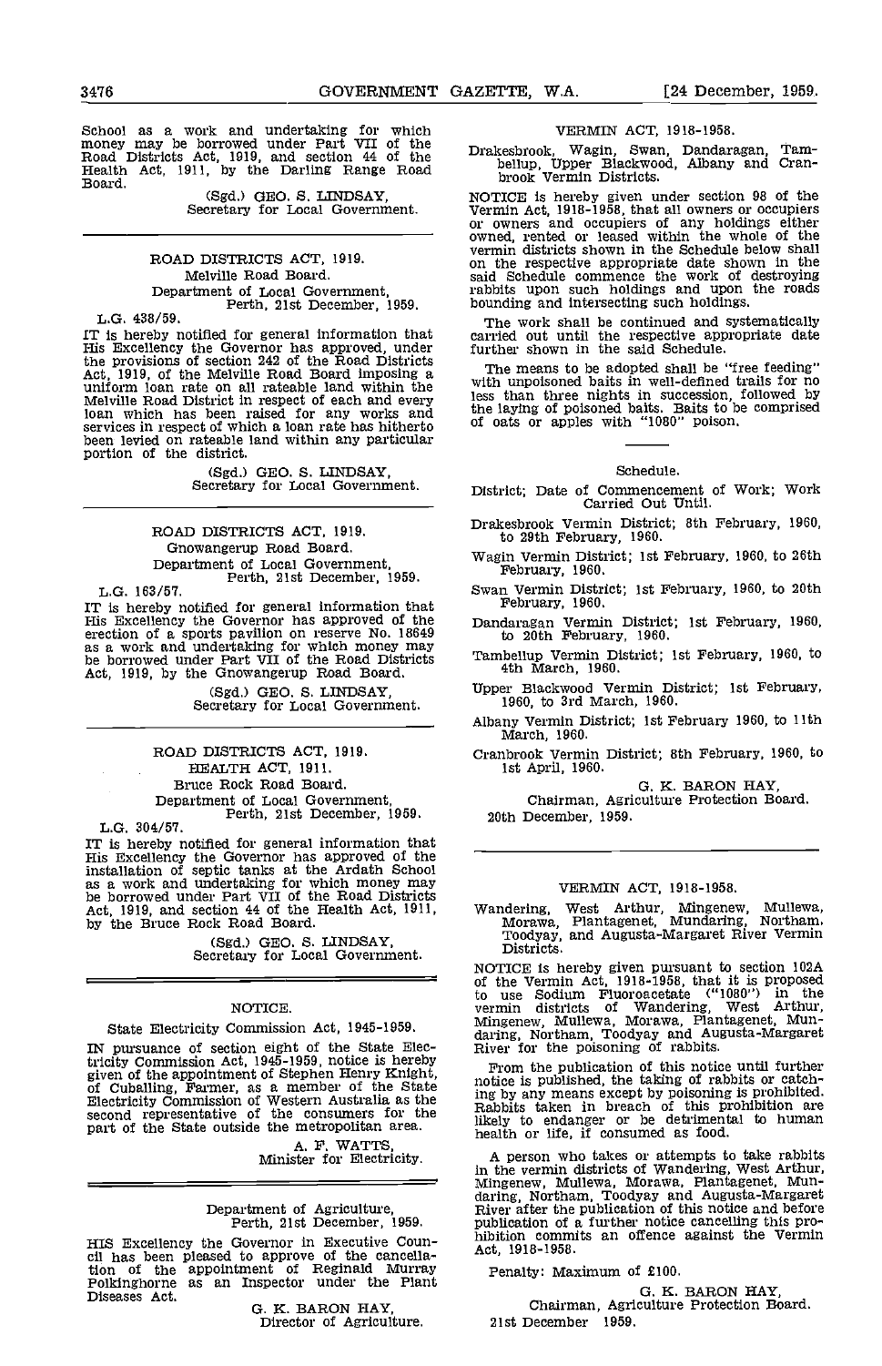School as a work and undertaking for which money may be borrowed under Part VII of the Road Districts Act, 1919, and section 44 of the Health Act, 1911, by the Darling Range Road Board.

(Sgd.) GEO. S. LINDSAY,
Secretary for Local Government.

---

## ROAD DISTRICTS ACT, 1919.

Melville Road Board.

Department of Local Government,
Perth, 21st December, 1959.

L.G. 438/59.

IT is hereby notified for general information that His Excellency the Governor has approved, under the provisions of section 242 of the Road Districts Act, 1919, of the Melville Road Board imposing a uniform loan rate on all rateable land within the Melville Road District in respect of each and every loan which has been raised for any works and services in respect of which a loan rate has hitherto been levied on rateable land within any particular portion of the district.

(Sgd.) GEO. S. LINDSAY,
Secretary for Local Government.

---

## ROAD DISTRICTS ACT, 1919.

Gnowangerup Road Board.

Department of Local Government,
Perth, 21st December, 1959.

L.G. 163/57.

IT is hereby notified for general information that His Excellency the Governor has approved of the erection of a sports pavilion on reserve No. 18649 as a work and undertaking for which money may be borrowed under Part VII of the Road Districts Act, 1919, by the Gnowangerup Road Board.

(Sgd.) GEO. S. LINDSAY,
Secretary for Local Government.

---

## ROAD DISTRICTS ACT, 1919.
## HEALTH ACT, 1911.

Bruce Rock Road Board.

Department of Local Government,
Perth, 21st December, 1959.

L.G. 304/57.

IT is hereby notified for general information that His Excellency the Governor has approved of the installation of septic tanks at the Ardath School as a work and undertaking for which money may be borrowed under Part VII of the Road Districts Act, 1919, and section 44 of the Health Act, 1911, by the Bruce Rock Road Board.

(Sgd.) GEO. S. LINDSAY,
Secretary for Local Government.

---

## NOTICE.

State Electricity Commission Act, 1945-1959.

IN pursuance of section eight of the State Electricity Commission Act, 1945-1959, notice is hereby given of the appointment of Stephen Henry Knight, of Cuballing, Farmer, as a member of the State Electricity Commission of Western Australia as the second representative of the consumers for the part of the State outside the metropolitan area.

A. F. WATTS,
Minister for Electricity.

---

Department of Agriculture,
Perth, 21st December, 1959.

HIS Excellency the Governor in Executive Council has been pleased to approve of the cancellation of the appointment of Reginald Murray Polkinghorne as an Inspector under the Plant Diseases Act.

G. K. BARON HAY,
Director of Agriculture.

---

## VERMIN ACT, 1918-1958.

Drakesbrook, Wagin, Swan, Dandaragan, Tambellup, Upper Blackwood, Albany and Cranbrook Vermin Districts.

NOTICE is hereby given under section 98 of the Vermin Act, 1918-1958, that all owners or occupiers or owners and occupiers of any holdings either owned, rented or leased within the whole of the vermin districts shown in the Schedule below shall on the respective appropriate date shown in the said Schedule commence the work of destroying rabbits upon such holdings and upon the roads bounding and intersecting such holdings.

The work shall be continued and systematically carried out until the respective appropriate date further shown in the said Schedule.

The means to be adopted shall be "free feeding" with unpoisoned baits in well-defined trails for no less than three nights in succession, followed by the laying of poisoned baits. Baits to be comprised of oats or apples with "1080" poison.

---

### Schedule.

District; Date of Commencement of Work; Work Carried Out Until.

Drakesbrook Vermin District; 8th February, 1960, to 29th February, 1960.

Wagin Vermin District; 1st February, 1960, to 26th February, 1960.

Swan Vermin District; 1st February, 1960, to 20th February, 1960.

Dandaragan Vermin District; 1st February, 1960, to 20th February, 1960.

Tambellup Vermin District; 1st February, 1960, to 4th March, 1960.

Upper Blackwood Vermin District; 1st February, 1960, to 3rd March, 1960.

Albany Vermin District; 1st February 1960, to 11th March, 1960.

Cranbrook Vermin District; 8th February, 1960, to 1st April, 1960.

G. K. BARON HAY,
Chairman, Agriculture Protection Board.

20th December, 1959.

---

## VERMIN ACT, 1918-1958.

Wandering, West Arthur, Mingenew, Mullewa, Morawa, Plantagenet, Mundaring, Northam, Toodyay, and Augusta-Margaret River Vermin Districts.

NOTICE is hereby given pursuant to section 102A of the Vermin Act, 1918-1958, that it is proposed to use Sodium Fluoroacetate ("1080") in the vermin districts of Wandering, West Arthur, Mingenew, Mullewa, Morawa, Plantagenet, Mundaring, Northam, Toodyay and Augusta-Margaret River for the poisoning of rabbits.

From the publication of this notice until further notice is published, the taking of rabbits or catching by any means except by poisoning is prohibited. Rabbits taken in breach of this prohibition are likely to endanger or be detrimental to human health or life, if consumed as food.

A person who takes or attempts to take rabbits in the vermin districts of Wandering, West Arthur, Mingenew, Mullewa, Morawa, Plantagenet, Mundaring, Northam, Toodyay and Augusta-Margaret River after the publication of this notice and before publication of a further notice cancelling this prohibition commits an offence against the Vermin Act, 1918-1958.

Penalty: Maximum of £100.

G. K. BARON HAY,
Chairman, Agriculture Protection Board.

21st December 1959.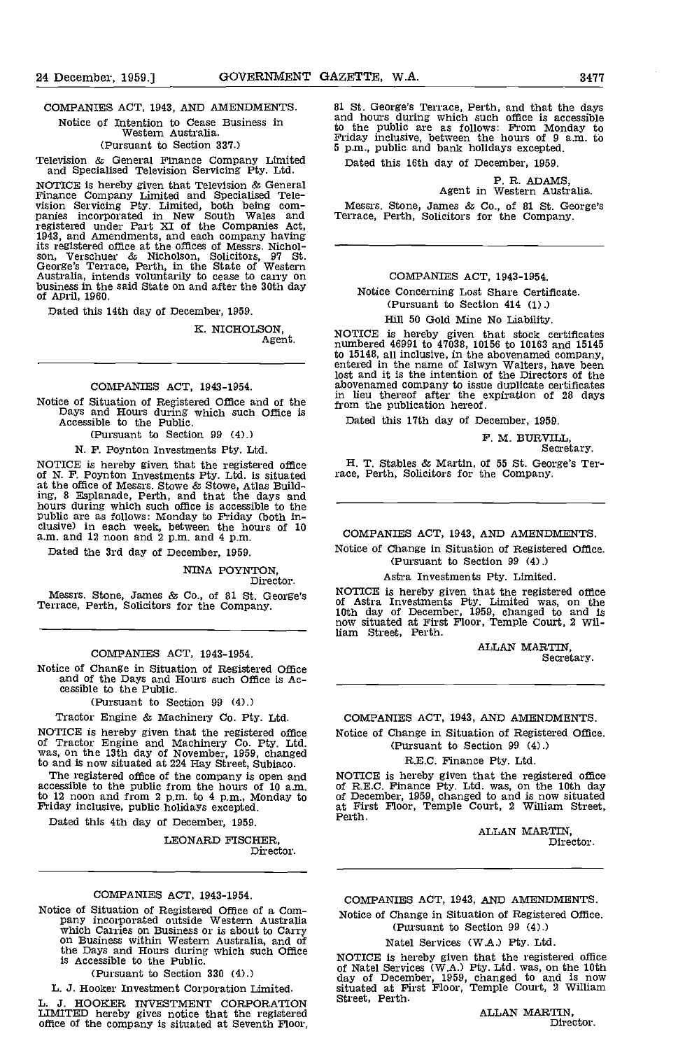COMPANIES ACT, 1943, AND AMENDMENTS.

Notice of Intention to Cease Business in Western Australia.

(Pursuant to Section 337.)

Television & General Finance Company Limited and Specialised Television Servicing Pty. Ltd.

NOTICE is hereby given that Television & General Finance Company Limited and Specialised Television Servicing Pty. Limited, both being companies incorporated in New South Wales and registered under Part XI of the Companies Act, 1943, and Amendments, and each company having its registered office at the offices of Messrs. Nicholson, Verschuer & Nicholson, Solicitors, 97 St. George's Terrace, Perth, in the State of Western Australia, intends voluntarily to cease to carry on business in the said State on and after the 30th day of April, 1960.

Dated this 14th day of December, 1959.

K. NICHOLSON,
Agent.

---

COMPANIES ACT, 1943-1954.

Notice of Situation of Registered Office and of the Days and Hours during which such Office is Accessible to the Public.

(Pursuant to Section 99 (4).)

N. F. Poynton Investments Pty. Ltd.

NOTICE is hereby given that the registered office of N. F. Poynton Investments Pty. Ltd. is situated at the office of Messrs. Stowe & Stowe, Atlas Building, 8 Esplanade, Perth, and that the days and hours during which such office is accessible to the public are as follows: Monday to Friday (both inclusive) in each week, between the hours of 10 a.m. and 12 noon and 2 p.m. and 4 p.m.

Dated the 3rd day of December, 1959.

NINA POYNTON,
Director.

Messrs. Stone, James & Co., of 81 St. George's Terrace, Perth, Solicitors for the Company.

---

COMPANIES ACT, 1943-1954.

Notice of Change in Situation of Registered Office and of the Days and Hours such Office is Accessible to the Public.

(Pursuant to Section 99 (4).)

Tractor Engine & Machinery Co. Pty. Ltd.

NOTICE is hereby given that the registered office of Tractor Engine and Machinery Co. Pty. Ltd. was, on the 13th day of November, 1959, changed to and is now situated at 224 Hay Street, Subiaco.

The registered office of the company is open and accessible to the public from the hours of 10 a.m. to 12 noon and from 2 p.m. to 4 p.m., Monday to Friday inclusive, public holidays excepted.

Dated this 4th day of December, 1959.

LEONARD FISCHER,
Director.

---

COMPANIES ACT, 1943-1954.

Notice of Situation of Registered Office of a Company incorporated outside Western Australia which Carries on Business or is about to Carry on Business within Western Australia, and of the Days and Hours during which such Office is Accessible to the Public.

(Pursuant to Section 330 (4).)

L. J. Hooker Investment Corporation Limited.

L. J. HOOKER INVESTMENT CORPORATION LIMITED hereby gives notice that the registered office of the company is situated at Seventh Floor, 81 St. George's Terrace, Perth, and that the days and hours during which such office is accessible to the public are as follows: From Monday to Friday inclusive, between the hours of 9 a.m. to 5 p.m., public and bank holidays excepted.

Dated this 16th day of December, 1959.

P. R. ADAMS,
Agent in Western Australia.

Messrs. Stone, James & Co., of 81 St. George's Terrace, Perth, Solicitors for the Company.

---

COMPANIES ACT, 1943-1954.

Notice Concerning Lost Share Certificate.

(Pursuant to Section 414 (1).)

Hill 50 Gold Mine No Liability.

NOTICE is hereby given that stock certificates numbered 46991 to 47038, 10156 to 10163 and 15145 to 15148, all inclusive, in the abovenamed company, entered in the name of Islwyn Walters, have been lost and it is the intention of the Directors of the abovenamed company to issue duplicate certificates in lieu thereof after the expiration of 28 days from the publication hereof.

Dated this 17th day of December, 1959.

F. M. BURVILL,
Secretary.

H. T. Stables & Martin, of 55 St. George's Terrace, Perth, Solicitors for the Company.

---

COMPANIES ACT, 1943, AND AMENDMENTS.

Notice of Change in Situation of Registered Office.

(Pursuant to Section 99 (4).)

Astra Investments Pty. Limited.

NOTICE is hereby given that the registered office of Astra Investments Pty. Limited was, on the 10th day of December, 1959, changed to and is now situated at First Floor, Temple Court, 2 William Street, Perth.

ALLAN MARTIN,
Secretary.

---

COMPANIES ACT, 1943, AND AMENDMENTS.

Notice of Change in Situation of Registered Office.

(Pursuant to Section 99 (4).)

R.E.C. Finance Pty. Ltd.

NOTICE is hereby given that the registered office of R.E.C. Finance Pty. Ltd. was, on the 10th day of December, 1959, changed to and is now situated at First Floor, Temple Court, 2 William Street, Perth.

ALLAN MARTIN,
Director.

---

COMPANIES ACT, 1943, AND AMENDMENTS.

Notice of Change in Situation of Registered Office.

(Pursuant to Section 99 (4).)

Natel Services (W.A.) Pty. Ltd.

NOTICE is hereby given that the registered office of Natel Services (W.A.) Pty. Ltd. was, on the 10th day of December, 1959, changed to and is now situated at First Floor, Temple Court, 2 William Street, Perth.

ALLAN MARTIN,
Director.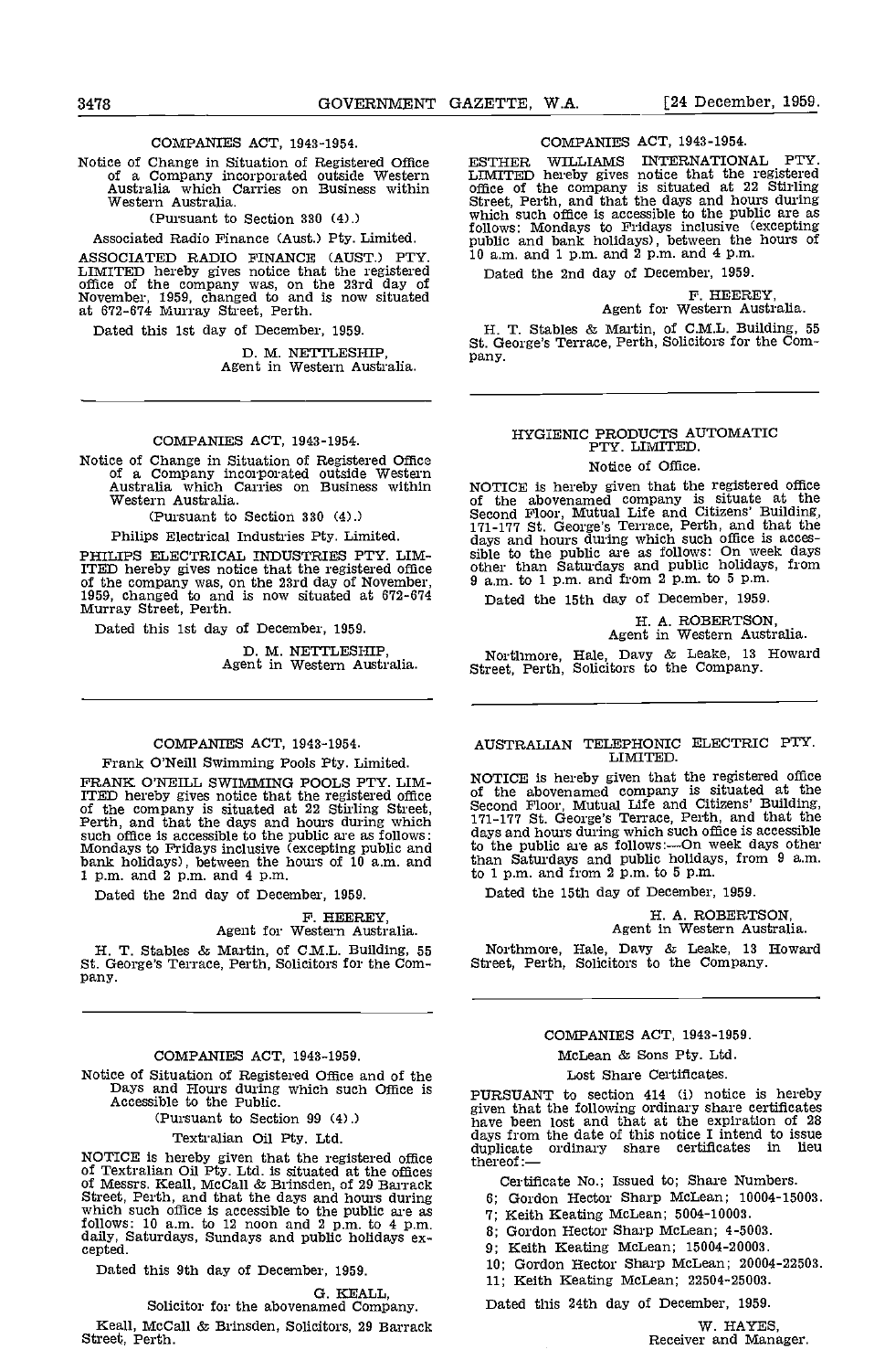## COMPANIES ACT, 1943-1954.

Notice of Change in Situation of Registered Office of a Company incorporated outside Western Australia which Carries on Business within Western Australia.

(Pursuant to Section 330 (4).)

Associated Radio Finance (Aust.) Pty. Limited.

ASSOCIATED RADIO FINANCE (AUST.) PTY. LIMITED hereby gives notice that the registered office of the company was, on the 23rd day of November, 1959, changed to and is now situated at 672-674 Murray Street, Perth.

Dated this 1st day of December, 1959.

D. M. NETTLESHIP,
Agent in Western Australia.

---

## COMPANIES ACT, 1943-1954.

Notice of Change in Situation of Registered Office of a Company incorporated outside Western Australia which Carries on Business within Western Australia.

(Pursuant to Section 330 (4).)

Philips Electrical Industries Pty. Limited.

PHILIPS ELECTRICAL INDUSTRIES PTY. LIMITED hereby gives notice that the registered office of the company was, on the 23rd day of November, 1959, changed to and is now situated at 672-674 Murray Street, Perth.

Dated this 1st day of December, 1959.

D. M. NETTLESHIP,
Agent in Western Australia.

---

## COMPANIES ACT, 1943-1954.

Frank O'Neill Swimming Pools Pty. Limited.

FRANK O'NEILL SWIMMING POOLS PTY. LIMITED hereby gives notice that the registered office of the company is situated at 22 Stirling Street, Perth, and that the days and hours during which such office is accessible to the public are as follows: Mondays to Fridays inclusive (excepting public and bank holidays), between the hours of 10 a.m. and 1 p.m. and 2 p.m. and 4 p.m.

Dated the 2nd day of December, 1959.

F. HEEREY,
Agent for Western Australia.

H. T. Stables & Martin, of C.M.L. Building, 55 St. George's Terrace, Perth, Solicitors for the Company.

---

## COMPANIES ACT, 1943-1959.

Notice of Situation of Registered Office and of the Days and Hours during which such Office is Accessible to the Public.

(Pursuant to Section 99 (4).)

Textralian Oil Pty. Ltd.

NOTICE is hereby given that the registered office of Textralian Oil Pty. Ltd. is situated at the offices of Messrs. Keall, McCall & Brinsden, of 29 Barrack Street, Perth, and that the days and hours during which such office is accessible to the public are as follows: 10 a.m. to 12 noon and 2 p.m. to 4 p.m. daily, Saturdays, Sundays and public holidays excepted.

Dated this 9th day of December, 1959.

G. KEALL,
Solicitor for the abovenamed Company.

Keall, McCall & Brinsden, Solicitors, 29 Barrack Street, Perth.

---

## COMPANIES ACT, 1943-1954.

ESTHER WILLIAMS INTERNATIONAL PTY. LIMITED hereby gives notice that the registered office of the company is situated at 22 Stirling Street, Perth, and that the days and hours during which such office is accessible to the public are as follows: Mondays to Fridays inclusive (excepting public and bank holidays), between the hours of 10 a.m. and 1 p.m. and 2 p.m. and 4 p.m.

Dated the 2nd day of December, 1959.

F. HEEREY,
Agent for Western Australia.

H. T. Stables & Martin, of C.M.L. Building, 55 St. George's Terrace, Perth, Solicitors for the Company.

---

## HYGIENIC PRODUCTS AUTOMATIC PTY. LIMITED.

Notice of Office.

NOTICE is hereby given that the registered office of the abovenamed company is situate at the Second Floor, Mutual Life and Citizens' Building, 171-177 St. George's Terrace, Perth, and that the days and hours during which such office is accessible to the public are as follows: On week days other than Saturdays and public holidays, from 9 a.m. to 1 p.m. and from 2 p.m. to 5 p.m.

Dated the 15th day of December, 1959.

H. A. ROBERTSON,
Agent in Western Australia.

Northmore, Hale, Davy & Leake, 13 Howard Street, Perth, Solicitors to the Company.

---

## AUSTRALIAN TELEPHONIC ELECTRIC PTY. LIMITED.

NOTICE is hereby given that the registered office of the abovenamed company is situated at the Second Floor, Mutual Life and Citizens' Building, 171-177 St. George's Terrace, Perth, and that the days and hours during which such office is accessible to the public are as follows:—On week days other than Saturdays and public holidays, from 9 a.m. to 1 p.m. and from 2 p.m. to 5 p.m.

Dated the 15th day of December, 1959.

H. A. ROBERTSON,
Agent in Western Australia.

Northmore, Hale, Davy & Leake, 13 Howard Street, Perth, Solicitors to the Company.

---

## COMPANIES ACT, 1943-1959.

McLean & Sons Pty. Ltd.

Lost Share Certificates.

PURSUANT to section 414 (i) notice is hereby given that the following ordinary share certificates have been lost and that at the expiration of 28 days from the date of this notice I intend to issue duplicate ordinary share certificates in lieu thereof:—

Certificate No.; Issued to; Share Numbers.

6; Gordon Hector Sharp McLean; 10004-15003.
7; Keith Keating McLean; 5004-10003.
8; Gordon Hector Sharp McLean; 4-5003.
9; Keith Keating McLean; 15004-20003.
10; Gordon Hector Sharp McLean; 20004-22503.
11; Keith Keating McLean; 22504-25003.

Dated this 24th day of December, 1959.

W. HAYES,
Receiver and Manager.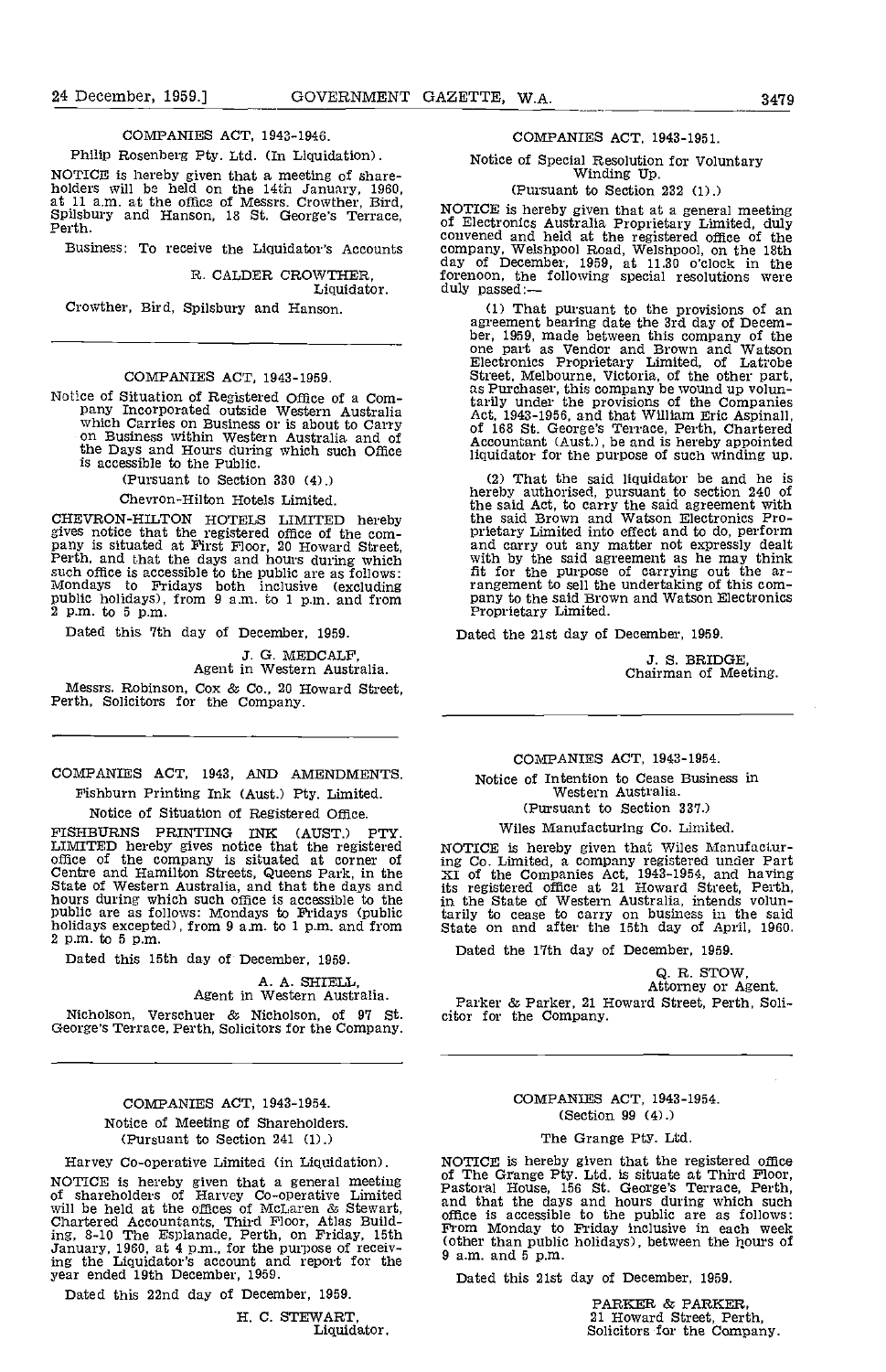COMPANIES ACT, 1943-1946.

Philip Rosenberg Pty. Ltd. (In Liquidation).

NOTICE is hereby given that a meeting of shareholders will be held on the 14th January, 1960, at 11 a.m. at the office of Messrs. Crowther, Bird, Spilsbury and Hanson, 18 St. George's Terrace, Perth.

Business: To receive the Liquidator's Accounts

R. CALDER CROWTHER,
Liquidator.

Crowther, Bird, Spilsbury and Hanson.

---

COMPANIES ACT, 1943-1959.

Notice of Situation of Registered Office of a Company Incorporated outside Western Australia which Carries on Business or is about to Carry on Business within Western Australia and of the Days and Hours during which such Office is accessible to the Public.

(Pursuant to Section 330 (4).)

Chevron-Hilton Hotels Limited.

CHEVRON-HILTON HOTELS LIMITED hereby gives notice that the registered office of the company is situated at First Floor, 20 Howard Street, Perth, and that the days and hours during which such office is accessible to the public are as follows: Mondays to Fridays both inclusive (excluding public holidays), from 9 a.m. to 1 p.m. and from 2 p.m. to 5 p.m.

Dated this 7th day of December, 1959.

J. G. MEDCALF,
Agent in Western Australia.

Messrs. Robinson, Cox & Co., 20 Howard Street, Perth, Solicitors for the Company.

---

COMPANIES ACT, 1943, AND AMENDMENTS.

Fishburn Printing Ink (Aust.) Pty. Limited.

Notice of Situation of Registered Office.

FISHBURNS PRINTING INK (AUST.) PTY. LIMITED hereby gives notice that the registered office of the company is situated at corner of Centre and Hamilton Streets, Queens Park, in the State of Western Australia, and that the days and hours during which such office is accessible to the public are as follows: Mondays to Fridays (public holidays excepted), from 9 a.m. to 1 p.m. and from 2 p.m. to 5 p.m.

Dated this 15th day of December, 1959.

A. A. SHIELL,
Agent in Western Australia.

Nicholson, Verschuer & Nicholson, of 97 St. George's Terrace, Perth, Solicitors for the Company.

---

COMPANIES ACT, 1943-1954.

Notice of Meeting of Shareholders.

(Pursuant to Section 241 (1).)

Harvey Co-operative Limited (in Liquidation).

NOTICE is hereby given that a general meeting of shareholders of Harvey Co-operative Limited will be held at the offices of McLaren & Stewart, Chartered Accountants, Third Floor, Atlas Building, 8-10 The Esplanade, Perth, on Friday, 15th January, 1960, at 4 p.m., for the purpose of receiving the Liquidator's account and report for the year ended 19th December, 1959.

Dated this 22nd day of December, 1959.

H. C. STEWART,
Liquidator.

---

COMPANIES ACT, 1943-1951.

Notice of Special Resolution for Voluntary Winding Up.

(Pursuant to Section 232 (1).)

NOTICE is hereby given that at a general meeting of Electronics Australia Proprietary Limited, duly convened and held at the registered office of the company, Welshpool Road, Welshpool, on the 18th day of December, 1959, at 11.30 o'clock in the forenoon, the following special resolutions were duly passed:—

(1) That pursuant to the provisions of an agreement bearing date the 3rd day of December, 1959, made between this company of the one part as Vendor and Brown and Watson Electronics Proprietary Limited, of Latrobe Street, Melbourne, Victoria, of the other part, as Purchaser, this company be wound up voluntarily under the provisions of the Companies Act, 1943-1956, and that William Eric Aspinall, of 168 St. George's Terrace, Perth, Chartered Accountant (Aust.), be and is hereby appointed liquidator for the purpose of such winding up.

(2) That the said liquidator be and he is hereby authorised, pursuant to section 240 of the said Act, to carry the said agreement with the said Brown and Watson Electronics Proprietary Limited into effect and to do, perform and carry out any matter not expressly dealt with by the said agreement as he may think fit for the purpose of carrying out the arrangement to sell the undertaking of this company to the said Brown and Watson Electronics Proprietary Limited.

Dated the 21st day of December, 1959.

J. S. BRIDGE,
Chairman of Meeting.

---

COMPANIES ACT, 1943-1954.

Notice of Intention to Cease Business in Western Australia.

(Pursuant to Section 337.)

Wiles Manufacturing Co. Limited.

NOTICE is hereby given that Wiles Manufacturing Co. Limited, a company registered under Part XI of the Companies Act, 1943-1954, and having its registered office at 21 Howard Street, Perth, in the State of Western Australia, intends voluntarily to cease to carry on business in the said State on and after the 15th day of April, 1960.

Dated the 17th day of December, 1959.

Q. R. STOW,
Attorney or Agent.

Parker & Parker, 21 Howard Street, Perth, Solicitor for the Company.

---

COMPANIES ACT, 1943-1954.

(Section 99 (4).)

The Grange Pty. Ltd.

NOTICE is hereby given that the registered office of The Grange Pty. Ltd. is situate at Third Floor, Pastoral House, 156 St. George's Terrace, Perth, and that the days and hours during which such office is accessible to the public are as follows: From Monday to Friday inclusive in each week (other than public holidays), between the hours of 9 a.m. and 5 p.m.

Dated this 21st day of December, 1959.

PARKER & PARKER,
21 Howard Street, Perth,
Solicitors for the Company.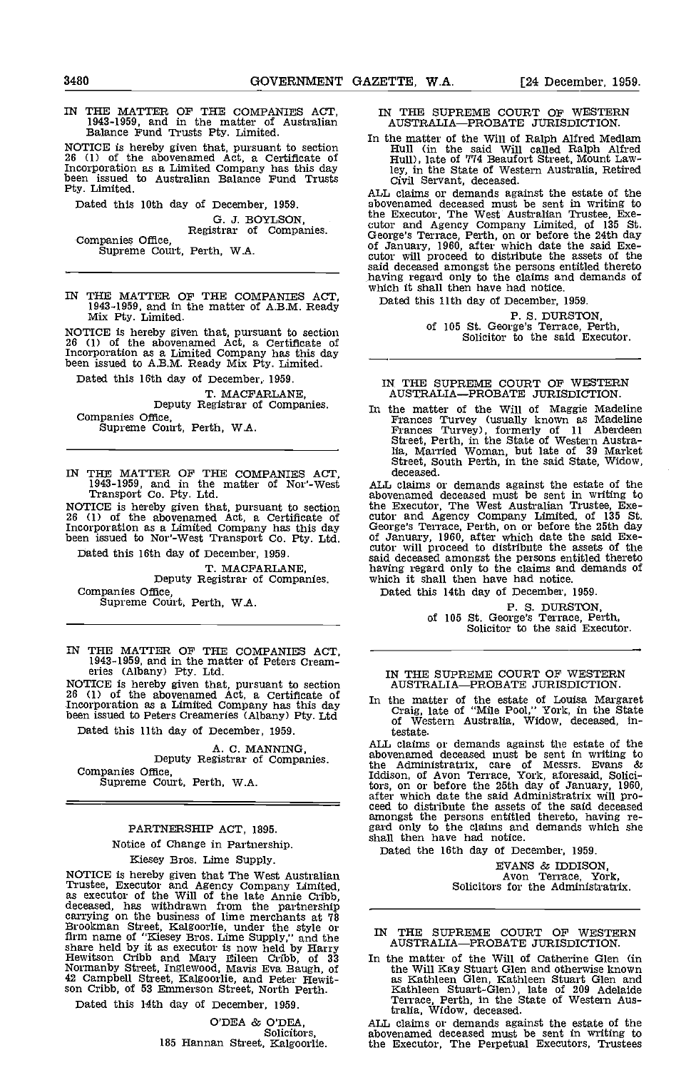IN THE MATTER OF THE COMPANIES ACT, 1943-1959, and in the matter of Australian Balance Fund Trusts Pty. Limited.

NOTICE is hereby given that, pursuant to section 26 (1) of the abovenamed Act, a Certificate of Incorporation as a Limited Company has this day been issued to Australian Balance Fund Trusts Pty. Limited.

Dated this 10th day of December, 1959.

G. J. BOYLSON,
Registrar of Companies.

Companies Office,
Supreme Court, Perth, W.A.

---

IN THE MATTER OF THE COMPANIES ACT, 1943-1959, and in the matter of A.B.M. Ready Mix Pty. Limited.

NOTICE is hereby given that, pursuant to section 26 (1) of the abovenamed Act, a Certificate of Incorporation as a Limited Company has this day been issued to A.B.M. Ready Mix Pty. Limited.

Dated this 16th day of December, 1959.

T. MACFARLANE,
Deputy Registrar of Companies.

Companies Office,
Supreme Court, Perth, W.A.

---

IN THE MATTER OF THE COMPANIES ACT, 1943-1959, and in the matter of Nor'-West Transport Co. Pty. Ltd.

NOTICE is hereby given that, pursuant to section 26 (1) of the abovenamed Act, a Certificate of Incorporation as a Limited Company has this day been issued to Nor'-West Transport Co. Pty. Ltd.

Dated this 16th day of December, 1959.

T. MACFARLANE,
Deputy Registrar of Companies.

Companies Office,
Supreme Court, Perth, W.A.

---

IN THE MATTER OF THE COMPANIES ACT, 1943-1959, and in the matter of Peters Creameries (Albany) Pty. Ltd.

NOTICE is hereby given that, pursuant to section 26 (1) of the abovenamed Act, a Certificate of Incorporation as a Limited Company has this day been issued to Peters Creameries (Albany) Pty. Ltd.

Dated this 11th day of December, 1959.

A. C. MANNING,
Deputy Registrar of Companies.

Companies Office,
Supreme Court, Perth, W.A.

---

PARTNERSHIP ACT, 1895.

Notice of Change in Partnership.

Kiesey Bros. Lime Supply.

NOTICE is hereby given that The West Australian Trustee, Executor and Agency Company Limited, as executor of the Will of the late Annie Cribb, deceased, has withdrawn from the partnership carrying on the business of lime merchants at 78 Brookman Street, Kalgoorlie, under the style or firm name of "Kiesey Bros. Lime Supply," and the share held by it as executor is now held by Harry Hewitson Cribb and Mary Eileen Cribb, of 33 Normanby Street, Inglewood, Mavis Eva Baugh, of 42 Campbell Street, Kalgoorlie, and Peter Hewitson Cribb, of 53 Emmerson Street, North Perth.

Dated this 14th day of December, 1959.

O'DEA & O'DEA,
Solicitors,
185 Hannan Street, Kalgoorlie.

---

IN THE SUPREME COURT OF WESTERN AUSTRALIA—PROBATE JURISDICTION.

In the matter of the Will of Ralph Alfred Medlam Hull (in the said Will called Ralph Alfred Hull), late of 774 Beaufort Street, Mount Lawley, in the State of Western Australia, Retired Civil Servant, deceased.

ALL claims or demands against the estate of the abovenamed deceased must be sent in writing to the Executor, The West Australian Trustee, Executor and Agency Company Limited, of 135 St. George's Terrace, Perth, on or before the 24th day of January, 1960, after which date the said Executor will proceed to distribute the assets of the said deceased amongst the persons entitled thereto having regard only to the claims and demands of which it shall then have had notice.

Dated this 11th day of December, 1959.

P. S. DURSTON,
of 105 St. George's Terrace, Perth,
Solicitor to the said Executor.

---

IN THE SUPREME COURT OF WESTERN AUSTRALIA—PROBATE JURISDICTION.

In the matter of the Will of Maggie Madeline Frances Turvey (usually known as Madeline Frances Turvey), formerly of 11 Aberdeen Street, Perth, in the State of Western Australia, Married Woman, but late of 39 Market Street, South Perth, in the said State, Widow, deceased.

ALL claims or demands against the estate of the abovenamed deceased must be sent in writing to the Executor, The West Australian Trustee, Executor and Agency Company Limited, of 135 St. George's Terrace, Perth, on or before the 25th day of January, 1960, after which date the said Executor will proceed to distribute the assets of the said deceased amongst the persons entitled thereto having regard only to the claims and demands of which it shall then have had notice.

Dated this 14th day of December, 1959.

P. S. DURSTON,
of 105 St. George's Terrace, Perth,
Solicitor to the said Executor.

---

IN THE SUPREME COURT OF WESTERN AUSTRALIA—PROBATE JURISDICTION.

In the matter of the estate of Louisa Margaret Craig, late of "Mile Pool," York, in the State of Western Australia, Widow, deceased, intestate.

ALL claims or demands against the estate of the abovenamed deceased must be sent in writing to the Administratrix, care of Messrs. Evans & Iddison, of Avon Terrace, York, aforesaid, Solicitors, on or before the 25th day of January, 1960, after which date the said Administratrix will proceed to distribute the assets of the said deceased amongst the persons entitled thereto, having regard only to the claims and demands which she shall then have had notice.

Dated the 16th day of December, 1959.

EVANS & IDDISON,
Avon Terrace, York,
Solicitors for the Administratrix.

---

IN THE SUPREME COURT OF WESTERN AUSTRALIA—PROBATE JURISDICTION.

In the matter of the Will of Catherine Glen (in the Will Kay Stuart Glen and otherwise known as Kathleen Glen, Kathleen Stuart Glen and Kathleen Stuart-Glen), late of 209 Adelaide Terrace, Perth, in the State of Western Australia, Widow, deceased.

ALL claims or demands against the estate of the abovenamed deceased must be sent in writing to the Executor, The Perpetual Executors, Trustees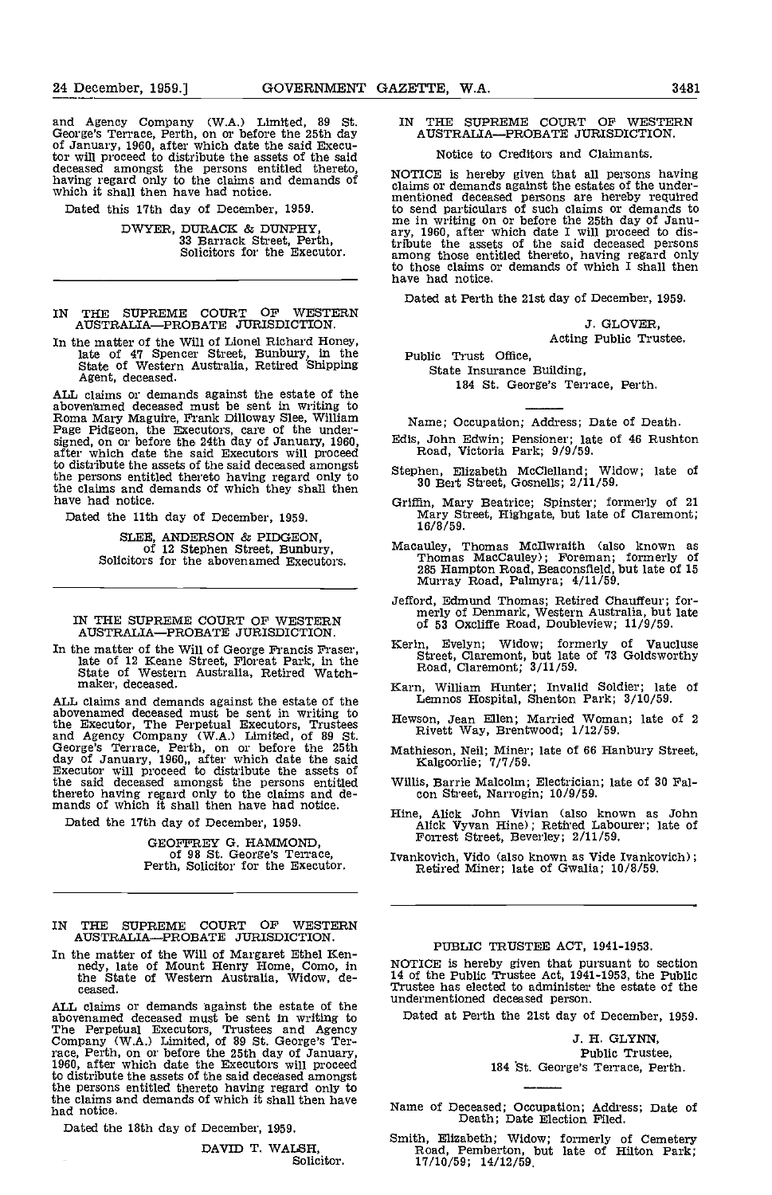and Agency Company (W.A.) Limited, 89 St. George's Terrace, Perth, on or before the 25th day of January, 1960, after which date the said Executor will proceed to distribute the assets of the said deceased amongst the persons entitled thereto, having regard only to the claims and demands of which it shall then have had notice.

Dated this 17th day of December, 1959.

DWYER, DURACK & DUNPHY,
33 Barrack Street, Perth,
Solicitors for the Executor.

---

IN THE SUPREME COURT OF WESTERN AUSTRALIA—PROBATE JURISDICTION.

In the matter of the Will of Lionel Richard Honey, late of 47 Spencer Street, Bunbury, in the State of Western Australia, Retired Shipping Agent, deceased.

ALL claims or demands against the estate of the abovenamed deceased must be sent in writing to Roma Mary Maguire, Frank Dilloway Slee, William Page Pidgeon, the Executors, care of the undersigned, on or before the 24th day of January, 1960, after which date the said Executors will proceed to distribute the assets of the said deceased amongst the persons entitled thereto having regard only to the claims and demands of which they shall then have had notice.

Dated the 11th day of December, 1959.

SLEE, ANDERSON & PIDGEON,
of 12 Stephen Street, Bunbury,
Solicitors for the abovenamed Executors.

---

IN THE SUPREME COURT OF WESTERN AUSTRALIA—PROBATE JURISDICTION.

In the matter of the Will of George Francis Fraser, late of 12 Keane Street, Floreat Park, in the State of Western Australia, Retired Watchmaker, deceased.

ALL claims and demands against the estate of the abovenamed deceased must be sent in writing to the Executor, The Perpetual Executors, Trustees and Agency Company (W.A.) Limited, of 89 St. George's Terrace, Perth, on or before the 25th day of January, 1960,, after which date the said Executor will proceed to distribute the assets of the said deceased amongst the persons entitled thereto having regard only to the claims and demands of which it shall then have had notice.

Dated the 17th day of December, 1959.

GEOFFREY G. HAMMOND,
of 98 St. George's Terrace,
Perth, Solicitor for the Executor.

---

IN THE SUPREME COURT OF WESTERN AUSTRALIA—PROBATE JURISDICTION.

In the matter of the Will of Margaret Ethel Kennedy, late of Mount Henry Home, Como, in the State of Western Australia, Widow, deceased.

ALL claims or demands against the estate of the abovenamed deceased must be sent in writing to The Perpetual Executors, Trustees and Agency Company (W.A.) Limited, of 89 St. George's Terrace, Perth, on or before the 25th day of January, 1960, after which date the Executors will proceed to distribute the assets of the said deceased amongst the persons entitled thereto having regard only to the claims and demands of which it shall then have had notice.

Dated the 18th day of December, 1959.

DAVID T. WALSH,
Solicitor.

---

IN THE SUPREME COURT OF WESTERN AUSTRALIA—PROBATE JURISDICTION.

Notice to Creditors and Claimants.

NOTICE is hereby given that all persons having claims or demands against the estates of the undermentioned deceased persons are hereby required to send particulars of such claims or demands to me in writing on or before the 25th day of January, 1960, after which date I will proceed to distribute the assets of the said deceased persons among those entitled thereto, having regard only to those claims or demands of which I shall then have had notice.

Dated at Perth the 21st day of December, 1959.

J. GLOVER,
Acting Public Trustee.

Public Trust Office,
State Insurance Building,
184 St. George's Terrace, Perth.

---

Name; Occupation; Address; Date of Death.

Edis, John Edwin; Pensioner; late of 46 Rushton Road, Victoria Park; 9/9/59.

Stephen, Elizabeth McClelland; Widow; late of 30 Bert Street, Gosnells; 2/11/59.

Griffin, Mary Beatrice; Spinster; formerly of 21 Mary Street, Highgate, but late of Claremont; 16/8/59.

Macauley, Thomas McIlwraith (also known as Thomas MacCauley); Foreman; formerly of 285 Hampton Road, Beaconsfield, but late of 15 Murray Road, Palmyra; 4/11/59.

Jefford, Edmund Thomas; Retired Chauffeur; formerly of Denmark, Western Australia, but late of 53 Oxcliffe Road, Doubleview; 11/9/59.

Kerin, Evelyn; Widow; formerly of Vaucluse Street, Claremont, but late of 73 Goldsworthy Road, Claremont; 3/11/59.

Karn, William Hunter; Invalid Soldier; late of Lemnos Hospital, Shenton Park; 3/10/59.

Hewson, Jean Ellen; Married Woman; late of 2 Rivett Way, Brentwood; 1/12/59.

Mathieson, Neil; Miner; late of 66 Hanbury Street, Kalgoorlie; 7/7/59.

Willis, Barrie Malcolm; Electrician; late of 30 Falcon Street, Narrogin; 10/9/59.

Hine, Alick John Vivian (also known as John Alick Vyvan Hine); Retired Labourer; late of Forrest Street, Beverley; 2/11/59.

Ivankovich, Vido (also known as Vide Ivankovich); Retired Miner; late of Gwalia; 10/8/59.

---

PUBLIC TRUSTEE ACT, 1941-1953.

NOTICE is hereby given that pursuant to section 14 of the Public Trustee Act, 1941-1953, the Public Trustee has elected to administer the estate of the undermentioned deceased person.

Dated at Perth the 21st day of December, 1959.

J. H. GLYNN,
Public Trustee,
184 St. George's Terrace, Perth.

---

Name of Deceased; Occupation; Address; Date of Death; Date Election Filed.

Smith, Elizabeth; Widow; formerly of Cemetery Road, Pemberton, but late of Hilton Park; 17/10/59; 14/12/59.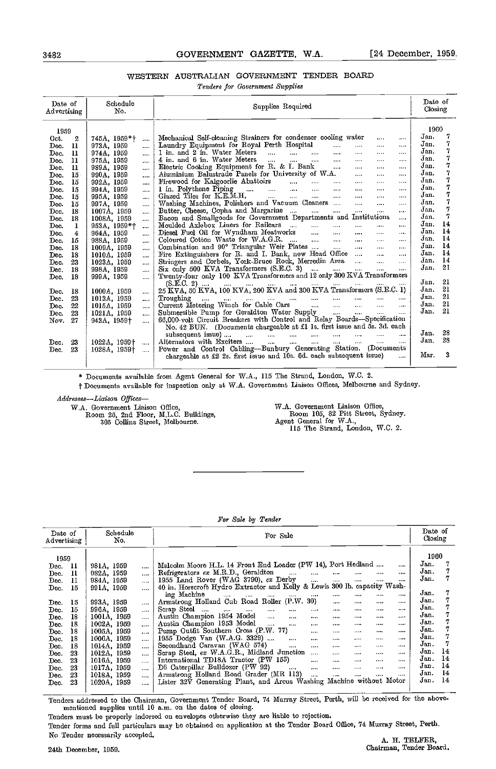## WESTERN AUSTRALIAN GOVERNMENT TENDER BOARD

*Tenders for Government Supplies*

| Date of Advertising | Schedule No. | Supplies Required | Date of Closing |
|---|---|---|---|
| 1959 | | | 1960 |
| Oct. 2 | 745A, 1959*† | Mechanical Self-cleaning Strainers for condenser cooling water | Jan. 7 |
| Dec. 11 | 973A, 1959 | Laundry Equipment for Royal Perth Hospital | Jan. 7 |
| Dec. 11 | 974A, 1959 | 1 in. and 2 in. Water Meters | Jan. 7 |
| Dec. 11 | 975A, 1959 | 4 in. and 6 in. Water Meters | Jan. 7 |
| Dec. 11 | 989A, 1959 | Electric Cooking Equipment for R. & I. Bank | Jan. 7 |
| Dec. 15 | 990A, 1959 | Aluminium Balustrade Panels for University of W.A. | Jan. 7 |
| Dec. 15 | 992A, 1959 | Firewood for Kalgoorlie Abattoirs | Jan. 7 |
| Dec. 15 | 994A, 1959 | 1 in. Polythene Piping | Jan. 7 |
| Dec. 15 | 995A, 1959 | Glazed Tiles for K.E.M.H. | Jan. 7 |
| Dec. 15 | 997A, 1959 | Washing Machines, Polishers and Vacuum Cleaners | Jan. 7 |
| Dec. 18 | 1007A, 1959 | Butter, Cheese, Copha and Margarine | Jan. 7 |
| Dec. 18 | 1008A, 1959 | Bacon and Smallgoods for Government Departments and Institutions | Jan. 7 |
| Dec. 1 | 953A, 1959*† | Moulded Axlebox Liners for Railcars | Jan. 14 |
| Dec. 4 | 964A, 1959 | Diesel Fuel Oil for Wyndham Meatworks | Jan. 14 |
| Dec. 15 | 988A, 1959 | Coloured Cotton Waste for W.A.G.R. | Jan. 14 |
| Dec. 18 | 1009A, 1959 | Combination and 90° Triangular Weir Plates | Jan. 14 |
| Dec. 18 | 1010A, 1959 | Fire Extinguishers for R. and I. Bank, new Head Office | Jan. 14 |
| Dec. 23 | 1023A, 1959 | Stringers and Corbels, York-Bruce Rock, Merredin Area | Jan. 14 |
| Dec. 18 | 998A, 1959 | Six only 500 KVA Transformers (S.E.C. 3) | Jan. 21 |
| Dec. 18 | 999A, 1959 | Twenty-four only 100 KVA Transformers and 12 only 300 KVA Transformers (S.E.C. 2) | Jan. 21 |
| Dec. 18 | 1000A, 1959 | 25 KVA, 50 KVA, 100 KVA, 200 KVA and 300 KVA Transformers (S.E.C. 1) | Jan. 21 |
| Dec. 23 | 1013A, 1959 | Troughing | Jan. 21 |
| Dec. 22 | 1015A, 1959 | Current Metering Winch for Cable Cars | Jan. 21 |
| Dec. 23 | 1021A, 1959 | Submersible Pump for Geraldton Water Supply | Jan. 21 |
| Nov. 27 | 943A, 1959† | 66,000-volt Circuit Breakers with Control and Relay Boards—Specification No. 42 BUN. (Documents chargeable at £1 1s. first issue and 5s. 3d. each subsequent issue) | Jan. 28 |
| Dec. 23 | 1022A, 1959† | Alternators with Exciters | Jan. 28 |
| Dec. 23 | 1028A, 1959† | Power and Control Cabling—Bunbury Generating Station. (Documents chargeable at £2 2s. first issue and 10s. 6d. each subsequent issue) | Mar. 3 |

\* Documents available from Agent General for W.A., 115 The Strand, London, W.C. 2.

† Documents available for inspection only at W.A. Government Liaison Offices, Melbourne and Sydney.

*Addresses—Liaison Offices—*

W.A. Government Liaison Office,
Room 25, 2nd Floor, M.L.C. Buildings,
305 Collins Street, Melbourne.

W.A. Government Liaison Office,
Room 105, 32 Pitt Street, Sydney.
Agent General for W.A.,
115 The Strand, London, W.C. 2.

---

*For Sale by Tender*

| Date of Advertising | Schedule No. | For Sale | Date of Closing |
|---|---|---|---|
| 1959 | | | 1960 |
| Dec. 11 | 981A, 1959 | Malcolm Moore H.L. 14 Front End Loader (PW 14), Port Hedland | Jan. 7 |
| Dec. 11 | 982A, 1959 | Refrigerators ex M.R.D., Geraldton | Jan. 7 |
| Dec. 11 | 984A, 1959 | 1955 Land Rover (WAG 3790), ex Derby | Jan. 7 |
| Dec. 15 | 991A, 1959 | 40 in. Horscroft Hydro Extractor and Kelly & Lewis 300 lb. capacity Washing Machine | Jan. 7 |
| Dec. 15 | 993A, 1959 | Armstrong Holland Cub Road Roller (P.W. 30) | Jan. 7 |
| Dec. 15 | 996A, 1959 | Scrap Steel | Jan. 7 |
| Dec. 18 | 1001A, 1959 | Austin Champion 1954 Model | Jan. 7 |
| Dec. 18 | 1002A, 1959 | Austin Champion 1953 Model | Jan. 7 |
| Dec. 18 | 1005A, 1959 | Pump Outfit Southern Cross (P.W. 77) | Jan. 7 |
| Dec. 18 | 1006A, 1959 | 1955 Dodge Van (W.A.G. 3329) | Jan. 7 |
| Dec. 18 | 1014A, 1959 | Secondhand Caravan (WAG 574) | Jan. 7 |
| Dec. 23 | 1012A, 1959 | Scrap Steel, ex W.A.G.R., Midland Junction | Jan. 14 |
| Dec. 23 | 1016A, 1959 | International TD18A Tractor (PW 155) | Jan. 14 |
| Dec. 23 | 1017A, 1959 | D6 Caterpillar Bulldozer (PW 92) | Jan. 14 |
| Dec. 23 | 1018A, 1959 | Armstrong Holland Road Grader (MR 113) | Jan. 14 |
| Dec. 23 | 1020A, 1959 | Lister 32V Generating Plant, and Arcus Washing Machine without Motor | Jan. 14 |

Tenders addressed to the Chairman, Government Tender Board, 74 Murray Street, Perth, will be received for the above-mentioned supplies until 10 a.m. on the dates of closing.

Tenders must be properly indorsed on envelopes otherwise they are liable to rejection.

Tender forms and full particulars may be obtained on application at the Tender Board Office, 74 Murray Street, Perth.

No Tender necessarily accepted.

A. H. TELFER,
Chairman, Tender Board.

24th December, 1959.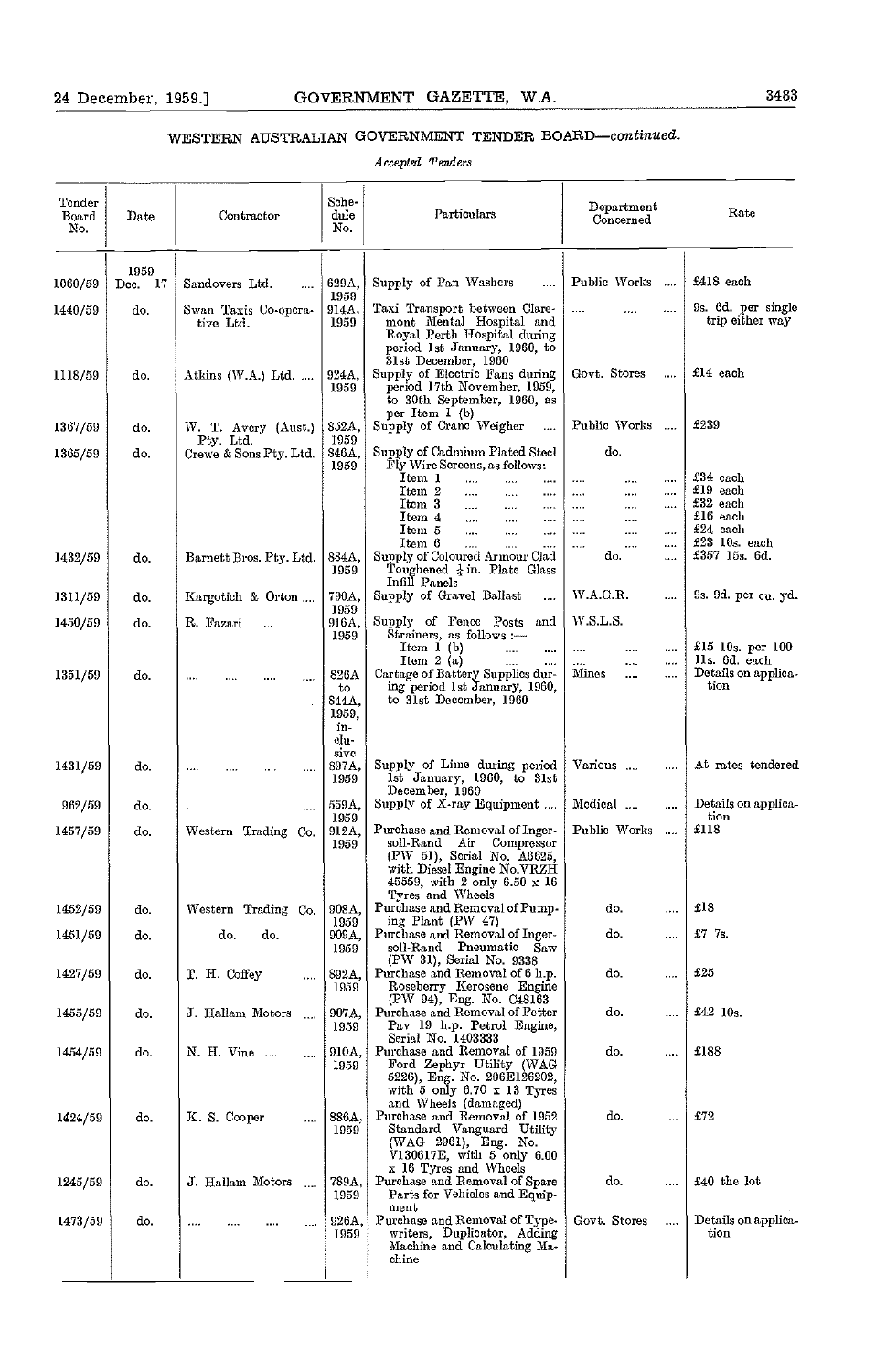## WESTERN AUSTRALIAN GOVERNMENT TENDER BOARD—*continued.*

*Accepted Tenders*

| Tender Board No. | Date | Contractor | Schedule No. | Particulars | Department Concerned | Rate |
|---|---|---|---|---|---|---|
| | 1959 | | | | | |
| 1060/59 | Dec. 17 | Sandovers Ltd. .... | 629A, 1959 | Supply of Pan Washers .... | Public Works .... | £418 each |
| 1440/59 | do. | Swan Taxis Co-operative Ltd. | 914A, 1959 | Taxi Transport between Claremont Mental Hospital and Royal Perth Hospital during period 1st January, 1960, to 31st December, 1960 | .... .... .... | 9s. 6d. per single trip either way |
| 1118/59 | do. | Atkins (W.A.) Ltd. .... | 924A, 1959 | Supply of Electric Fans during period 17th November, 1959, to 30th September, 1960, as per Item 1 (b) | Govt. Stores .... | £14 each |
| 1367/59 | do. | W. T. Avery (Aust.) Pty. Ltd. | 852A, 1959 | Supply of Crane Weigher .... | Public Works .... | £239 |
| 1365/59 | do. | Crewe & Sons Pty. Ltd. | 846A, 1959 | Supply of Cadmium Plated Steel Fly Wire Screens, as follows:— | do. | |
| | | | | Item 1 .... .... .... | .... .... .... | £34 each |
| | | | | Item 2 .... .... .... | .... .... .... | £19 each |
| | | | | Item 3 .... .... .... | .... .... .... | £32 each |
| | | | | Item 4 .... .... .... | .... .... .... | £16 each |
| | | | | Item 5 .... .... .... | .... .... .... | £24 each |
| | | | | Item 6 .... .... .... | .... .... .... | £23 10s. each |
| 1432/59 | do. | Barnett Bros. Pty. Ltd. | 884A, 1959 | Supply of Coloured Armour Clad Toughened ¼ in. Plate Glass Infill Panels | do. .... | £357 15s. 6d. |
| 1311/59 | do. | Kargotich & Orton .... | 790A, 1959 | Supply of Gravel Ballast .... | W.A.G.R. .... | 9s. 9d. per cu. yd. |
| 1450/59 | do. | R. Fazari .... .... | 916A, 1959 | Supply of Fence Posts and Strainers, as follows :— | W.S.L.S. | |
| | | | | Item 1 (b) .... .... | .... .... .... | £15 10s. per 100 |
| | | | | Item 2 (a) .... .... | .... .... .... | 11s. 6d. each |
| 1351/59 | do. | .... .... .... .... | 826A to 844A, 1959, inclusive | Cartage of Battery Supplies during period 1st January, 1960, to 31st December, 1960 | Mines .... .... | Details on application |
| 1431/59 | do. | .... .... .... .... | 897A, 1959 | Supply of Lime during period 1st January, 1960, to 31st December, 1960 | Various .... .... | At rates tendered |
| 962/59 | do. | .... .... .... .... | 559A, 1959 | Supply of X-ray Equipment .... | Medical .... .... | Details on application |
| 1457/59 | do. | Western Trading Co. | 912A, 1959 | Purchase and Removal of Ingersoll-Rand Air Compressor (PW 51), Serial No. A6625, with Diesel Engine No. VRZH 45559, with 2 only 6.50 x 16 Tyres and Wheels | Public Works .... | £118 |
| 1452/59 | do. | Western Trading Co. | 908A, 1959 | Purchase and Removal of Pumping Plant (PW 47) | do. .... | £18 |
| 1451/59 | do. | do. do. | 909A, 1959 | Purchase and Removal of Ingersoll-Rand Pneumatic Saw (PW 31), Serial No. 9338 | do. .... | £7 7s. |
| 1427/59 | do. | T. H. Coffey .... | 892A, 1959 | Purchase and Removal of 6 h.p. Roseberry Kerosene Engine (PW 94), Eng. No. C48163 | do. .... | £25 |
| 1455/59 | do. | J. Hallam Motors .... | 907A, 1959 | Purchase and Removal of Petter Pav 19 h.p. Petrol Engine, Serial No. 1403333 | do. .... | £42 10s. |
| 1454/59 | do. | N. H. Vine .... .... | 910A, 1959 | Purchase and Removal of 1959 Ford Zephyr Utility (WAG 5226), Eng. No. 206E126202, with 5 only 6.70 x 13 Tyres and Wheels (damaged) | do. .... | £188 |
| 1424/59 | do. | K. S. Cooper .... | 886A, 1959 | Purchase and Removal of 1952 Standard Vanguard Utility (WAG 2961), Eng. No. V130617E, with 5 only 6.00 x 16 Tyres and Wheels | do. .... | £72 |
| 1245/59 | do. | J. Hallam Motors .... | 789A, 1959 | Purchase and Removal of Spare Parts for Vehicles and Equipment | do. .... | £40 the lot |
| 1473/59 | do. | .... .... .... .... | 926A, 1959 | Purchase and Removal of Typewriters, Duplicator, Adding Machine and Calculating Machine | Govt. Stores .... | Details on application |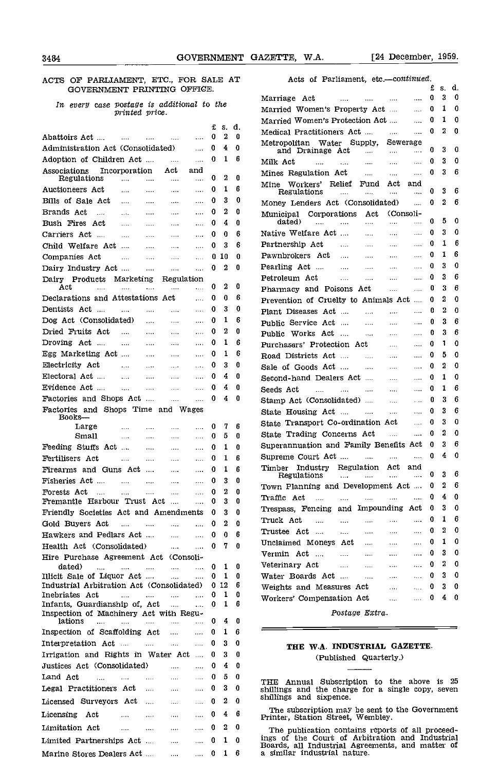## ACTS OF PARLIAMENT, ETC., FOR SALE AT GOVERNMENT PRINTING OFFICE.

*In every case postage is additional to the printed price.*

| | £ | s. | d. |
|---|---|---|---|
| Abattoirs Act | 0 | 2 | 0 |
| Administration Act (Consolidated) | 0 | 4 | 0 |
| Adoption of Children Act | 0 | 1 | 6 |
| Associations Incorporation Act and Regulations | 0 | 2 | 0 |
| Auctioneers Act | 0 | 1 | 6 |
| Bills of Sale Act | 0 | 3 | 0 |
| Brands Act | 0 | 2 | 0 |
| Bush Fires Act | 0 | 4 | 0 |
| Carriers Act | 0 | 0 | 6 |
| Child Welfare Act | 0 | 3 | 6 |
| Companies Act | 0 | 10 | 0 |
| Dairy Industry Act | 0 | 2 | 0 |
| Dairy Products Marketing Regulation Act | 0 | 2 | 0 |
| Declarations and Attestations Act | 0 | 0 | 6 |
| Dentists Act | 0 | 3 | 0 |
| Dog Act (Consolidated) | 0 | 1 | 6 |
| Dried Fruits Act | 0 | 2 | 0 |
| Droving Act | 0 | 1 | 6 |
| Egg Marketing Act | 0 | 1 | 6 |
| Electricity Act | 0 | 3 | 0 |
| Electoral Act | 0 | 4 | 0 |
| Evidence Act | 0 | 4 | 0 |
| Factories and Shops Act | 0 | 4 | 0 |
| Factories and Shops Time and Wages Books— | | | |
| Large | 0 | 7 | 6 |
| Small | 0 | 5 | 0 |
| Feeding Stuffs Act | 0 | 1 | 0 |
| Fertilisers Act | 0 | 1 | 6 |
| Firearms and Guns Act | 0 | 1 | 6 |
| Fisheries Act | 0 | 3 | 0 |
| Forests Act | 0 | 2 | 0 |
| Fremantle Harbour Trust Act | 0 | 3 | 0 |
| Friendly Societies Act and Amendments | 0 | 3 | 0 |
| Gold Buyers Act | 0 | 2 | 0 |
| Hawkers and Pedlars Act | 0 | 0 | 6 |
| Health Act (Consolidated) | 0 | 7 | 0 |
| Hire Purchase Agreement Act (Consolidated) | 0 | 1 | 0 |
| Illicit Sale of Liquor Act | 0 | 1 | 0 |
| Industrial Arbitration Act (Consolidated) | 0 | 12 | 6 |
| Inebriates Act | 0 | 1 | 0 |
| Infants, Guardianship of, Act | 0 | 1 | 6 |
| Inspection of Machinery Act with Regulations | 0 | 4 | 0 |
| Inspection of Scaffolding Act | 0 | 1 | 6 |
| Interpretation Act | 0 | 3 | 0 |
| Irrigation and Rights in Water Act | 0 | 3 | 0 |
| Justices Act (Consolidated) | 0 | 4 | 0 |
| Land Act | 0 | 5 | 0 |
| Legal Practitioners Act | 0 | 3 | 0 |
| Licensed Surveyors Act | 0 | 2 | 0 |
| Licensing Act | 0 | 4 | 6 |
| Limitation Act | 0 | 2 | 0 |
| Limited Partnerships Act | 0 | 1 | 0 |
| Marine Stores Dealers Act | 0 | 1 | 6 |
| Marriage Act | 0 | 3 | 0 |
| Married Women's Property Act | 0 | 1 | 0 |
| Married Women's Protection Act | 0 | 1 | 0 |
| Medical Practitioners Act | 0 | 2 | 0 |
| Metropolitan Water Supply, Sewerage and Drainage Act | 0 | 3 | 0 |
| Milk Act | 0 | 3 | 0 |
| Mines Regulation Act | 0 | 3 | 6 |
| Mine Workers' Relief Fund Act and Regulations | 0 | 3 | 6 |
| Money Lenders Act (Consolidated) | 0 | 2 | 6 |
| Municipal Corporations Act (Consolidated) | 0 | 5 | 0 |
| Native Welfare Act | 0 | 3 | 0 |
| Partnership Act | 0 | 1 | 6 |
| Pawnbrokers Act | 0 | 1 | 6 |
| Pearling Act | 0 | 3 | 0 |
| Petroleum Act | 0 | 3 | 6 |
| Pharmacy and Poisons Act | 0 | 3 | 6 |
| Prevention of Cruelty to Animals Act | 0 | 2 | 0 |
| Plant Diseases Act | 0 | 2 | 0 |
| Public Service Act | 0 | 3 | 6 |
| Public Works Act | 0 | 3 | 6 |
| Purchasers' Protection Act | 0 | 1 | 0 |
| Road Districts Act | 0 | 5 | 0 |
| Sale of Goods Act | 0 | 2 | 0 |
| Second-hand Dealers Act | 0 | 1 | 0 |
| Seeds Act | 0 | 1 | 6 |
| Stamp Act (Consolidated) | 0 | 3 | 6 |
| State Housing Act | 0 | 3 | 6 |
| State Transport Co-ordination Act | 0 | 3 | 0 |
| State Trading Concerns Act | 0 | 2 | 0 |
| Superannuation and Family Benefits Act | 0 | 3 | 6 |
| Supreme Court Act | 0 | 4 | 0 |
| Timber Industry Regulation Act and Regulations | 0 | 3 | 6 |
| Town Planning and Development Act | 0 | 2 | 6 |
| Traffic Act | 0 | 4 | 0 |
| Trespass, Fencing and Impounding Act | 0 | 3 | 0 |
| Truck Act | 0 | 1 | 6 |
| Trustee Act | 0 | 2 | 0 |
| Unclaimed Moneys Act | 0 | 1 | 0 |
| Vermin Act | 0 | 3 | 0 |
| Veterinary Act | 0 | 2 | 0 |
| Water Boards Act | 0 | 3 | 0 |
| Weights and Measures Act | 0 | 3 | 0 |
| Workers' Compensation Act | 0 | 4 | 0 |

*Postage Extra.*

---

## THE W.A. INDUSTRIAL GAZETTE.

(Published Quarterly.)

THE Annual Subscription to the above is 25 shillings and the charge for a single copy, seven shillings and sixpence.

The subscription may be sent to the Government Printer, Station Street, Wembley.

The publication contains reports of all proceedings of the Court of Arbitration and Industrial Boards, all Industrial Agreements, and matter of a similar industrial nature.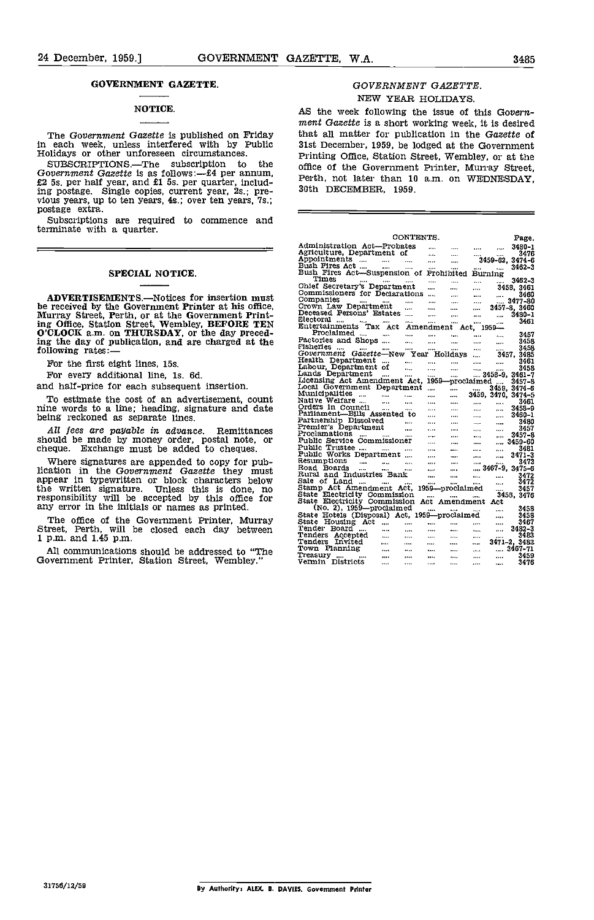## GOVERNMENT GAZETTE.

### NOTICE.

The *Government Gazette* is published on Friday in each week, unless interfered with by Public Holidays or other unforeseen circumstances.

SUBSCRIPTIONS.—The subscription to the *Government Gazette* is as follows:—£4 per annum, £2 5s. per half year, and £1 5s. per quarter, including postage. Single copies, current year, 2s.; previous years, up to ten years, 4s.; over ten years, 7s.; postage extra.

Subscriptions are required to commence and terminate with a quarter.

### SPECIAL NOTICE.

**ADVERTISEMENTS.**—Notices for insertion must be received by the Government Printer at his office, Murray Street, Perth, or at the Government Printing Office, Station Street, Wembley, **BEFORE TEN O'CLOCK** a.m. on **THURSDAY**, or the day preceding the day of publication, and are charged at the following rates:—

For the first eight lines, 15s.

For every additional line, 1s. 6d.

and half-price for each subsequent insertion.

To estimate the cost of an advertisement, count nine words to a line; heading, signature and date being reckoned as separate lines.

*All fees are payable in advance.* Remittances should be made by money order, postal note, or cheque. Exchange must be added to cheques.

Where signatures are appended to copy for publication in the *Government Gazette* they must appear in typewritten or block characters below the written signature. Unless this is done, no responsibility will be accepted by this office for any error in the initials or names as printed.

The office of the Government Printer, Murray Street, Perth, will be closed each day between 1 p.m. and 1.45 p.m.

All communications should be addressed to "The Government Printer, Station Street, Wembley."

## *GOVERNMENT GAZETTE.*

### NEW YEAR HOLIDAYS.

AS the week following the issue of this *Government Gazette* is a short working week, it is desired that all matter for publication in the *Gazette* of 31st December, 1959, be lodged at the Government Printing Office, Station Street, Wembley, or at the office of the Government Printer, Murray Street, Perth, not later than 10 a.m. on WEDNESDAY, 30th DECEMBER, 1959.

### CONTENTS.

| | Page. |
|---|---|
| Administration Act—Probates | 3480-1 |
| Agriculture, Department of | 3476 |
| Appointments | 3459-62, 3474-6 |
| Bush Fires Act | 3462-3 |
| Bush Fires Act—Suspension of Prohibited Burning Times | 3462-3 |
| Chief Secretary's Department | 3458, 3461 |
| Commissioners for Declarations | 3460 |
| Companies | 3477-80 |
| Crown Law Department | 3457-8, 3460 |
| Deceased Persons' Estates | 3480-1 |
| Electoral | 3461 |
| Entertainments Tax Act Amendment Act, 1959—Proclaimed | 3457 |
| Factories and Shops | 3458 |
| Fisheries | 3458 |
| *Government Gazette*—New Year Holidays | 3457, 3485 |
| Health Department | 3461 |
| Labour, Department of | 3458 |
| Lands Department | 3458-9, 3461-7 |
| Licensing Act Amendment Act, 1959—proclaimed | 3457-8 |
| Local Government Department | 3459, 3474-6 |
| Municipalities | 3459, 3470, 3474-5 |
| Native Welfare | 3461 |
| Orders in Council | 3458-9 |
| Parliament—Bills Assented to | 3460-1 |
| Partnership Dissolved | 3480 |
| Premier's Department | 3457 |
| Proclamations | 3457-8 |
| Public Service Commissioner | 3459-60 |
| Public Trustee | 3481 |
| Public Works Department | 3471-3 |
| Resumptions | 3473 |
| Road Boards | 3467-9, 3475-6 |
| Rural and Industries Bank | 3472 |
| Sale of Land | 3472 |
| Stamp Act Amendment Act, 1959—proclaimed | 3457 |
| State Electricity Commission | 3458, 3476 |
| State Electricity Commission Act Amendment Act (No. 2), 1959—proclaimed | 3458 |
| State Hotels (Disposal) Act, 1959—proclaimed | 3458 |
| State Housing Act | 3467 |
| Tender Board | 3482-3 |
| Tenders Accepted | 3483 |
| Tenders Invited | 3471-2, 3482 |
| Town Planning | 3467-71 |
| Treasury | 3459 |
| Vermin Districts | 3476 |

By Authority: ALEX. B. DAVIES, Government Printer